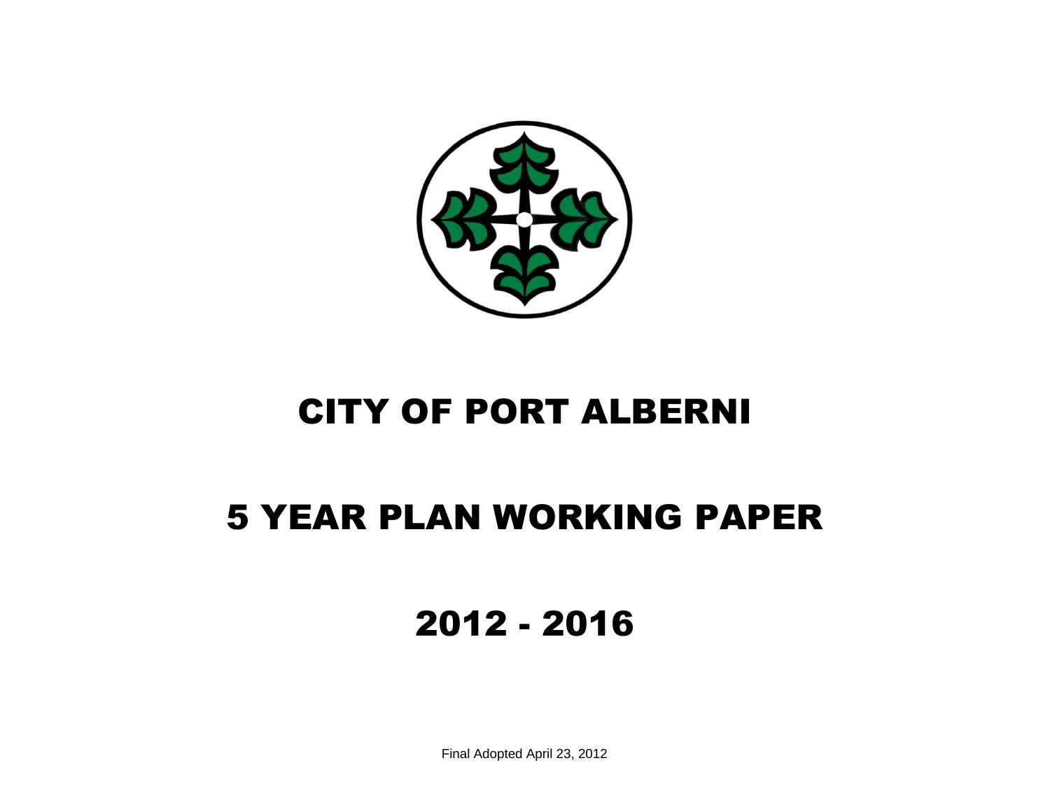# CITY OF PORT ALBERNI

# 5 YEAR PLAN WORKING PAPER

# 2012 - 2016

Final Adopted April 23, 2012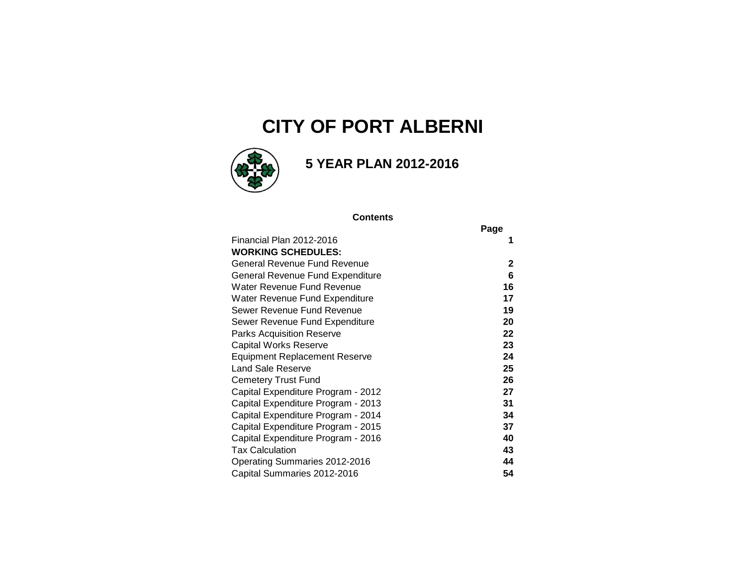# CITY OF PORT ALBERNI

## 5 YEAR PLAN 2012-2016

**Contents**

| | Page |
|---|---|
| Financial Plan 2012-2016 | **1** |
| **WORKING SCHEDULES:** | |
| General Revenue Fund Revenue | **2** |
| General Revenue Fund Expenditure | **6** |
| Water Revenue Fund Revenue | **16** |
| Water Revenue Fund Expenditure | **17** |
| Sewer Revenue Fund Revenue | **19** |
| Sewer Revenue Fund Expenditure | **20** |
| Parks Acquisition Reserve | **22** |
| Capital Works Reserve | **23** |
| Equipment Replacement Reserve | **24** |
| Land Sale Reserve | **25** |
| Cemetery Trust Fund | **26** |
| Capital Expenditure Program - 2012 | **27** |
| Capital Expenditure Program - 2013 | **31** |
| Capital Expenditure Program - 2014 | **34** |
| Capital Expenditure Program - 2015 | **37** |
| Capital Expenditure Program - 2016 | **40** |
| Tax Calculation | **43** |
| Operating Summaries 2012-2016 | **44** |
| Capital Summaries 2012-2016 | **54** |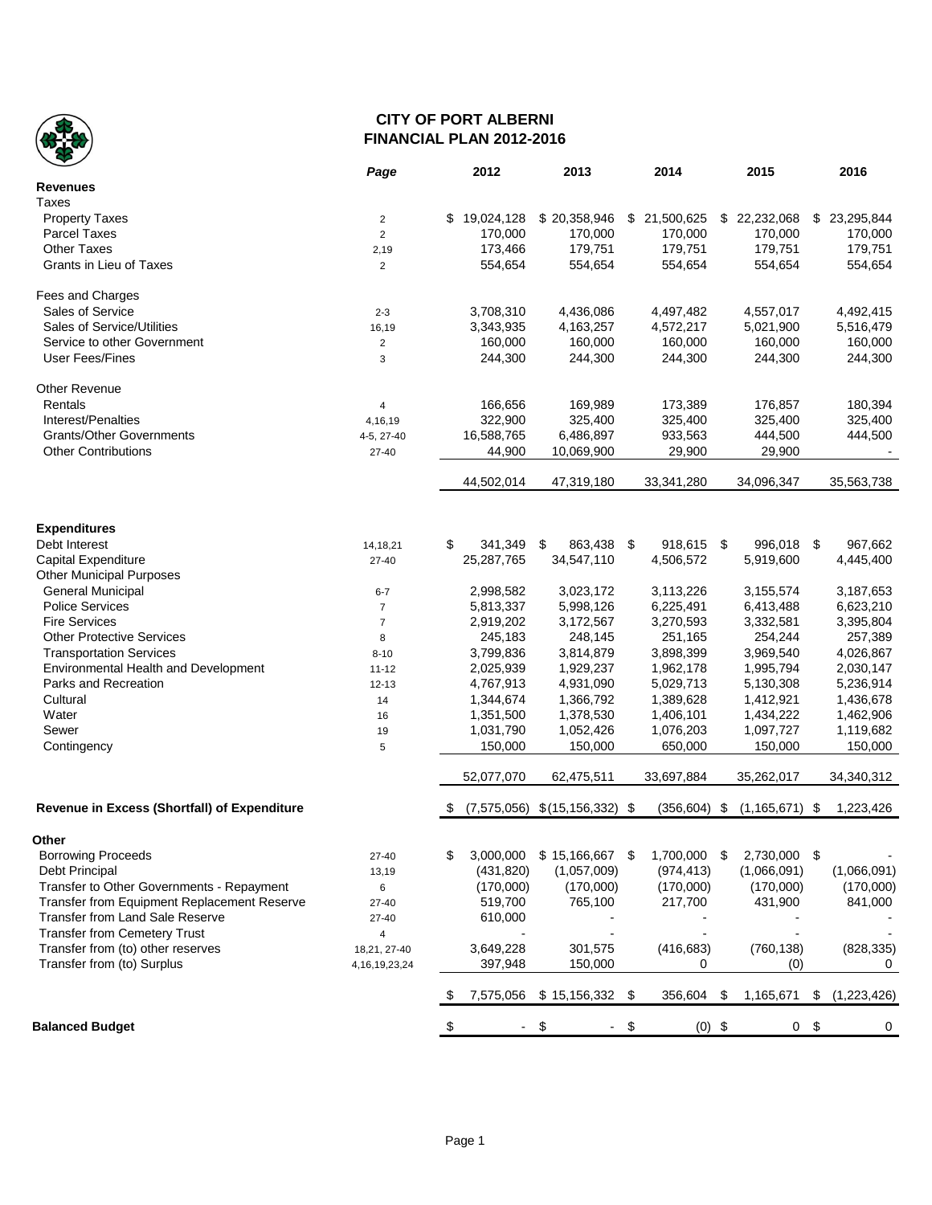# CITY OF PORT ALBERNI
## FINANCIAL PLAN 2012-2016

| | *Page* | 2012 | 2013 | 2014 | 2015 | 2016 |
|---|---|---|---|---|---|---|
| **Revenues** | | | | | | |
| Taxes | | | | | | |
| Property Taxes | 2 | $ 19,024,128 | $ 20,358,946 | $ 21,500,625 | $ 22,232,068 | $ 23,295,844 |
| Parcel Taxes | 2 | 170,000 | 170,000 | 170,000 | 170,000 | 170,000 |
| Other Taxes | 2,19 | 173,466 | 179,751 | 179,751 | 179,751 | 179,751 |
| Grants in Lieu of Taxes | 2 | 554,654 | 554,654 | 554,654 | 554,654 | 554,654 |
| Fees and Charges | | | | | | |
| Sales of Service | 2-3 | 3,708,310 | 4,436,086 | 4,497,482 | 4,557,017 | 4,492,415 |
| Sales of Service/Utilities | 16,19 | 3,343,935 | 4,163,257 | 4,572,217 | 5,021,900 | 5,516,479 |
| Service to other Government | 2 | 160,000 | 160,000 | 160,000 | 160,000 | 160,000 |
| User Fees/Fines | 3 | 244,300 | 244,300 | 244,300 | 244,300 | 244,300 |
| Other Revenue | | | | | | |
| Rentals | 4 | 166,656 | 169,989 | 173,389 | 176,857 | 180,394 |
| Interest/Penalties | 4,16,19 | 322,900 | 325,400 | 325,400 | 325,400 | 325,400 |
| Grants/Other Governments | 4-5, 27-40 | 16,588,765 | 6,486,897 | 933,563 | 444,500 | 444,500 |
| Other Contributions | 27-40 | 44,900 | 10,069,900 | 29,900 | 29,900 | - |
| | | 44,502,014 | 47,319,180 | 33,341,280 | 34,096,347 | 35,563,738 |
| **Expenditures** | | | | | | |
| Debt Interest | 14,18,21 | $ 341,349 | $ 863,438 | $ 918,615 | $ 996,018 | $ 967,662 |
| Capital Expenditure | 27-40 | 25,287,765 | 34,547,110 | 4,506,572 | 5,919,600 | 4,445,400 |
| Other Municipal Purposes | | | | | | |
| General Municipal | 6-7 | 2,998,582 | 3,023,172 | 3,113,226 | 3,155,574 | 3,187,653 |
| Police Services | 7 | 5,813,337 | 5,998,126 | 6,225,491 | 6,413,488 | 6,623,210 |
| Fire Services | 7 | 2,919,202 | 3,172,567 | 3,270,593 | 3,332,581 | 3,395,804 |
| Other Protective Services | 8 | 245,183 | 248,145 | 251,165 | 254,244 | 257,389 |
| Transportation Services | 8-10 | 3,799,836 | 3,814,879 | 3,898,399 | 3,969,540 | 4,026,867 |
| Environmental Health and Development | 11-12 | 2,025,939 | 1,929,237 | 1,962,178 | 1,995,794 | 2,030,147 |
| Parks and Recreation | 12-13 | 4,767,913 | 4,931,090 | 5,029,713 | 5,130,308 | 5,236,914 |
| Cultural | 14 | 1,344,674 | 1,366,792 | 1,389,628 | 1,412,921 | 1,436,678 |
| Water | 16 | 1,351,500 | 1,378,530 | 1,406,101 | 1,434,222 | 1,462,906 |
| Sewer | 19 | 1,031,790 | 1,052,426 | 1,076,203 | 1,097,727 | 1,119,682 |
| Contingency | 5 | 150,000 | 150,000 | 650,000 | 150,000 | 150,000 |
| | | 52,077,070 | 62,475,511 | 33,697,884 | 35,262,017 | 34,340,312 |
| **Revenue in Excess (Shortfall) of Expenditure** | | $ (7,575,056) | $ (15,156,332) | $ (356,604) | $ (1,165,671) | $ 1,223,426 |
| **Other** | | | | | | |
| Borrowing Proceeds | 27-40 | $ 3,000,000 | $ 15,166,667 | $ 1,700,000 | $ 2,730,000 | $ - |
| Debt Principal | 13,19 | (431,820) | (1,057,009) | (974,413) | (1,066,091) | (1,066,091) |
| Transfer to Other Governments - Repayment | 6 | (170,000) | (170,000) | (170,000) | (170,000) | (170,000) |
| Transfer from Equipment Replacement Reserve | 27-40 | 519,700 | 765,100 | 217,700 | 431,900 | 841,000 |
| Transfer from Land Sale Reserve | 27-40 | 610,000 | - | - | - | - |
| Transfer from Cemetery Trust | 4 | - | - | - | - | - |
| Transfer from (to) other reserves | 18,21, 27-40 | 3,649,228 | 301,575 | (416,683) | (760,138) | (828,335) |
| Transfer from (to) Surplus | 4,16,19,23,24 | 397,948 | 150,000 | 0 | (0) | 0 |
| | | $ 7,575,056 | $ 15,156,332 | $ 356,604 | $ 1,165,671 | $ (1,223,426) |
| **Balanced Budget** | | $ - | $ - | $ (0) | $ 0 | $ 0 |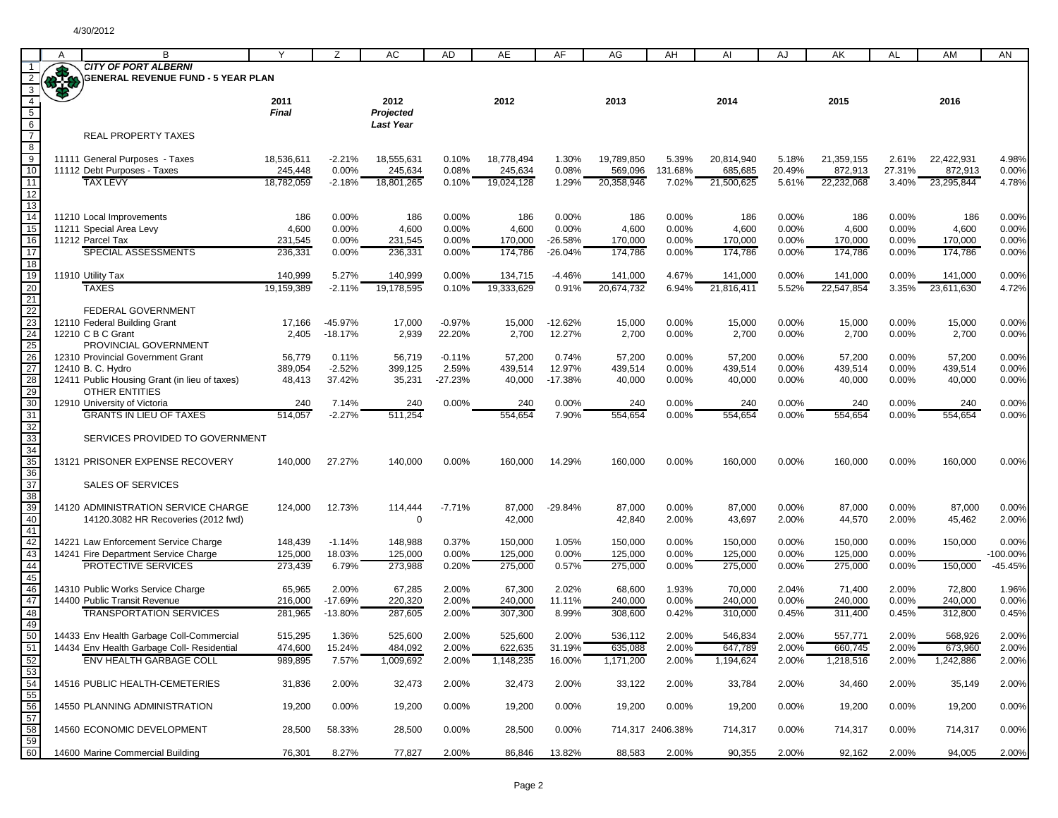4/30/2012

**CITY OF PORT ALBERNI**

**GENERAL REVENUE FUND - 5 YEAR PLAN**

| | 2011 *Final* | | 2012 *Projected Last Year* | | 2012 | | 2013 | | 2014 | | 2015 | | 2016 | |
|---|---|---|---|---|---|---|---|---|---|---|---|---|---|---|
| REAL PROPERTY TAXES | | | | | | | | | | | | | | |
| 11111 General Purposes - Taxes | 18,536,611 | -2.21% | 18,555,631 | 0.10% | 18,778,494 | 1.30% | 19,789,850 | 5.39% | 20,814,940 | 5.18% | 21,359,155 | 2.61% | 22,422,931 | 4.98% |
| 11112 Debt Purposes - Taxes | 245,448 | 0.00% | 245,634 | 0.08% | 245,634 | 0.08% | 569,096 | 131.68% | 685,685 | 20.49% | 872,913 | 27.31% | 872,913 | 0.00% |
| TAX LEVY | 18,782,059 | -2.18% | 18,801,265 | 0.10% | 19,024,128 | 1.29% | 20,358,946 | 7.02% | 21,500,625 | 5.61% | 22,232,068 | 3.40% | 23,295,844 | 4.78% |
| 11210 Local Improvements | 186 | 0.00% | 186 | 0.00% | 186 | 0.00% | 186 | 0.00% | 186 | 0.00% | 186 | 0.00% | 186 | 0.00% |
| 11211 Special Area Levy | 4,600 | 0.00% | 4,600 | 0.00% | 4,600 | 0.00% | 4,600 | 0.00% | 4,600 | 0.00% | 4,600 | 0.00% | 4,600 | 0.00% |
| 11212 Parcel Tax | 231,545 | 0.00% | 231,545 | 0.00% | 170,000 | -26.58% | 170,000 | 0.00% | 170,000 | 0.00% | 170,000 | 0.00% | 170,000 | 0.00% |
| SPECIAL ASSESSMENTS | 236,331 | 0.00% | 236,331 | 0.00% | 174,786 | -26.04% | 174,786 | 0.00% | 174,786 | 0.00% | 174,786 | 0.00% | 174,786 | 0.00% |
| 11910 Utility Tax | 140,999 | 5.27% | 140,999 | 0.00% | 134,715 | -4.46% | 141,000 | 4.67% | 141,000 | 0.00% | 141,000 | 0.00% | 141,000 | 0.00% |
| TAXES | 19,159,389 | -2.11% | 19,178,595 | 0.10% | 19,333,629 | 0.91% | 20,674,732 | 6.94% | 21,816,411 | 5.52% | 22,547,854 | 3.35% | 23,611,630 | 4.72% |
| FEDERAL GOVERNMENT | | | | | | | | | | | | | | |
| 12110 Federal Building Grant | 17,166 | -45.97% | 17,000 | -0.97% | 15,000 | -12.62% | 15,000 | 0.00% | 15,000 | 0.00% | 15,000 | 0.00% | 15,000 | 0.00% |
| 12210 C B C Grant | 2,405 | -18.17% | 2,939 | 22.20% | 2,700 | 12.27% | 2,700 | 0.00% | 2,700 | 0.00% | 2,700 | 0.00% | 2,700 | 0.00% |
| PROVINCIAL GOVERNMENT | | | | | | | | | | | | | | |
| 12310 Provincial Government Grant | 56,779 | 0.11% | 56,719 | -0.11% | 57,200 | 0.74% | 57,200 | 0.00% | 57,200 | 0.00% | 57,200 | 0.00% | 57,200 | 0.00% |
| 12410 B. C. Hydro | 389,054 | -2.52% | 399,125 | 2.59% | 439,514 | 12.97% | 439,514 | 0.00% | 439,514 | 0.00% | 439,514 | 0.00% | 439,514 | 0.00% |
| 12411 Public Housing Grant (in lieu of taxes) | 48,413 | 37.42% | 35,231 | -27.23% | 40,000 | -17.38% | 40,000 | 0.00% | 40,000 | 0.00% | 40,000 | 0.00% | 40,000 | 0.00% |
| OTHER ENTITIES | | | | | | | | | | | | | | |
| 12910 University of Victoria | 240 | 7.14% | 240 | 0.00% | 240 | 0.00% | 240 | 0.00% | 240 | 0.00% | 240 | 0.00% | 240 | 0.00% |
| GRANTS IN LIEU OF TAXES | 514,057 | -2.27% | 511,254 | | 554,654 | 7.90% | 554,654 | 0.00% | 554,654 | 0.00% | 554,654 | 0.00% | 554,654 | 0.00% |
| SERVICES PROVIDED TO GOVERNMENT | | | | | | | | | | | | | | |
| 13121 PRISONER EXPENSE RECOVERY | 140,000 | 27.27% | 140,000 | 0.00% | 160,000 | 14.29% | 160,000 | 0.00% | 160,000 | 0.00% | 160,000 | 0.00% | 160,000 | 0.00% |
| SALES OF SERVICES | | | | | | | | | | | | | | |
| 14120 ADMINISTRATION SERVICE CHARGE | 124,000 | 12.73% | 114,444 | -7.71% | 87,000 | -29.84% | 87,000 | 0.00% | 87,000 | 0.00% | 87,000 | 0.00% | 87,000 | 0.00% |
| 14120.3082 HR Recoveries (2012 fwd) | | | 0 | | 42,000 | | 42,840 | 2.00% | 43,697 | 2.00% | 44,570 | 2.00% | 45,462 | 2.00% |
| 14221 Law Enforcement Service Charge | 148,439 | -1.14% | 148,988 | 0.37% | 150,000 | 1.05% | 150,000 | 0.00% | 150,000 | 0.00% | 150,000 | 0.00% | 150,000 | 0.00% |
| 14241 Fire Department Service Charge | 125,000 | 18.03% | 125,000 | 0.00% | 125,000 | 0.00% | 125,000 | 0.00% | 125,000 | 0.00% | 125,000 | 0.00% | | -100.00% |
| PROTECTIVE SERVICES | 273,439 | 6.79% | 273,988 | 0.20% | 275,000 | 0.57% | 275,000 | 0.00% | 275,000 | 0.00% | 275,000 | 0.00% | 150,000 | -45.45% |
| 14310 Public Works Service Charge | 65,965 | 2.00% | 67,285 | 2.00% | 67,300 | 2.02% | 68,600 | 1.93% | 70,000 | 2.04% | 71,400 | 2.00% | 72,800 | 1.96% |
| 14400 Public Transit Revenue | 216,000 | -17.69% | 220,320 | 2.00% | 240,000 | 11.11% | 240,000 | 0.00% | 240,000 | 0.00% | 240,000 | 0.00% | 240,000 | 0.00% |
| TRANSPORTATION SERVICES | 281,965 | -13.80% | 287,605 | 2.00% | 307,300 | 8.99% | 308,600 | 0.42% | 310,000 | 0.45% | 311,400 | 0.45% | 312,800 | 0.45% |
| 14433 Env Health Garbage Coll-Commercial | 515,295 | 1.36% | 525,600 | 2.00% | 525,600 | 2.00% | 536,112 | 2.00% | 546,834 | 2.00% | 557,771 | 2.00% | 568,926 | 2.00% |
| 14434 Env Health Garbage Coll- Residential | 474,600 | 15.24% | 484,092 | 2.00% | 622,635 | 31.19% | 635,088 | 2.00% | 647,789 | 2.00% | 660,745 | 2.00% | 673,960 | 2.00% |
| ENV HEALTH GARBAGE COLL | 989,895 | 7.57% | 1,009,692 | 2.00% | 1,148,235 | 16.00% | 1,171,200 | 2.00% | 1,194,624 | 2.00% | 1,218,516 | 2.00% | 1,242,886 | 2.00% |
| 14516 PUBLIC HEALTH-CEMETERIES | 31,836 | 2.00% | 32,473 | 2.00% | 32,473 | 2.00% | 33,122 | 2.00% | 33,784 | 2.00% | 34,460 | 2.00% | 35,149 | 2.00% |
| 14550 PLANNING ADMINISTRATION | 19,200 | 0.00% | 19,200 | 0.00% | 19,200 | 0.00% | 19,200 | 0.00% | 19,200 | 0.00% | 19,200 | 0.00% | 19,200 | 0.00% |
| 14560 ECONOMIC DEVELOPMENT | 28,500 | 58.33% | 28,500 | 0.00% | 28,500 | 0.00% | 714,317 | 2406.38% | 714,317 | 0.00% | 714,317 | 0.00% | 714,317 | 0.00% |
| 14600 Marine Commercial Building | 76,301 | 8.27% | 77,827 | 2.00% | 86,846 | 13.82% | 88,583 | 2.00% | 90,355 | 2.00% | 92,162 | 2.00% | 94,005 | 2.00% |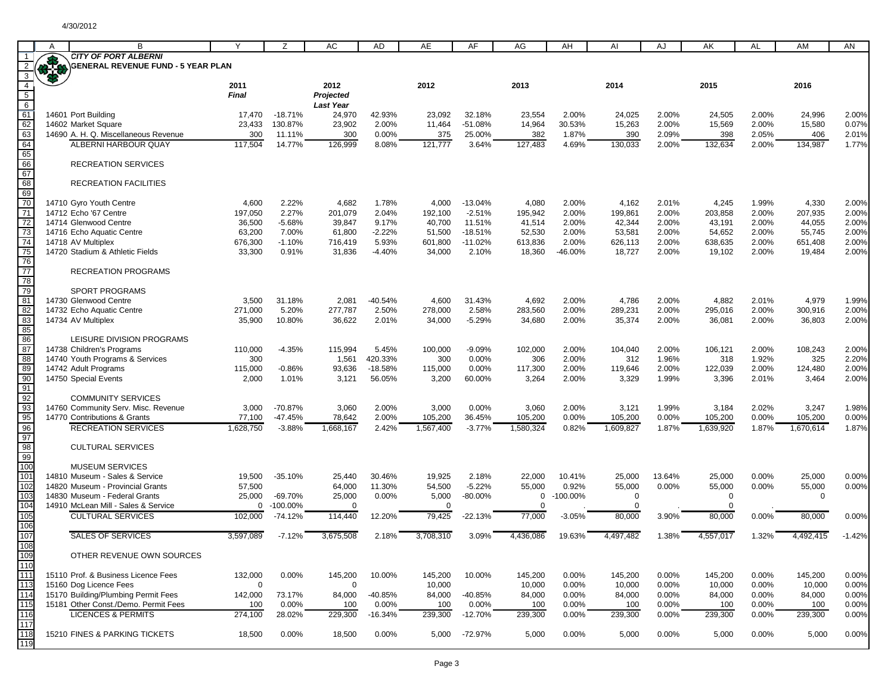4/30/2012

**CITY OF PORT ALBERNI**
**GENERAL REVENUE FUND - 5 YEAR PLAN**

| | 2011 *Final* | | 2012 *Projected Last Year* | | 2012 | | 2013 | | 2014 | | 2015 | | 2016 | |
|---|---|---|---|---|---|---|---|---|---|---|---|---|---|---|
| 14601 Port Building | 17,470 | -18.71% | 24,970 | 42.93% | 23,092 | 32.18% | 23,554 | 2.00% | 24,025 | 2.00% | 24,505 | 2.00% | 24,996 | 2.00% |
| 14602 Market Square | 23,433 | 130.87% | 23,902 | 2.00% | 11,464 | -51.08% | 14,964 | 30.53% | 15,263 | 2.00% | 15,569 | 2.00% | 15,580 | 0.07% |
| 14690 A. H. Q. Miscellaneous Revenue | 300 | 11.11% | 300 | 0.00% | 375 | 25.00% | 382 | 1.87% | 390 | 2.09% | 398 | 2.05% | 406 | 2.01% |
| ALBERNI HARBOUR QUAY | 117,504 | 14.77% | 126,999 | 8.08% | 121,777 | 3.64% | 127,483 | 4.69% | 130,033 | 2.00% | 132,634 | 2.00% | 134,987 | 1.77% |
| | | | | | | | | | | | | | | |
| RECREATION SERVICES | | | | | | | | | | | | | | |
| | | | | | | | | | | | | | | |
| RECREATION FACILITIES | | | | | | | | | | | | | | |
| | | | | | | | | | | | | | | |
| 14710 Gyro Youth Centre | 4,600 | 2.22% | 4,682 | 1.78% | 4,000 | -13.04% | 4,080 | 2.00% | 4,162 | 2.01% | 4,245 | 1.99% | 4,330 | 2.00% |
| 14712 Echo '67 Centre | 197,050 | 2.27% | 201,079 | 2.04% | 192,100 | -2.51% | 195,942 | 2.00% | 199,861 | 2.00% | 203,858 | 2.00% | 207,935 | 2.00% |
| 14714 Glenwood Centre | 36,500 | -5.68% | 39,847 | 9.17% | 40,700 | 11.51% | 41,514 | 2.00% | 42,344 | 2.00% | 43,191 | 2.00% | 44,055 | 2.00% |
| 14716 Echo Aquatic Centre | 63,200 | 7.00% | 61,800 | -2.22% | 51,500 | -18.51% | 52,530 | 2.00% | 53,581 | 2.00% | 54,652 | 2.00% | 55,745 | 2.00% |
| 14718 AV Multiplex | 676,300 | -1.10% | 716,419 | 5.93% | 601,800 | -11.02% | 613,836 | 2.00% | 626,113 | 2.00% | 638,635 | 2.00% | 651,408 | 2.00% |
| 14720 Stadium & Athletic Fields | 33,300 | 0.91% | 31,836 | -4.40% | 34,000 | 2.10% | 18,360 | -46.00% | 18,727 | 2.00% | 19,102 | 2.00% | 19,484 | 2.00% |
| | | | | | | | | | | | | | | |
| RECREATION PROGRAMS | | | | | | | | | | | | | | |
| | | | | | | | | | | | | | | |
| SPORT PROGRAMS | | | | | | | | | | | | | | |
| 14730 Glenwood Centre | 3,500 | 31.18% | 2,081 | -40.54% | 4,600 | 31.43% | 4,692 | 2.00% | 4,786 | 2.00% | 4,882 | 2.01% | 4,979 | 1.99% |
| 14732 Echo Aquatic Centre | 271,000 | 5.20% | 277,787 | 2.50% | 278,000 | 2.58% | 283,560 | 2.00% | 289,231 | 2.00% | 295,016 | 2.00% | 300,916 | 2.00% |
| 14734 AV Multiplex | 35,900 | 10.80% | 36,622 | 2.01% | 34,000 | -5.29% | 34,680 | 2.00% | 35,374 | 2.00% | 36,081 | 2.00% | 36,803 | 2.00% |
| | | | | | | | | | | | | | | |
| LEISURE DIVISION PROGRAMS | | | | | | | | | | | | | | |
| 14738 Children's Programs | 110,000 | -4.35% | 115,994 | 5.45% | 100,000 | -9.09% | 102,000 | 2.00% | 104,040 | 2.00% | 106,121 | 2.00% | 108,243 | 2.00% |
| 14740 Youth Programs & Services | 300 | | 1,561 | 420.33% | 300 | 0.00% | 306 | 2.00% | 312 | 1.96% | 318 | 1.92% | 325 | 2.20% |
| 14742 Adult Programs | 115,000 | -0.86% | 93,636 | -18.58% | 115,000 | 0.00% | 117,300 | 2.00% | 119,646 | 2.00% | 122,039 | 2.00% | 124,480 | 2.00% |
| 14750 Special Events | 2,000 | 1.01% | 3,121 | 56.05% | 3,200 | 60.00% | 3,264 | 2.00% | 3,329 | 1.99% | 3,396 | 2.01% | 3,464 | 2.00% |
| | | | | | | | | | | | | | | |
| COMMUNITY SERVICES | | | | | | | | | | | | | | |
| 14760 Community Serv. Misc. Revenue | 3,000 | -70.87% | 3,060 | 2.00% | 3,000 | 0.00% | 3,060 | 2.00% | 3,121 | 1.99% | 3,184 | 2.02% | 3,247 | 1.98% |
| 14770 Contributions & Grants | 77,100 | -47.45% | 78,642 | 2.00% | 105,200 | 36.45% | 105,200 | 0.00% | 105,200 | 0.00% | 105,200 | 0.00% | 105,200 | 0.00% |
| RECREATION SERVICES | 1,628,750 | -3.88% | 1,668,167 | 2.42% | 1,567,400 | -3.77% | 1,580,324 | 0.82% | 1,609,827 | 1.87% | 1,639,920 | 1.87% | 1,670,614 | 1.87% |
| | | | | | | | | | | | | | | |
| CULTURAL SERVICES | | | | | | | | | | | | | | |
| | | | | | | | | | | | | | | |
| MUSEUM SERVICES | | | | | | | | | | | | | | |
| 14810 Museum - Sales & Service | 19,500 | -35.10% | 25,440 | 30.46% | 19,925 | 2.18% | 22,000 | 10.41% | 25,000 | 13.64% | 25,000 | 0.00% | 25,000 | 0.00% |
| 14820 Museum - Provincial Grants | 57,500 | | 64,000 | 11.30% | 54,500 | -5.22% | 55,000 | 0.92% | 55,000 | 0.00% | 55,000 | 0.00% | 55,000 | 0.00% |
| 14830 Museum - Federal Grants | 25,000 | -69.70% | 25,000 | 0.00% | 5,000 | -80.00% | 0 | -100.00% | 0 | | 0 | | 0 | |
| 14910 McLean Mill - Sales & Service | 0 | -100.00% | 0 | | 0 | | 0 | . | 0 | . | 0 | . | | |
| CULTURAL SERVICES | 102,000 | -74.12% | 114,440 | 12.20% | 79,425 | -22.13% | 77,000 | -3.05% | 80,000 | 3.90% | 80,000 | 0.00% | 80,000 | 0.00% |
| | | | | | | | | | | | | | | |
| SALES OF SERVICES | 3,597,089 | -7.12% | 3,675,508 | 2.18% | 3,708,310 | 3.09% | 4,436,086 | 19.63% | 4,497,482 | 1.38% | 4,557,017 | 1.32% | 4,492,415 | -1.42% |
| | | | | | | | | | | | | | | |
| OTHER REVENUE OWN SOURCES | | | | | | | | | | | | | | |
| | | | | | | | | | | | | | | |
| 15110 Prof. & Business Licence Fees | 132,000 | 0.00% | 145,200 | 10.00% | 145,200 | 10.00% | 145,200 | 0.00% | 145,200 | 0.00% | 145,200 | 0.00% | 145,200 | 0.00% |
| 15160 Dog Licence Fees | 0 | | 0 | | 10,000 | | 10,000 | 0.00% | 10,000 | 0.00% | 10,000 | 0.00% | 10,000 | 0.00% |
| 15170 Building/Plumbing Permit Fees | 142,000 | 73.17% | 84,000 | -40.85% | 84,000 | -40.85% | 84,000 | 0.00% | 84,000 | 0.00% | 84,000 | 0.00% | 84,000 | 0.00% |
| 15181 Other Const./Demo. Permit Fees | 100 | 0.00% | 100 | 0.00% | 100 | 0.00% | 100 | 0.00% | 100 | 0.00% | 100 | 0.00% | 100 | 0.00% |
| LICENCES & PERMITS | 274,100 | 28.02% | 229,300 | -16.34% | 239,300 | -12.70% | 239,300 | 0.00% | 239,300 | 0.00% | 239,300 | 0.00% | 239,300 | 0.00% |
| | | | | | | | | | | | | | | |
| 15210 FINES & PARKING TICKETS | 18,500 | 0.00% | 18,500 | 0.00% | 5,000 | -72.97% | 5,000 | 0.00% | 5,000 | 0.00% | 5,000 | 0.00% | 5,000 | 0.00% |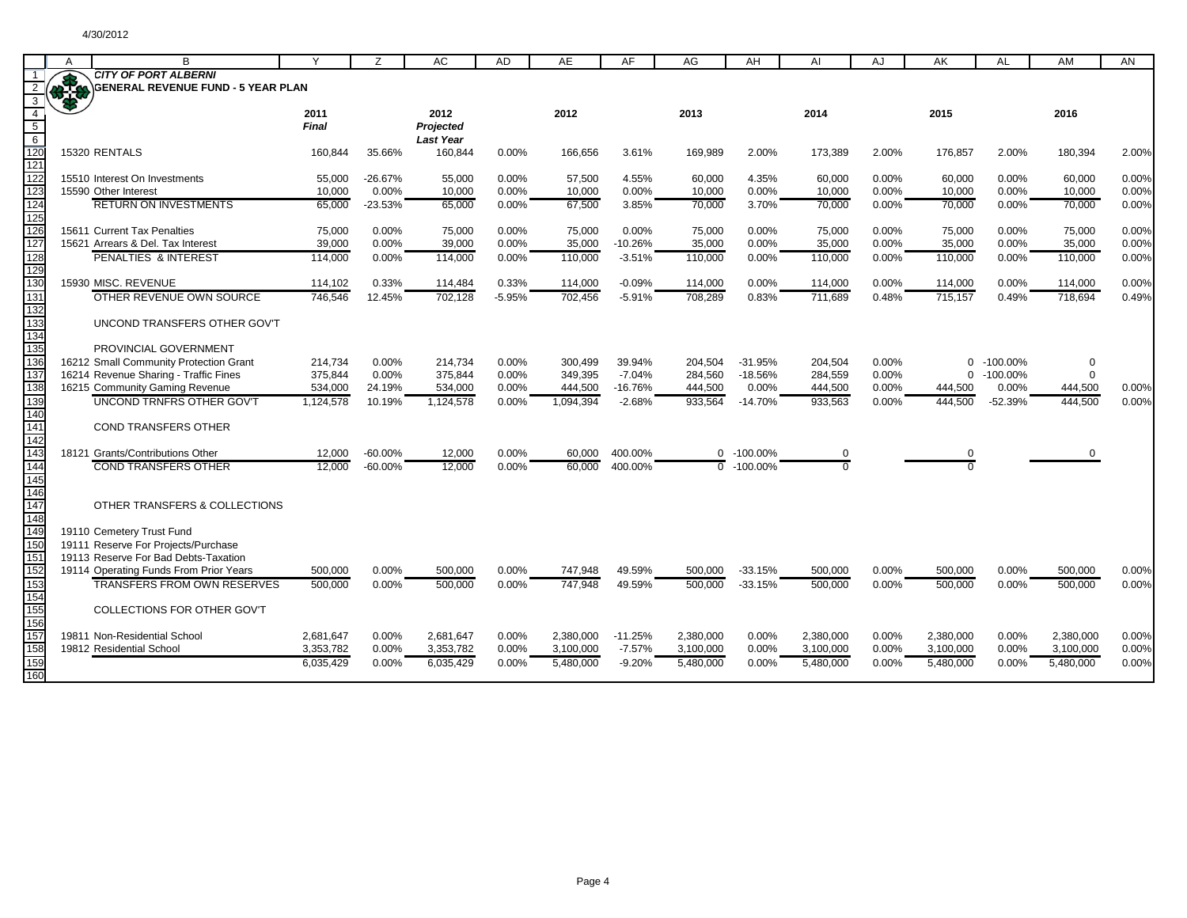**CITY OF PORT ALBERNI**
**GENERAL REVENUE FUND - 5 YEAR PLAN**

| | 2011 Final | | 2012 Projected Last Year | | 2012 | | 2013 | | 2014 | | 2015 | | 2016 | |
|---|---|---|---|---|---|---|---|---|---|---|---|---|---|---|
| 15320 RENTALS | 160,844 | 35.66% | 160,844 | 0.00% | 166,656 | 3.61% | 169,989 | 2.00% | 173,389 | 2.00% | 176,857 | 2.00% | 180,394 | 2.00% |
| | | | | | | | | | | | | | | |
| 15510 Interest On Investments | 55,000 | -26.67% | 55,000 | 0.00% | 57,500 | 4.55% | 60,000 | 4.35% | 60,000 | 0.00% | 60,000 | 0.00% | 60,000 | 0.00% |
| 15590 Other Interest | 10,000 | 0.00% | 10,000 | 0.00% | 10,000 | 0.00% | 10,000 | 0.00% | 10,000 | 0.00% | 10,000 | 0.00% | 10,000 | 0.00% |
| RETURN ON INVESTMENTS | 65,000 | -23.53% | 65,000 | 0.00% | 67,500 | 3.85% | 70,000 | 3.70% | 70,000 | 0.00% | 70,000 | 0.00% | 70,000 | 0.00% |
| | | | | | | | | | | | | | | |
| 15611 Current Tax Penalties | 75,000 | 0.00% | 75,000 | 0.00% | 75,000 | 0.00% | 75,000 | 0.00% | 75,000 | 0.00% | 75,000 | 0.00% | 75,000 | 0.00% |
| 15621 Arrears & Del. Tax Interest | 39,000 | 0.00% | 39,000 | 0.00% | 35,000 | -10.26% | 35,000 | 0.00% | 35,000 | 0.00% | 35,000 | 0.00% | 35,000 | 0.00% |
| PENALTIES & INTEREST | 114,000 | 0.00% | 114,000 | 0.00% | 110,000 | -3.51% | 110,000 | 0.00% | 110,000 | 0.00% | 110,000 | 0.00% | 110,000 | 0.00% |
| | | | | | | | | | | | | | | |
| 15930 MISC. REVENUE | 114,102 | 0.33% | 114,484 | 0.33% | 114,000 | -0.09% | 114,000 | 0.00% | 114,000 | 0.00% | 114,000 | 0.00% | 114,000 | 0.00% |
| OTHER REVENUE OWN SOURCE | 746,546 | 12.45% | 702,128 | -5.95% | 702,456 | -5.91% | 708,289 | 0.83% | 711,689 | 0.48% | 715,157 | 0.49% | 718,694 | 0.49% |
| | | | | | | | | | | | | | | |
| UNCOND TRANSFERS OTHER GOV'T | | | | | | | | | | | | | | |
| | | | | | | | | | | | | | | |
| PROVINCIAL GOVERNMENT | | | | | | | | | | | | | | |
| 16212 Small Community Protection Grant | 214,734 | 0.00% | 214,734 | 0.00% | 300,499 | 39.94% | 204,504 | -31.95% | 204,504 | 0.00% | 0 | -100.00% | 0 | |
| 16214 Revenue Sharing - Traffic Fines | 375,844 | 0.00% | 375,844 | 0.00% | 349,395 | -7.04% | 284,560 | -18.56% | 284,559 | 0.00% | 0 | -100.00% | 0 | |
| 16215 Community Gaming Revenue | 534,000 | 24.19% | 534,000 | 0.00% | 444,500 | -16.76% | 444,500 | 0.00% | 444,500 | 0.00% | 444,500 | 0.00% | 444,500 | 0.00% |
| UNCOND TRNFRS OTHER GOV'T | 1,124,578 | 10.19% | 1,124,578 | 0.00% | 1,094,394 | -2.68% | 933,564 | -14.70% | 933,563 | 0.00% | 444,500 | -52.39% | 444,500 | 0.00% |
| | | | | | | | | | | | | | | |
| COND TRANSFERS OTHER | | | | | | | | | | | | | | |
| | | | | | | | | | | | | | | |
| 18121 Grants/Contributions Other | 12,000 | -60.00% | 12,000 | 0.00% | 60,000 | 400.00% | 0 | -100.00% | 0 | | 0 | | 0 | |
| COND TRANSFERS OTHER | 12,000 | -60.00% | 12,000 | 0.00% | 60,000 | 400.00% | 0 | -100.00% | 0 | | 0 | | | |
| | | | | | | | | | | | | | | |
| OTHER TRANSFERS & COLLECTIONS | | | | | | | | | | | | | | |
| | | | | | | | | | | | | | | |
| 19110 Cemetery Trust Fund | | | | | | | | | | | | | | |
| 19111 Reserve For Projects/Purchase | | | | | | | | | | | | | | |
| 19113 Reserve For Bad Debts-Taxation | | | | | | | | | | | | | | |
| 19114 Operating Funds From Prior Years | 500,000 | 0.00% | 500,000 | 0.00% | 747,948 | 49.59% | 500,000 | -33.15% | 500,000 | 0.00% | 500,000 | 0.00% | 500,000 | 0.00% |
| TRANSFERS FROM OWN RESERVES | 500,000 | 0.00% | 500,000 | 0.00% | 747,948 | 49.59% | 500,000 | -33.15% | 500,000 | 0.00% | 500,000 | 0.00% | 500,000 | 0.00% |
| | | | | | | | | | | | | | | |
| COLLECTIONS FOR OTHER GOV'T | | | | | | | | | | | | | | |
| | | | | | | | | | | | | | | |
| 19811 Non-Residential School | 2,681,647 | 0.00% | 2,681,647 | 0.00% | 2,380,000 | -11.25% | 2,380,000 | 0.00% | 2,380,000 | 0.00% | 2,380,000 | 0.00% | 2,380,000 | 0.00% |
| 19812 Residential School | 3,353,782 | 0.00% | 3,353,782 | 0.00% | 3,100,000 | -7.57% | 3,100,000 | 0.00% | 3,100,000 | 0.00% | 3,100,000 | 0.00% | 3,100,000 | 0.00% |
| | 6,035,429 | 0.00% | 6,035,429 | 0.00% | 5,480,000 | -9.20% | 5,480,000 | 0.00% | 5,480,000 | 0.00% | 5,480,000 | 0.00% | 5,480,000 | 0.00% |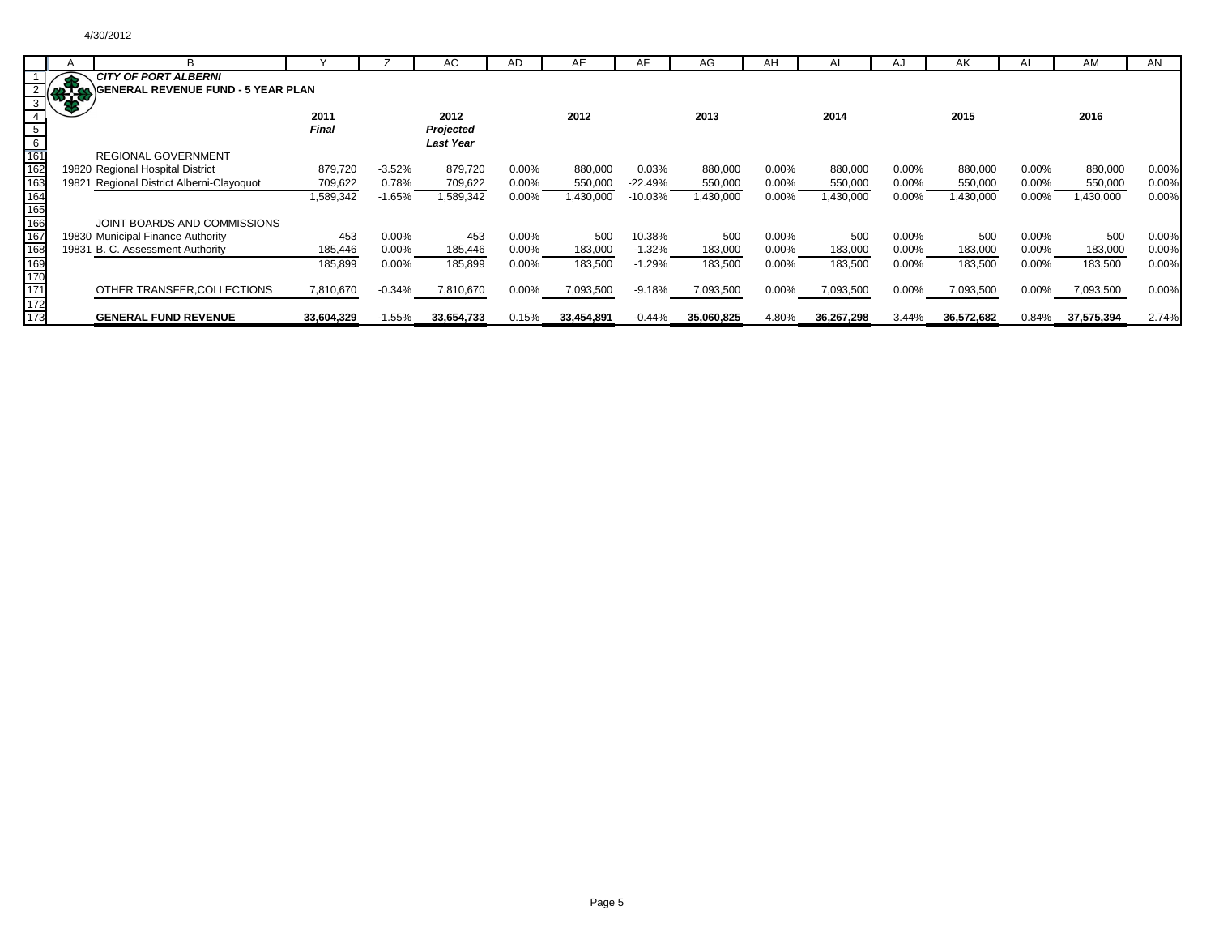4/30/2012

**CITY OF PORT ALBERNI**

**GENERAL REVENUE FUND - 5 YEAR PLAN**

| | | 2011 Final | | 2012 Projected Last Year | | 2012 | | 2013 | | 2014 | | 2015 | | 2016 | |
|---|---|---|---|---|---|---|---|---|---|---|---|---|---|---|---|
| | REGIONAL GOVERNMENT | | | | | | | | | | | | | | |
| 19820 | Regional Hospital District | 879,720 | -3.52% | 879,720 | 0.00% | 880,000 | 0.03% | 880,000 | 0.00% | 880,000 | 0.00% | 880,000 | 0.00% | 880,000 | 0.00% |
| 19821 | Regional District Alberni-Clayoquot | 709,622 | 0.78% | 709,622 | 0.00% | 550,000 | -22.49% | 550,000 | 0.00% | 550,000 | 0.00% | 550,000 | 0.00% | 550,000 | 0.00% |
| | | 1,589,342 | -1.65% | 1,589,342 | 0.00% | 1,430,000 | -10.03% | 1,430,000 | 0.00% | 1,430,000 | 0.00% | 1,430,000 | 0.00% | 1,430,000 | 0.00% |
| | JOINT BOARDS AND COMMISSIONS | | | | | | | | | | | | | | |
| 19830 | Municipal Finance Authority | 453 | 0.00% | 453 | 0.00% | 500 | 10.38% | 500 | 0.00% | 500 | 0.00% | 500 | 0.00% | 500 | 0.00% |
| 19831 | B. C. Assessment Authority | 185,446 | 0.00% | 185,446 | 0.00% | 183,000 | -1.32% | 183,000 | 0.00% | 183,000 | 0.00% | 183,000 | 0.00% | 183,000 | 0.00% |
| | | 185,899 | 0.00% | 185,899 | 0.00% | 183,500 | -1.29% | 183,500 | 0.00% | 183,500 | 0.00% | 183,500 | 0.00% | 183,500 | 0.00% |
| | OTHER TRANSFER,COLLECTIONS | 7,810,670 | -0.34% | 7,810,670 | 0.00% | 7,093,500 | -9.18% | 7,093,500 | 0.00% | 7,093,500 | 0.00% | 7,093,500 | 0.00% | 7,093,500 | 0.00% |
| | **GENERAL FUND REVENUE** | **33,604,329** | -1.55% | **33,654,733** | 0.15% | **33,454,891** | -0.44% | **35,060,825** | 4.80% | **36,267,298** | 3.44% | **36,572,682** | 0.84% | **37,575,394** | 2.74% |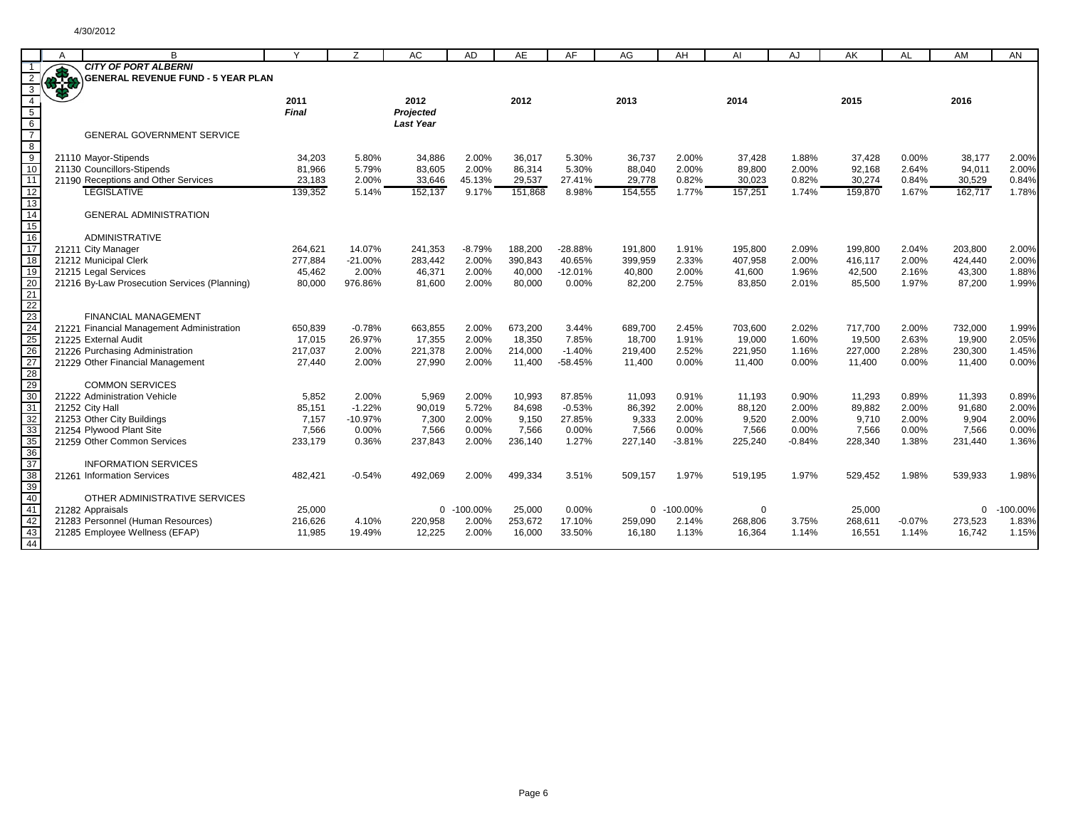4/30/2012

# CITY OF PORT ALBERNI
## GENERAL REVENUE FUND - 5 YEAR PLAN

| | 2011 | | 2012 | | 2012 | | 2013 | | 2014 | | 2015 | | 2016 | |
|---|---|---|---|---|---|---|---|---|---|---|---|---|---|---|
| | *Final* | | *Projected* | | | | | | | | | | | |
| | | | *Last Year* | | | | | | | | | | | |
| GENERAL GOVERNMENT SERVICE | | | | | | | | | | | | | | |
| 21110 Mayor-Stipends | 34,203 | 5.80% | 34,886 | 2.00% | 36,017 | 5.30% | 36,737 | 2.00% | 37,428 | 1.88% | 37,428 | 0.00% | 38,177 | 2.00% |
| 21130 Councillors-Stipends | 81,966 | 5.79% | 83,605 | 2.00% | 86,314 | 5.30% | 88,040 | 2.00% | 89,800 | 2.00% | 92,168 | 2.64% | 94,011 | 2.00% |
| 21190 Receptions and Other Services | 23,183 | 2.00% | 33,646 | 45.13% | 29,537 | 27.41% | 29,778 | 0.82% | 30,023 | 0.82% | 30,274 | 0.84% | 30,529 | 0.84% |
| LEGISLATIVE | 139,352 | 5.14% | 152,137 | 9.17% | 151,868 | 8.98% | 154,555 | 1.77% | 157,251 | 1.74% | 159,870 | 1.67% | 162,717 | 1.78% |
| GENERAL ADMINISTRATION | | | | | | | | | | | | | | |
| ADMINISTRATIVE | | | | | | | | | | | | | | |
| 21211 City Manager | 264,621 | 14.07% | 241,353 | -8.79% | 188,200 | -28.88% | 191,800 | 1.91% | 195,800 | 2.09% | 199,800 | 2.04% | 203,800 | 2.00% |
| 21212 Municipal Clerk | 277,884 | -21.00% | 283,442 | 2.00% | 390,843 | 40.65% | 399,959 | 2.33% | 407,958 | 2.00% | 416,117 | 2.00% | 424,440 | 2.00% |
| 21215 Legal Services | 45,462 | 2.00% | 46,371 | 2.00% | 40,000 | -12.01% | 40,800 | 2.00% | 41,600 | 1.96% | 42,500 | 2.16% | 43,300 | 1.88% |
| 21216 By-Law Prosecution Services (Planning) | 80,000 | 976.86% | 81,600 | 2.00% | 80,000 | 0.00% | 82,200 | 2.75% | 83,850 | 2.01% | 85,500 | 1.97% | 87,200 | 1.99% |
| FINANCIAL MANAGEMENT | | | | | | | | | | | | | | |
| 21221 Financial Management Administration | 650,839 | -0.78% | 663,855 | 2.00% | 673,200 | 3.44% | 689,700 | 2.45% | 703,600 | 2.02% | 717,700 | 2.00% | 732,000 | 1.99% |
| 21225 External Audit | 17,015 | 26.97% | 17,355 | 2.00% | 18,350 | 7.85% | 18,700 | 1.91% | 19,000 | 1.60% | 19,500 | 2.63% | 19,900 | 2.05% |
| 21226 Purchasing Administration | 217,037 | 2.00% | 221,378 | 2.00% | 214,000 | -1.40% | 219,400 | 2.52% | 221,950 | 1.16% | 227,000 | 2.28% | 230,300 | 1.45% |
| 21229 Other Financial Management | 27,440 | 2.00% | 27,990 | 2.00% | 11,400 | -58.45% | 11,400 | 0.00% | 11,400 | 0.00% | 11,400 | 0.00% | 11,400 | 0.00% |
| COMMON SERVICES | | | | | | | | | | | | | | |
| 21222 Administration Vehicle | 5,852 | 2.00% | 5,969 | 2.00% | 10,993 | 87.85% | 11,093 | 0.91% | 11,193 | 0.90% | 11,293 | 0.89% | 11,393 | 0.89% |
| 21252 City Hall | 85,151 | -1.22% | 90,019 | 5.72% | 84,698 | -0.53% | 86,392 | 2.00% | 88,120 | 2.00% | 89,882 | 2.00% | 91,680 | 2.00% |
| 21253 Other City Buildings | 7,157 | -10.97% | 7,300 | 2.00% | 9,150 | 27.85% | 9,333 | 2.00% | 9,520 | 2.00% | 9,710 | 2.00% | 9,904 | 2.00% |
| 21254 Plywood Plant Site | 7,566 | 0.00% | 7,566 | 0.00% | 7,566 | 0.00% | 7,566 | 0.00% | 7,566 | 0.00% | 7,566 | 0.00% | 7,566 | 0.00% |
| 21259 Other Common Services | 233,179 | 0.36% | 237,843 | 2.00% | 236,140 | 1.27% | 227,140 | -3.81% | 225,240 | -0.84% | 228,340 | 1.38% | 231,440 | 1.36% |
| INFORMATION SERVICES | | | | | | | | | | | | | | |
| 21261 Information Services | 482,421 | -0.54% | 492,069 | 2.00% | 499,334 | 3.51% | 509,157 | 1.97% | 519,195 | 1.97% | 529,452 | 1.98% | 539,933 | 1.98% |
| OTHER ADMINISTRATIVE SERVICES | | | | | | | | | | | | | | |
| 21282 Appraisals | 25,000 | | 0 | -100.00% | 25,000 | 0.00% | 0 | -100.00% | 0 | | 25,000 | | 0 | -100.00% |
| 21283 Personnel (Human Resources) | 216,626 | 4.10% | 220,958 | 2.00% | 253,672 | 17.10% | 259,090 | 2.14% | 268,806 | 3.75% | 268,611 | -0.07% | 273,523 | 1.83% |
| 21285 Employee Wellness (EFAP) | 11,985 | 19.49% | 12,225 | 2.00% | 16,000 | 33.50% | 16,180 | 1.13% | 16,364 | 1.14% | 16,551 | 1.14% | 16,742 | 1.15% |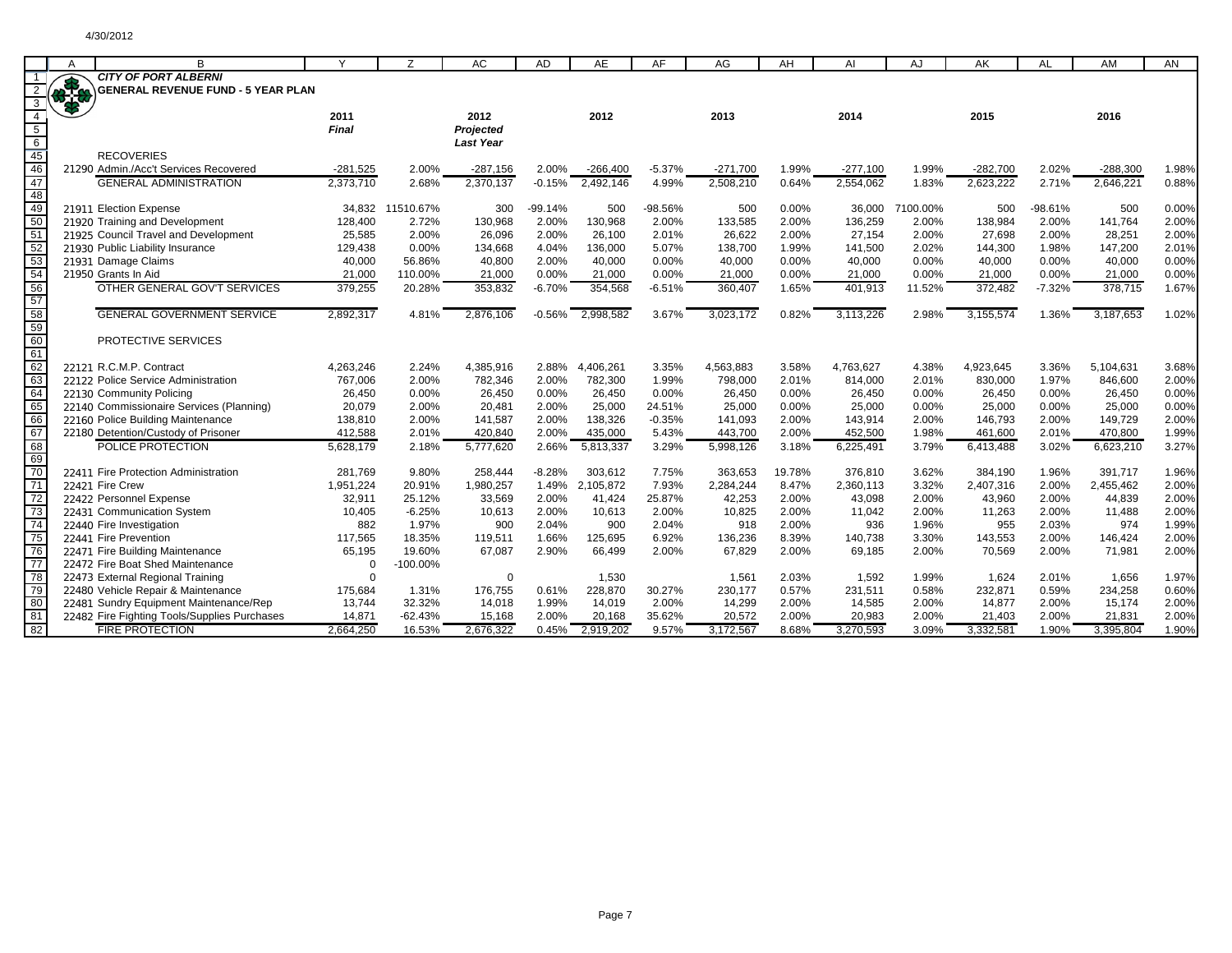4/30/2012

## CITY OF PORT ALBERNI
## GENERAL REVENUE FUND - 5 YEAR PLAN

| | | 2011 Final | | 2012 Projected Last Year | | 2012 | | 2013 | | 2014 | | 2015 | | 2016 | |
|---|---|---|---|---|---|---|---|---|---|---|---|---|---|---|---|
| | RECOVERIES | | | | | | | | | | | | | | |
| 21290 | Admin./Acc't Services Recovered | -281,525 | 2.00% | -287,156 | 2.00% | -266,400 | -5.37% | -271,700 | 1.99% | -277,100 | 1.99% | -282,700 | 2.02% | -288,300 | 1.98% |
| | GENERAL ADMINISTRATION | 2,373,710 | 2.68% | 2,370,137 | -0.15% | 2,492,146 | 4.99% | 2,508,210 | 0.64% | 2,554,062 | 1.83% | 2,623,222 | 2.71% | 2,646,221 | 0.88% |
| 21911 | Election Expense | 34,832 | 11510.67% | 300 | -99.14% | 500 | -98.56% | 500 | 0.00% | 36,000 | 7100.00% | 500 | -98.61% | 500 | 0.00% |
| 21920 | Training and Development | 128,400 | 2.72% | 130,968 | 2.00% | 130,968 | 2.00% | 133,585 | 2.00% | 136,259 | 2.00% | 138,984 | 2.00% | 141,764 | 2.00% |
| 21925 | Council Travel and Development | 25,585 | 2.00% | 26,096 | 2.00% | 26,100 | 2.01% | 26,622 | 2.00% | 27,154 | 2.00% | 27,698 | 2.00% | 28,251 | 2.00% |
| 21930 | Public Liability Insurance | 129,438 | 0.00% | 134,668 | 4.04% | 136,000 | 5.07% | 138,700 | 1.99% | 141,500 | 2.02% | 144,300 | 1.98% | 147,200 | 2.01% |
| 21931 | Damage Claims | 40,000 | 56.86% | 40,800 | 2.00% | 40,000 | 0.00% | 40,000 | 0.00% | 40,000 | 0.00% | 40,000 | 0.00% | 40,000 | 0.00% |
| 21950 | Grants In Aid | 21,000 | 110.00% | 21,000 | 0.00% | 21,000 | 0.00% | 21,000 | 0.00% | 21,000 | 0.00% | 21,000 | 0.00% | 21,000 | 0.00% |
| | OTHER GENERAL GOV'T SERVICES | 379,255 | 20.28% | 353,832 | -6.70% | 354,568 | -6.51% | 360,407 | 1.65% | 401,913 | 11.52% | 372,482 | -7.32% | 378,715 | 1.67% |
| | GENERAL GOVERNMENT SERVICE | 2,892,317 | 4.81% | 2,876,106 | -0.56% | 2,998,582 | 3.67% | 3,023,172 | 0.82% | 3,113,226 | 2.98% | 3,155,574 | 1.36% | 3,187,653 | 1.02% |
| | PROTECTIVE SERVICES | | | | | | | | | | | | | | |
| 22121 | R.C.M.P. Contract | 4,263,246 | 2.24% | 4,385,916 | 2.88% | 4,406,261 | 3.35% | 4,563,883 | 3.58% | 4,763,627 | 4.38% | 4,923,645 | 3.36% | 5,104,631 | 3.68% |
| 22122 | Police Service Administration | 767,006 | 2.00% | 782,346 | 2.00% | 782,300 | 1.99% | 798,000 | 2.01% | 814,000 | 2.01% | 830,000 | 1.97% | 846,600 | 2.00% |
| 22130 | Community Policing | 26,450 | 0.00% | 26,450 | 0.00% | 26,450 | 0.00% | 26,450 | 0.00% | 26,450 | 0.00% | 26,450 | 0.00% | 26,450 | 0.00% |
| 22140 | Commissionaire Services (Planning) | 20,079 | 2.00% | 20,481 | 2.00% | 25,000 | 24.51% | 25,000 | 0.00% | 25,000 | 0.00% | 25,000 | 0.00% | 25,000 | 0.00% |
| 22160 | Police Building Maintenance | 138,810 | 2.00% | 141,587 | 2.00% | 138,326 | -0.35% | 141,093 | 2.00% | 143,914 | 2.00% | 146,793 | 2.00% | 149,729 | 2.00% |
| 22180 | Detention/Custody of Prisoner | 412,588 | 2.01% | 420,840 | 2.00% | 435,000 | 5.43% | 443,700 | 2.00% | 452,500 | 1.98% | 461,600 | 2.01% | 470,800 | 1.99% |
| | POLICE PROTECTION | 5,628,179 | 2.18% | 5,777,620 | 2.66% | 5,813,337 | 3.29% | 5,998,126 | 3.18% | 6,225,491 | 3.79% | 6,413,488 | 3.02% | 6,623,210 | 3.27% |
| 22411 | Fire Protection Administration | 281,769 | 9.80% | 258,444 | -8.28% | 303,612 | 7.75% | 363,653 | 19.78% | 376,810 | 3.62% | 384,190 | 1.96% | 391,717 | 1.96% |
| 22421 | Fire Crew | 1,951,224 | 20.91% | 1,980,257 | 1.49% | 2,105,872 | 7.93% | 2,284,244 | 8.47% | 2,360,113 | 3.32% | 2,407,316 | 2.00% | 2,455,462 | 2.00% |
| 22422 | Personnel Expense | 32,911 | 25.12% | 33,569 | 2.00% | 41,424 | 25.87% | 42,253 | 2.00% | 43,098 | 2.00% | 43,960 | 2.00% | 44,839 | 2.00% |
| 22431 | Communication System | 10,405 | -6.25% | 10,613 | 2.00% | 10,613 | 2.00% | 10,825 | 2.00% | 11,042 | 2.00% | 11,263 | 2.00% | 11,488 | 2.00% |
| 22440 | Fire Investigation | 882 | 1.97% | 900 | 2.04% | 900 | 2.04% | 918 | 2.00% | 936 | 1.96% | 955 | 2.03% | 974 | 1.99% |
| 22441 | Fire Prevention | 117,565 | 18.35% | 119,511 | 1.66% | 125,695 | 6.92% | 136,236 | 8.39% | 140,738 | 3.30% | 143,553 | 2.00% | 146,424 | 2.00% |
| 22471 | Fire Building Maintenance | 65,195 | 19.60% | 67,087 | 2.90% | 66,499 | 2.00% | 67,829 | 2.00% | 69,185 | 2.00% | 70,569 | 2.00% | 71,981 | 2.00% |
| 22472 | Fire Boat Shed Maintenance | 0 | -100.00% | | | | | | | | | | | | |
| 22473 | External Regional Training | 0 | | 0 | | 1,530 | | 1,561 | 2.03% | 1,592 | 1.99% | 1,624 | 2.01% | 1,656 | 1.97% |
| 22480 | Vehicle Repair & Maintenance | 175,684 | 1.31% | 176,755 | 0.61% | 228,870 | 30.27% | 230,177 | 0.57% | 231,511 | 0.58% | 232,871 | 0.59% | 234,258 | 0.60% |
| 22481 | Sundry Equipment Maintenance/Rep | 13,744 | 32.32% | 14,018 | 1.99% | 14,019 | 2.00% | 14,299 | 2.00% | 14,585 | 2.00% | 14,877 | 2.00% | 15,174 | 2.00% |
| 22482 | Fire Fighting Tools/Supplies Purchases | 14,871 | -62.43% | 15,168 | 2.00% | 20,168 | 35.62% | 20,572 | 2.00% | 20,983 | 2.00% | 21,403 | 2.00% | 21,831 | 2.00% |
| | FIRE PROTECTION | 2,664,250 | 16.53% | 2,676,322 | 0.45% | 2,919,202 | 9.57% | 3,172,567 | 8.68% | 3,270,593 | 3.09% | 3,332,581 | 1.90% | 3,395,804 | 1.90% |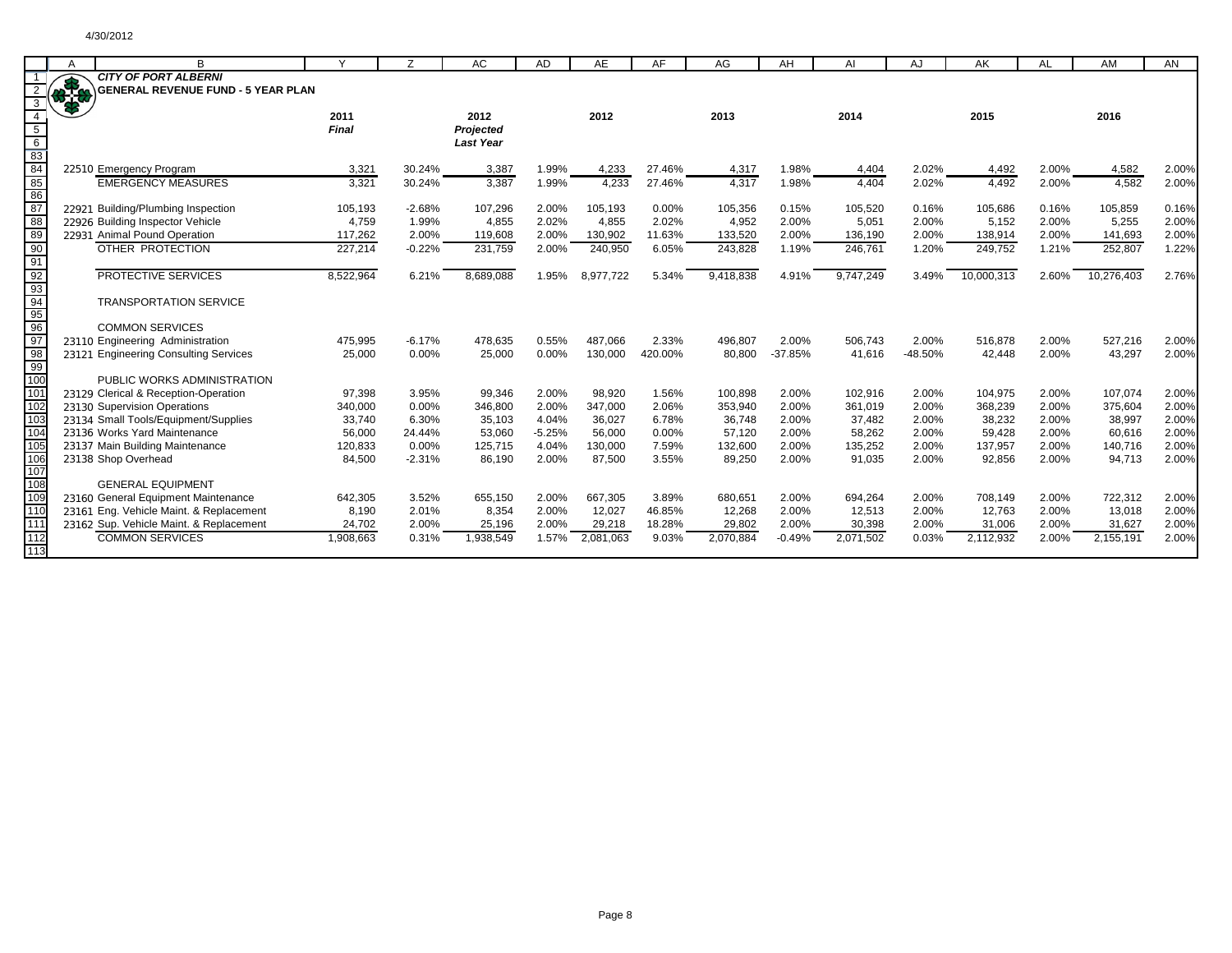4/30/2012

**CITY OF PORT ALBERNI**
**GENERAL REVENUE FUND - 5 YEAR PLAN**

| | Y | Z | AC | AD | AE | AF | AG | AH | AI | AJ | AK | AL | AM | AN |
|---|---|---|---|---|---|---|---|---|---|---|---|---|---|---|
| | 2011 | | 2012 | | 2012 | | 2013 | | 2014 | | 2015 | | 2016 | |
| | *Final* | | *Projected* | | | | | | | | | | | |
| | | | *Last Year* | | | | | | | | | | | |
| 22510 Emergency Program | 3,321 | 30.24% | 3,387 | 1.99% | 4,233 | 27.46% | 4,317 | 1.98% | 4,404 | 2.02% | 4,492 | 2.00% | 4,582 | 2.00% |
| EMERGENCY MEASURES | 3,321 | 30.24% | 3,387 | 1.99% | 4,233 | 27.46% | 4,317 | 1.98% | 4,404 | 2.02% | 4,492 | 2.00% | 4,582 | 2.00% |
| | | | | | | | | | | | | | | |
| 22921 Building/Plumbing Inspection | 105,193 | -2.68% | 107,296 | 2.00% | 105,193 | 0.00% | 105,356 | 0.15% | 105,520 | 0.16% | 105,686 | 0.16% | 105,859 | 0.16% |
| 22926 Building Inspector Vehicle | 4,759 | 1.99% | 4,855 | 2.02% | 4,855 | 2.02% | 4,952 | 2.00% | 5,051 | 2.00% | 5,152 | 2.00% | 5,255 | 2.00% |
| 22931 Animal Pound Operation | 117,262 | 2.00% | 119,608 | 2.00% | 130,902 | 11.63% | 133,520 | 2.00% | 136,190 | 2.00% | 138,914 | 2.00% | 141,693 | 2.00% |
| OTHER PROTECTION | 227,214 | -0.22% | 231,759 | 2.00% | 240,950 | 6.05% | 243,828 | 1.19% | 246,761 | 1.20% | 249,752 | 1.21% | 252,807 | 1.22% |
| | | | | | | | | | | | | | | |
| PROTECTIVE SERVICES | 8,522,964 | 6.21% | 8,689,088 | 1.95% | 8,977,722 | 5.34% | 9,418,838 | 4.91% | 9,747,249 | 3.49% | 10,000,313 | 2.60% | 10,276,403 | 2.76% |
| | | | | | | | | | | | | | | |
| TRANSPORTATION SERVICE | | | | | | | | | | | | | | |
| | | | | | | | | | | | | | | |
| COMMON SERVICES | | | | | | | | | | | | | | |
| 23110 Engineering Administration | 475,995 | -6.17% | 478,635 | 0.55% | 487,066 | 2.33% | 496,807 | 2.00% | 506,743 | 2.00% | 516,878 | 2.00% | 527,216 | 2.00% |
| 23121 Engineering Consulting Services | 25,000 | 0.00% | 25,000 | 0.00% | 130,000 | 420.00% | 80,800 | -37.85% | 41,616 | -48.50% | 42,448 | 2.00% | 43,297 | 2.00% |
| | | | | | | | | | | | | | | |
| PUBLIC WORKS ADMINISTRATION | | | | | | | | | | | | | | |
| 23129 Clerical & Reception-Operation | 97,398 | 3.95% | 99,346 | 2.00% | 98,920 | 1.56% | 100,898 | 2.00% | 102,916 | 2.00% | 104,975 | 2.00% | 107,074 | 2.00% |
| 23130 Supervision Operations | 340,000 | 0.00% | 346,800 | 2.00% | 347,000 | 2.06% | 353,940 | 2.00% | 361,019 | 2.00% | 368,239 | 2.00% | 375,604 | 2.00% |
| 23134 Small Tools/Equipment/Supplies | 33,740 | 6.30% | 35,103 | 4.04% | 36,027 | 6.78% | 36,748 | 2.00% | 37,482 | 2.00% | 38,232 | 2.00% | 38,997 | 2.00% |
| 23136 Works Yard Maintenance | 56,000 | 24.44% | 53,060 | -5.25% | 56,000 | 0.00% | 57,120 | 2.00% | 58,262 | 2.00% | 59,428 | 2.00% | 60,616 | 2.00% |
| 23137 Main Building Maintenance | 120,833 | 0.00% | 125,715 | 4.04% | 130,000 | 7.59% | 132,600 | 2.00% | 135,252 | 2.00% | 137,957 | 2.00% | 140,716 | 2.00% |
| 23138 Shop Overhead | 84,500 | -2.31% | 86,190 | 2.00% | 87,500 | 3.55% | 89,250 | 2.00% | 91,035 | 2.00% | 92,856 | 2.00% | 94,713 | 2.00% |
| | | | | | | | | | | | | | | |
| GENERAL EQUIPMENT | | | | | | | | | | | | | | |
| 23160 General Equipment Maintenance | 642,305 | 3.52% | 655,150 | 2.00% | 667,305 | 3.89% | 680,651 | 2.00% | 694,264 | 2.00% | 708,149 | 2.00% | 722,312 | 2.00% |
| 23161 Eng. Vehicle Maint. & Replacement | 8,190 | 2.01% | 8,354 | 2.00% | 12,027 | 46.85% | 12,268 | 2.00% | 12,513 | 2.00% | 12,763 | 2.00% | 13,018 | 2.00% |
| 23162 Sup. Vehicle Maint. & Replacement | 24,702 | 2.00% | 25,196 | 2.00% | 29,218 | 18.28% | 29,802 | 2.00% | 30,398 | 2.00% | 31,006 | 2.00% | 31,627 | 2.00% |
| COMMON SERVICES | 1,908,663 | 0.31% | 1,938,549 | 1.57% | 2,081,063 | 9.03% | 2,070,884 | -0.49% | 2,071,502 | 0.03% | 2,112,932 | 2.00% | 2,155,191 | 2.00% |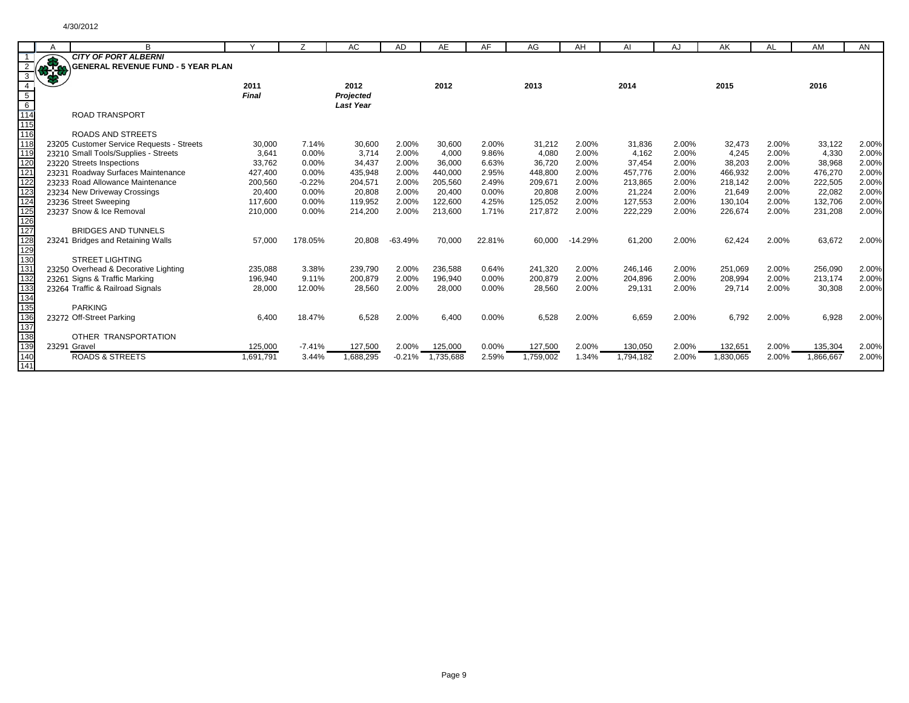4/30/2012

**CITY OF PORT ALBERNI**
**GENERAL REVENUE FUND - 5 YEAR PLAN**

| | | 2011 *Final* | | 2012 *Projected Last Year* | | 2012 | | 2013 | | 2014 | | 2015 | | 2016 | |
|---|---|---|---|---|---|---|---|---|---|---|---|---|---|---|---|
| | ROAD TRANSPORT | | | | | | | | | | | | | | |
| | ROADS AND STREETS | | | | | | | | | | | | | | |
| 23205 | Customer Service Requests - Streets | 30,000 | 7.14% | 30,600 | 2.00% | 30,600 | 2.00% | 31,212 | 2.00% | 31,836 | 2.00% | 32,473 | 2.00% | 33,122 | 2.00% |
| 23210 | Small Tools/Supplies - Streets | 3,641 | 0.00% | 3,714 | 2.00% | 4,000 | 9.86% | 4,080 | 2.00% | 4,162 | 2.00% | 4,245 | 2.00% | 4,330 | 2.00% |
| 23220 | Streets Inspections | 33,762 | 0.00% | 34,437 | 2.00% | 36,000 | 6.63% | 36,720 | 2.00% | 37,454 | 2.00% | 38,203 | 2.00% | 38,968 | 2.00% |
| 23231 | Roadway Surfaces Maintenance | 427,400 | 0.00% | 435,948 | 2.00% | 440,000 | 2.95% | 448,800 | 2.00% | 457,776 | 2.00% | 466,932 | 2.00% | 476,270 | 2.00% |
| 23233 | Road Allowance Maintenance | 200,560 | -0.22% | 204,571 | 2.00% | 205,560 | 2.49% | 209,671 | 2.00% | 213,865 | 2.00% | 218,142 | 2.00% | 222,505 | 2.00% |
| 23234 | New Driveway Crossings | 20,400 | 0.00% | 20,808 | 2.00% | 20,400 | 0.00% | 20,808 | 2.00% | 21,224 | 2.00% | 21,649 | 2.00% | 22,082 | 2.00% |
| 23236 | Street Sweeping | 117,600 | 0.00% | 119,952 | 2.00% | 122,600 | 4.25% | 125,052 | 2.00% | 127,553 | 2.00% | 130,104 | 2.00% | 132,706 | 2.00% |
| 23237 | Snow & Ice Removal | 210,000 | 0.00% | 214,200 | 2.00% | 213,600 | 1.71% | 217,872 | 2.00% | 222,229 | 2.00% | 226,674 | 2.00% | 231,208 | 2.00% |
| | BRIDGES AND TUNNELS | | | | | | | | | | | | | | |
| 23241 | Bridges and Retaining Walls | 57,000 | 178.05% | 20,808 | -63.49% | 70,000 | 22.81% | 60,000 | -14.29% | 61,200 | 2.00% | 62,424 | 2.00% | 63,672 | 2.00% |
| | STREET LIGHTING | | | | | | | | | | | | | | |
| 23250 | Overhead & Decorative Lighting | 235,088 | 3.38% | 239,790 | 2.00% | 236,588 | 0.64% | 241,320 | 2.00% | 246,146 | 2.00% | 251,069 | 2.00% | 256,090 | 2.00% |
| 23261 | Signs & Traffic Marking | 196,940 | 9.11% | 200,879 | 2.00% | 196,940 | 0.00% | 200,879 | 2.00% | 204,896 | 2.00% | 208,994 | 2.00% | 213,174 | 2.00% |
| 23264 | Traffic & Railroad Signals | 28,000 | 12.00% | 28,560 | 2.00% | 28,000 | 0.00% | 28,560 | 2.00% | 29,131 | 2.00% | 29,714 | 2.00% | 30,308 | 2.00% |
| | PARKING | | | | | | | | | | | | | | |
| 23272 | Off-Street Parking | 6,400 | 18.47% | 6,528 | 2.00% | 6,400 | 0.00% | 6,528 | 2.00% | 6,659 | 2.00% | 6,792 | 2.00% | 6,928 | 2.00% |
| | OTHER TRANSPORTATION | | | | | | | | | | | | | | |
| 23291 | Gravel | 125,000 | -7.41% | 127,500 | 2.00% | 125,000 | 0.00% | 127,500 | 2.00% | 130,050 | 2.00% | 132,651 | 2.00% | 135,304 | 2.00% |
| | ROADS & STREETS | 1,691,791 | 3.44% | 1,688,295 | -0.21% | 1,735,688 | 2.59% | 1,759,002 | 1.34% | 1,794,182 | 2.00% | 1,830,065 | 2.00% | 1,866,667 | 2.00% |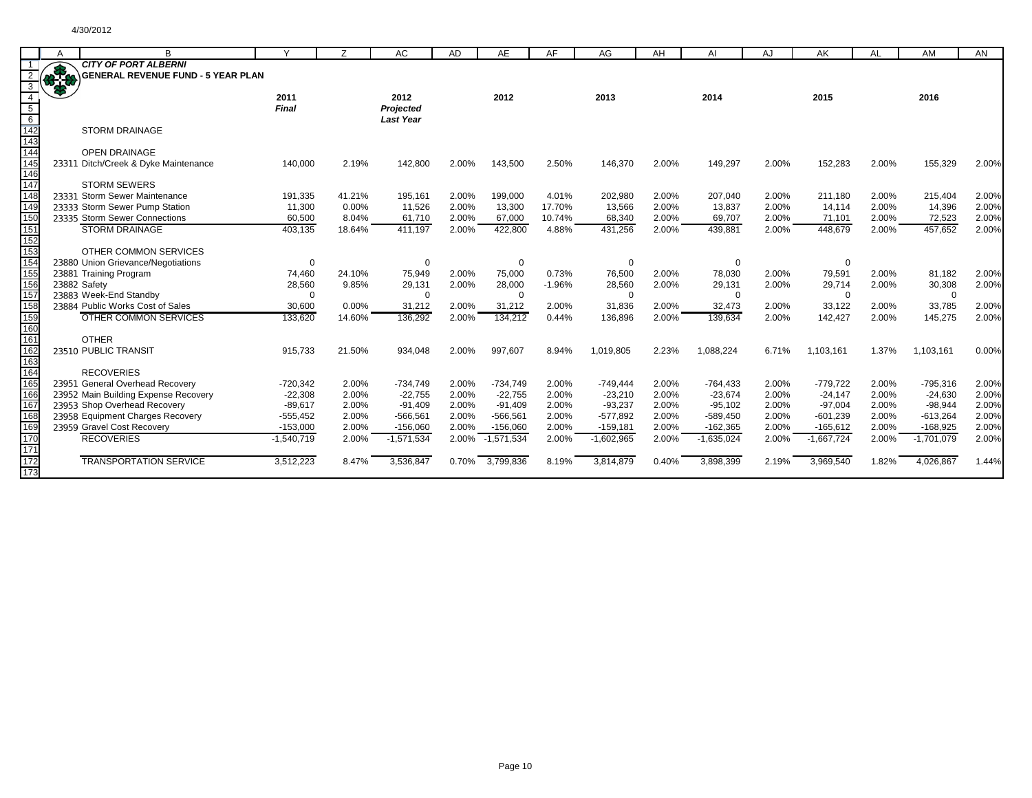4/30/2012

**CITY OF PORT ALBERNI**
**GENERAL REVENUE FUND - 5 YEAR PLAN**

| A | B | Y | Z | AC | AD | AE | AF | AG | AH | AI | AJ | AK | AL | AM | AN |
|---|---|---|---|---|---|---|---|---|---|---|---|---|---|---|---|
| | | 2011 | | 2012 | | 2012 | | 2013 | | 2014 | | 2015 | | 2016 | |
| | | *Final* | | *Projected* | | | | | | | | | | | |
| | | | | *Last Year* | | | | | | | | | | | |
| | STORM DRAINAGE | | | | | | | | | | | | | | |
| | | | | | | | | | | | | | | | |
| | OPEN DRAINAGE | | | | | | | | | | | | | | |
| 23311 | Ditch/Creek & Dyke Maintenance | 140,000 | 2.19% | 142,800 | 2.00% | 143,500 | 2.50% | 146,370 | 2.00% | 149,297 | 2.00% | 152,283 | 2.00% | 155,329 | 2.00% |
| | | | | | | | | | | | | | | | |
| | STORM SEWERS | | | | | | | | | | | | | | |
| 23331 | Storm Sewer Maintenance | 191,335 | 41.21% | 195,161 | 2.00% | 199,000 | 4.01% | 202,980 | 2.00% | 207,040 | 2.00% | 211,180 | 2.00% | 215,404 | 2.00% |
| 23333 | Storm Sewer Pump Station | 11,300 | 0.00% | 11,526 | 2.00% | 13,300 | 17.70% | 13,566 | 2.00% | 13,837 | 2.00% | 14,114 | 2.00% | 14,396 | 2.00% |
| 23335 | Storm Sewer Connections | 60,500 | 8.04% | 61,710 | 2.00% | 67,000 | 10.74% | 68,340 | 2.00% | 69,707 | 2.00% | 71,101 | 2.00% | 72,523 | 2.00% |
| | STORM DRAINAGE | 403,135 | 18.64% | 411,197 | 2.00% | 422,800 | 4.88% | 431,256 | 2.00% | 439,881 | 2.00% | 448,679 | 2.00% | 457,652 | 2.00% |
| | | | | | | | | | | | | | | | |
| | OTHER COMMON SERVICES | | | | | | | | | | | | | | |
| 23880 | Union Grievance/Negotiations | 0 | | 0 | | 0 | | 0 | | 0 | | 0 | | | |
| 23881 | Training Program | 74,460 | 24.10% | 75,949 | 2.00% | 75,000 | 0.73% | 76,500 | 2.00% | 78,030 | 2.00% | 79,591 | 2.00% | 81,182 | 2.00% |
| 23882 | Safety | 28,560 | 9.85% | 29,131 | 2.00% | 28,000 | -1.96% | 28,560 | 2.00% | 29,131 | 2.00% | 29,714 | 2.00% | 30,308 | 2.00% |
| 23883 | Week-End Standby | 0 | | 0 | | 0 | | 0 | | 0 | | 0 | | 0 | |
| 23884 | Public Works Cost of Sales | 30,600 | 0.00% | 31,212 | 2.00% | 31,212 | 2.00% | 31,836 | 2.00% | 32,473 | 2.00% | 33,122 | 2.00% | 33,785 | 2.00% |
| | OTHER COMMON SERVICES | 133,620 | 14.60% | 136,292 | 2.00% | 134,212 | 0.44% | 136,896 | 2.00% | 139,634 | 2.00% | 142,427 | 2.00% | 145,275 | 2.00% |
| | | | | | | | | | | | | | | | |
| | OTHER | | | | | | | | | | | | | | |
| 23510 | PUBLIC TRANSIT | 915,733 | 21.50% | 934,048 | 2.00% | 997,607 | 8.94% | 1,019,805 | 2.23% | 1,088,224 | 6.71% | 1,103,161 | 1.37% | 1,103,161 | 0.00% |
| | | | | | | | | | | | | | | | |
| | RECOVERIES | | | | | | | | | | | | | | |
| 23951 | General Overhead Recovery | -720,342 | 2.00% | -734,749 | 2.00% | -734,749 | 2.00% | -749,444 | 2.00% | -764,433 | 2.00% | -779,722 | 2.00% | -795,316 | 2.00% |
| 23952 | Main Building Expense Recovery | -22,308 | 2.00% | -22,755 | 2.00% | -22,755 | 2.00% | -23,210 | 2.00% | -23,674 | 2.00% | -24,147 | 2.00% | -24,630 | 2.00% |
| 23953 | Shop Overhead Recovery | -89,617 | 2.00% | -91,409 | 2.00% | -91,409 | 2.00% | -93,237 | 2.00% | -95,102 | 2.00% | -97,004 | 2.00% | -98,944 | 2.00% |
| 23958 | Equipment Charges Recovery | -555,452 | 2.00% | -566,561 | 2.00% | -566,561 | 2.00% | -577,892 | 2.00% | -589,450 | 2.00% | -601,239 | 2.00% | -613,264 | 2.00% |
| 23959 | Gravel Cost Recovery | -153,000 | 2.00% | -156,060 | 2.00% | -156,060 | 2.00% | -159,181 | 2.00% | -162,365 | 2.00% | -165,612 | 2.00% | -168,925 | 2.00% |
| | RECOVERIES | -1,540,719 | 2.00% | -1,571,534 | 2.00% | -1,571,534 | 2.00% | -1,602,965 | 2.00% | -1,635,024 | 2.00% | -1,667,724 | 2.00% | -1,701,079 | 2.00% |
| | | | | | | | | | | | | | | | |
| | TRANSPORTATION SERVICE | 3,512,223 | 8.47% | 3,536,847 | 0.70% | 3,799,836 | 8.19% | 3,814,879 | 0.40% | 3,898,399 | 2.19% | 3,969,540 | 1.82% | 4,026,867 | 1.44% |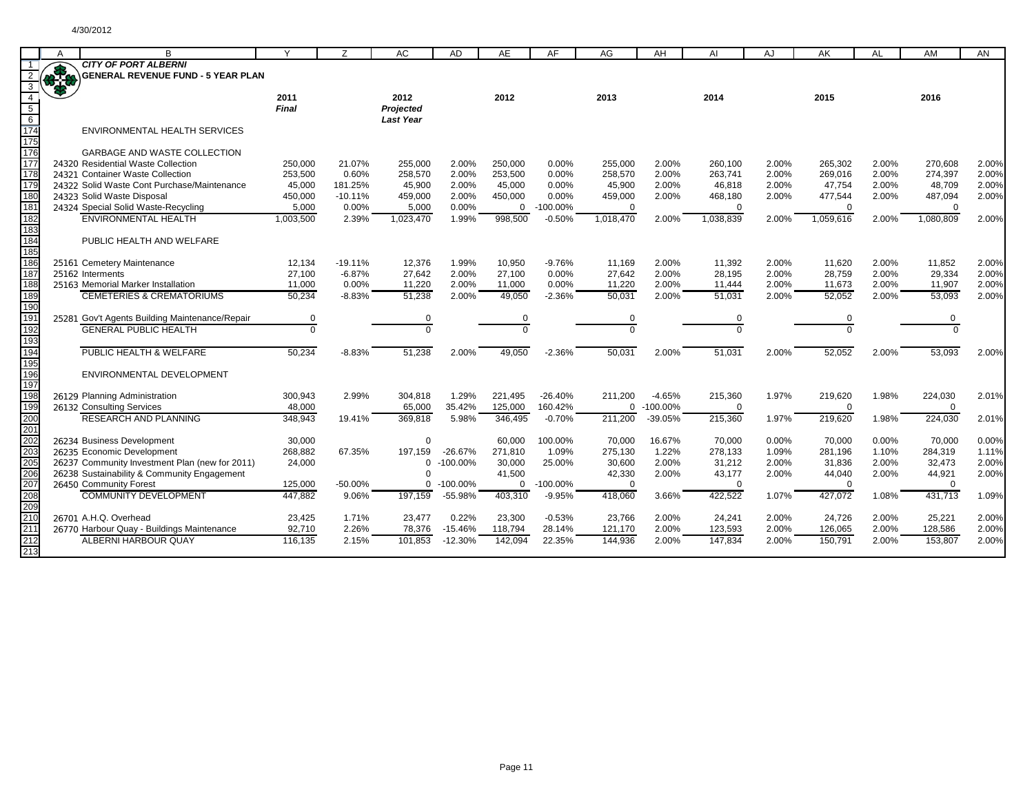4/30/2012

**CITY OF PORT ALBERNI**
**GENERAL REVENUE FUND - 5 YEAR PLAN**

| Row | A | B | Y | Z | AC | AD | AE | AF | AG | AH | AI | AJ | AK | AL | AM | AN |
|---|---|---|---|---|---|---|---|---|---|---|---|---|---|---|---|---|
| 4 | | | 2011 | | 2012 | | 2012 | | 2013 | | 2014 | | 2015 | | 2016 | |
| 5 | | | *Final* | | *Projected* | | | | | | | | | | | |
| 6 | | | | | *Last Year* | | | | | | | | | | | |
| 174 | | ENVIRONMENTAL HEALTH SERVICES | | | | | | | | | | | | | | |
| 175 | | | | | | | | | | | | | | | | |
| 176 | | GARBAGE AND WASTE COLLECTION | | | | | | | | | | | | | | |
| 177 | 24320 | Residential Waste Collection | 250,000 | 21.07% | 255,000 | 2.00% | 250,000 | 0.00% | 255,000 | 2.00% | 260,100 | 2.00% | 265,302 | 2.00% | 270,608 | 2.00% |
| 178 | 24321 | Container Waste Collection | 253,500 | 0.60% | 258,570 | 2.00% | 253,500 | 0.00% | 258,570 | 2.00% | 263,741 | 2.00% | 269,016 | 2.00% | 274,397 | 2.00% |
| 179 | 24322 | Solid Waste Cont Purchase/Maintenance | 45,000 | 181.25% | 45,900 | 2.00% | 45,000 | 0.00% | 45,900 | 2.00% | 46,818 | 2.00% | 47,754 | 2.00% | 48,709 | 2.00% |
| 180 | 24323 | Solid Waste Disposal | 450,000 | -10.11% | 459,000 | 2.00% | 450,000 | 0.00% | 459,000 | 2.00% | 468,180 | 2.00% | 477,544 | 2.00% | 487,094 | 2.00% |
| 181 | 24324 | Special Solid Waste-Recycling | 5,000 | 0.00% | 5,000 | 0.00% | 0 | -100.00% | 0 | | 0 | | 0 | | 0 | |
| 182 | | ENVIRONMENTAL HEALTH | 1,003,500 | 2.39% | 1,023,470 | 1.99% | 998,500 | -0.50% | 1,018,470 | 2.00% | 1,038,839 | 2.00% | 1,059,616 | 2.00% | 1,080,809 | 2.00% |
| 183 | | | | | | | | | | | | | | | | |
| 184 | | PUBLIC HEALTH AND WELFARE | | | | | | | | | | | | | | |
| 185 | | | | | | | | | | | | | | | | |
| 186 | 25161 | Cemetery Maintenance | 12,134 | -19.11% | 12,376 | 1.99% | 10,950 | -9.76% | 11,169 | 2.00% | 11,392 | 2.00% | 11,620 | 2.00% | 11,852 | 2.00% |
| 187 | 25162 | Interments | 27,100 | -6.87% | 27,642 | 2.00% | 27,100 | 0.00% | 27,642 | 2.00% | 28,195 | 2.00% | 28,759 | 2.00% | 29,334 | 2.00% |
| 188 | 25163 | Memorial Marker Installation | 11,000 | 0.00% | 11,220 | 2.00% | 11,000 | 0.00% | 11,220 | 2.00% | 11,444 | 2.00% | 11,673 | 2.00% | 11,907 | 2.00% |
| 189 | | CEMETERIES & CREMATORIUMS | 50,234 | -8.83% | 51,238 | 2.00% | 49,050 | -2.36% | 50,031 | 2.00% | 51,031 | 2.00% | 52,052 | 2.00% | 53,093 | 2.00% |
| 190 | | | | | | | | | | | | | | | | |
| 191 | 25281 | Gov't Agents Building Maintenance/Repair | 0 | | 0 | | 0 | | 0 | | 0 | | 0 | | 0 | |
| 192 | | GENERAL PUBLIC HEALTH | 0 | | 0 | | 0 | | 0 | | 0 | | 0 | | 0 | |
| 193 | | | | | | | | | | | | | | | | |
| 194 | | PUBLIC HEALTH & WELFARE | 50,234 | -8.83% | 51,238 | 2.00% | 49,050 | -2.36% | 50,031 | 2.00% | 51,031 | 2.00% | 52,052 | 2.00% | 53,093 | 2.00% |
| 195 | | | | | | | | | | | | | | | | |
| 196 | | ENVIRONMENTAL DEVELOPMENT | | | | | | | | | | | | | | |
| 197 | | | | | | | | | | | | | | | | |
| 198 | 26129 | Planning Administration | 300,943 | 2.99% | 304,818 | 1.29% | 221,495 | -26.40% | 211,200 | -4.65% | 215,360 | 1.97% | 219,620 | 1.98% | 224,030 | 2.01% |
| 199 | 26132 | Consulting Services | 48,000 | | 65,000 | 35.42% | 125,000 | 160.42% | 0 | -100.00% | 0 | | 0 | | 0 | |
| 200 | | RESEARCH AND PLANNING | 348,943 | 19.41% | 369,818 | 5.98% | 346,495 | -0.70% | 211,200 | -39.05% | 215,360 | 1.97% | 219,620 | 1.98% | 224,030 | 2.01% |
| 201 | | | | | | | | | | | | | | | | |
| 202 | 26234 | Business Development | 30,000 | | 0 | | 60,000 | 100.00% | 70,000 | 16.67% | 70,000 | 0.00% | 70,000 | 0.00% | 70,000 | 0.00% |
| 203 | 26235 | Economic Development | 268,882 | 67.35% | 197,159 | -26.67% | 271,810 | 1.09% | 275,130 | 1.22% | 278,133 | 1.09% | 281,196 | 1.10% | 284,319 | 1.11% |
| 205 | 26237 | Community Investment Plan (new for 2011) | 24,000 | | 0 | -100.00% | 30,000 | 25.00% | 30,600 | 2.00% | 31,212 | 2.00% | 31,836 | 2.00% | 32,473 | 2.00% |
| 206 | 26238 | Sustainability & Community Engagement | | | 0 | | 41,500 | | 42,330 | 2.00% | 43,177 | 2.00% | 44,040 | 2.00% | 44,921 | 2.00% |
| 207 | 26450 | Community Forest | 125,000 | -50.00% | 0 | -100.00% | 0 | -100.00% | 0 | | 0 | | 0 | | 0 | |
| 208 | | COMMUNITY DEVELOPMENT | 447,882 | 9.06% | 197,159 | -55.98% | 403,310 | -9.95% | 418,060 | 3.66% | 422,522 | 1.07% | 427,072 | 1.08% | 431,713 | 1.09% |
| 209 | | | | | | | | | | | | | | | | |
| 210 | 26701 | A.H.Q. Overhead | 23,425 | 1.71% | 23,477 | 0.22% | 23,300 | -0.53% | 23,766 | 2.00% | 24,241 | 2.00% | 24,726 | 2.00% | 25,221 | 2.00% |
| 211 | 26770 | Harbour Quay - Buildings Maintenance | 92,710 | 2.26% | 78,376 | -15.46% | 118,794 | 28.14% | 121,170 | 2.00% | 123,593 | 2.00% | 126,065 | 2.00% | 128,586 | 2.00% |
| 212 | | ALBERNI HARBOUR QUAY | 116,135 | 2.15% | 101,853 | -12.30% | 142,094 | 22.35% | 144,936 | 2.00% | 147,834 | 2.00% | 150,791 | 2.00% | 153,807 | 2.00% |
| 213 | | | | | | | | | | | | | | | | |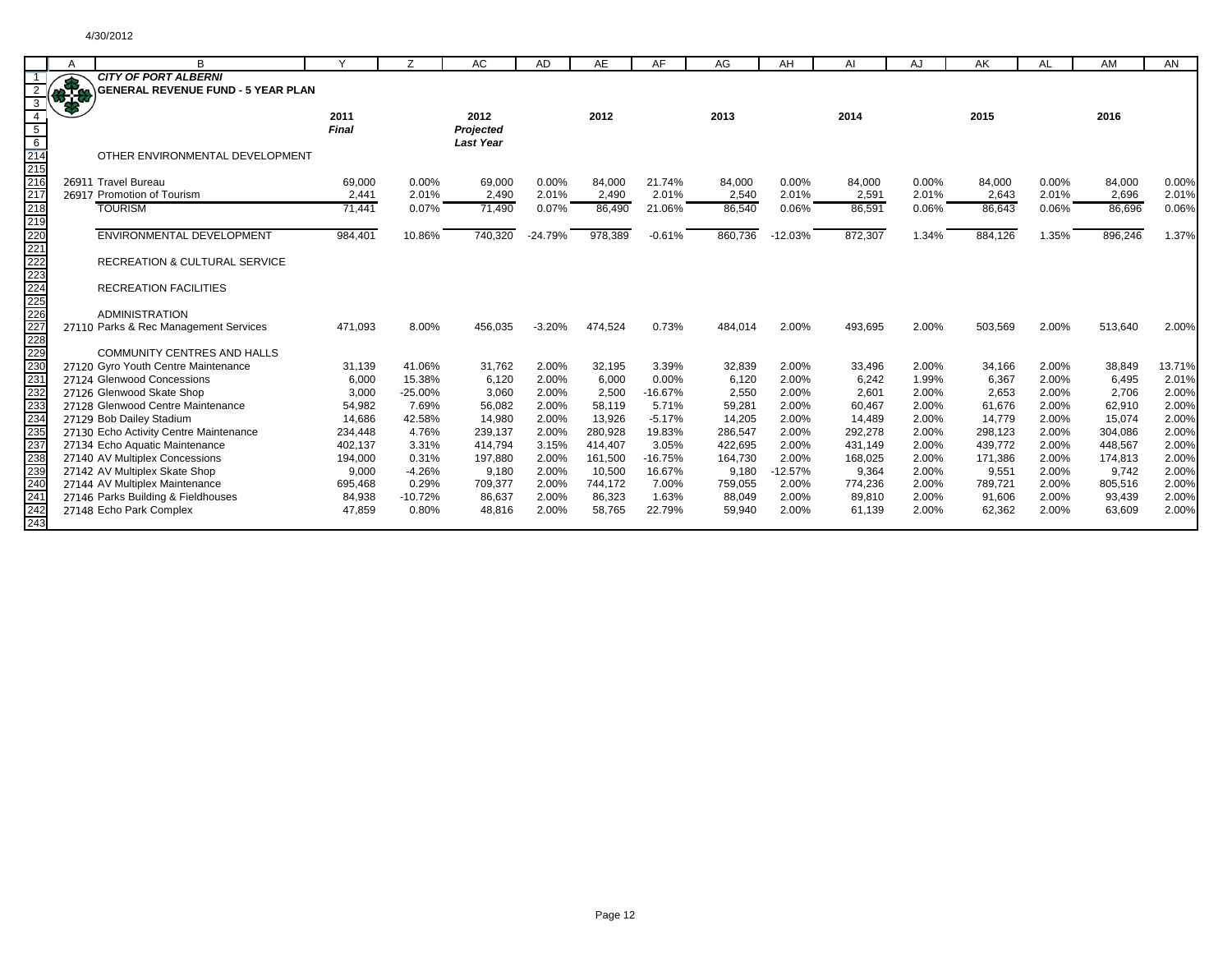4/30/2012

**CITY OF PORT ALBERNI**
**GENERAL REVENUE FUND - 5 YEAR PLAN**

| | | 2011 *Final* | | 2012 *Projected Last Year* | | 2012 | | 2013 | | 2014 | | 2015 | | 2016 | |
|---|---|---|---|---|---|---|---|---|---|---|---|---|---|---|---|
| | OTHER ENVIRONMENTAL DEVELOPMENT | | | | | | | | | | | | | | |
| 26911 | Travel Bureau | 69,000 | 0.00% | 69,000 | 0.00% | 84,000 | 21.74% | 84,000 | 0.00% | 84,000 | 0.00% | 84,000 | 0.00% | 84,000 | 0.00% |
| 26917 | Promotion of Tourism | 2,441 | 2.01% | 2,490 | 2.01% | 2,490 | 2.01% | 2,540 | 2.01% | 2,591 | 2.01% | 2,643 | 2.01% | 2,696 | 2.01% |
| | TOURISM | 71,441 | 0.07% | 71,490 | 0.07% | 86,490 | 21.06% | 86,540 | 0.06% | 86,591 | 0.06% | 86,643 | 0.06% | 86,696 | 0.06% |
| | ENVIRONMENTAL DEVELOPMENT | 984,401 | 10.86% | 740,320 | -24.79% | 978,389 | -0.61% | 860,736 | -12.03% | 872,307 | 1.34% | 884,126 | 1.35% | 896,246 | 1.37% |
| | RECREATION & CULTURAL SERVICE | | | | | | | | | | | | | | |
| | RECREATION FACILITIES | | | | | | | | | | | | | | |
| | ADMINISTRATION | | | | | | | | | | | | | | |
| 27110 | Parks & Rec Management Services | 471,093 | 8.00% | 456,035 | -3.20% | 474,524 | 0.73% | 484,014 | 2.00% | 493,695 | 2.00% | 503,569 | 2.00% | 513,640 | 2.00% |
| | COMMUNITY CENTRES AND HALLS | | | | | | | | | | | | | | |
| 27120 | Gyro Youth Centre Maintenance | 31,139 | 41.06% | 31,762 | 2.00% | 32,195 | 3.39% | 32,839 | 2.00% | 33,496 | 2.00% | 34,166 | 2.00% | 38,849 | 13.71% |
| 27124 | Glenwood Concessions | 6,000 | 15.38% | 6,120 | 2.00% | 6,000 | 0.00% | 6,120 | 2.00% | 6,242 | 1.99% | 6,367 | 2.00% | 6,495 | 2.01% |
| 27126 | Glenwood Skate Shop | 3,000 | -25.00% | 3,060 | 2.00% | 2,500 | -16.67% | 2,550 | 2.00% | 2,601 | 2.00% | 2,653 | 2.00% | 2,706 | 2.00% |
| 27128 | Glenwood Centre Maintenance | 54,982 | 7.69% | 56,082 | 2.00% | 58,119 | 5.71% | 59,281 | 2.00% | 60,467 | 2.00% | 61,676 | 2.00% | 62,910 | 2.00% |
| 27129 | Bob Dailey Stadium | 14,686 | 42.58% | 14,980 | 2.00% | 13,926 | -5.17% | 14,205 | 2.00% | 14,489 | 2.00% | 14,779 | 2.00% | 15,074 | 2.00% |
| 27130 | Echo Activity Centre Maintenance | 234,448 | 4.76% | 239,137 | 2.00% | 280,928 | 19.83% | 286,547 | 2.00% | 292,278 | 2.00% | 298,123 | 2.00% | 304,086 | 2.00% |
| 27134 | Echo Aquatic Maintenance | 402,137 | 3.31% | 414,794 | 3.15% | 414,407 | 3.05% | 422,695 | 2.00% | 431,149 | 2.00% | 439,772 | 2.00% | 448,567 | 2.00% |
| 27140 | AV Multiplex Concessions | 194,000 | 0.31% | 197,880 | 2.00% | 161,500 | -16.75% | 164,730 | 2.00% | 168,025 | 2.00% | 171,386 | 2.00% | 174,813 | 2.00% |
| 27142 | AV Multiplex Skate Shop | 9,000 | -4.26% | 9,180 | 2.00% | 10,500 | 16.67% | 9,180 | -12.57% | 9,364 | 2.00% | 9,551 | 2.00% | 9,742 | 2.00% |
| 27144 | AV Multiplex Maintenance | 695,468 | 0.29% | 709,377 | 2.00% | 744,172 | 7.00% | 759,055 | 2.00% | 774,236 | 2.00% | 789,721 | 2.00% | 805,516 | 2.00% |
| 27146 | Parks Building & Fieldhouses | 84,938 | -10.72% | 86,637 | 2.00% | 86,323 | 1.63% | 88,049 | 2.00% | 89,810 | 2.00% | 91,606 | 2.00% | 93,439 | 2.00% |
| 27148 | Echo Park Complex | 47,859 | 0.80% | 48,816 | 2.00% | 58,765 | 22.79% | 59,940 | 2.00% | 61,139 | 2.00% | 62,362 | 2.00% | 63,609 | 2.00% |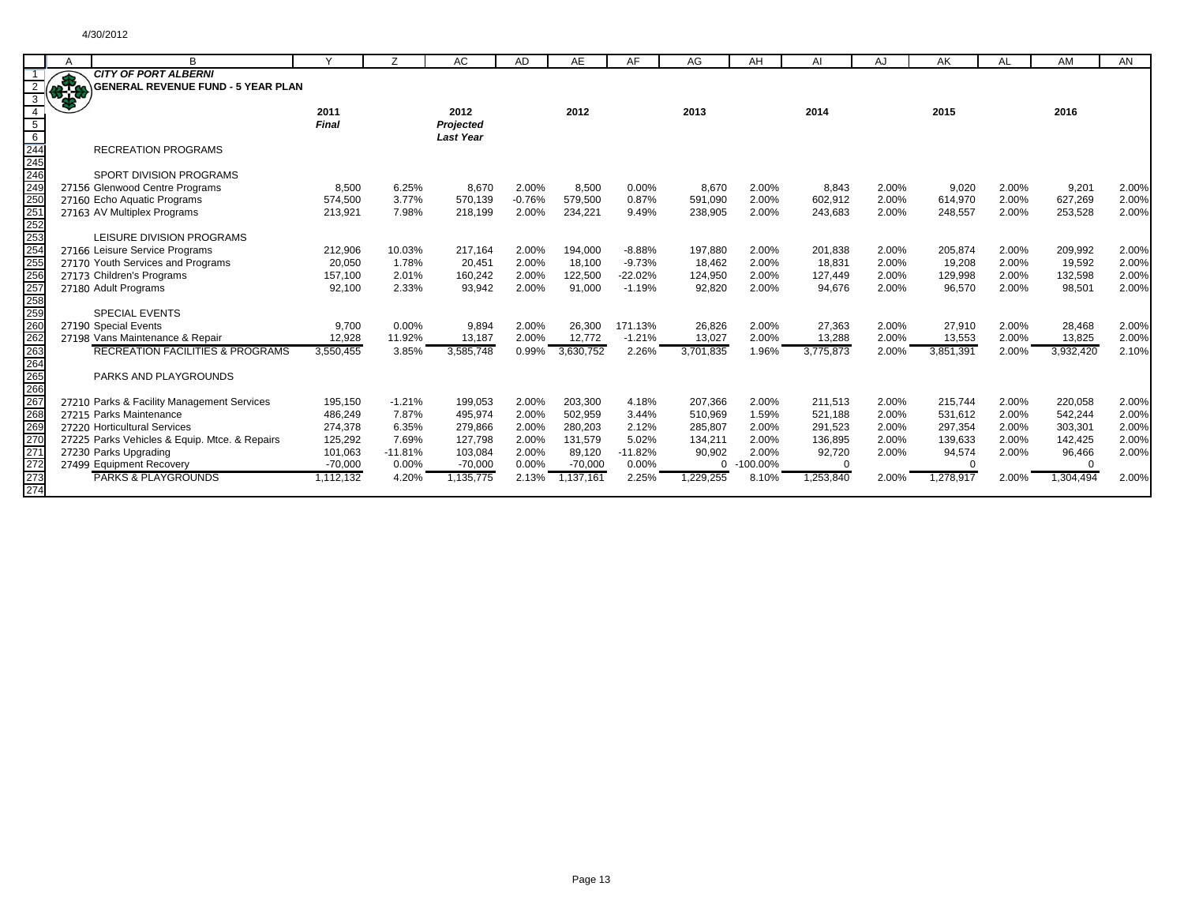4/30/2012

**CITY OF PORT ALBERNI**
**GENERAL REVENUE FUND - 5 YEAR PLAN**

| | 2011 *Final* | | 2012 *Projected Last Year* | | 2012 | | 2013 | | 2014 | | 2015 | | 2016 | |
|---|---|---|---|---|---|---|---|---|---|---|---|---|---|---|
| RECREATION PROGRAMS | | | | | | | | | | | | | | |
| SPORT DIVISION PROGRAMS | | | | | | | | | | | | | | |
| 27156 Glenwood Centre Programs | 8,500 | 6.25% | 8,670 | 2.00% | 8,500 | 0.00% | 8,670 | 2.00% | 8,843 | 2.00% | 9,020 | 2.00% | 9,201 | 2.00% |
| 27160 Echo Aquatic Programs | 574,500 | 3.77% | 570,139 | -0.76% | 579,500 | 0.87% | 591,090 | 2.00% | 602,912 | 2.00% | 614,970 | 2.00% | 627,269 | 2.00% |
| 27163 AV Multiplex Programs | 213,921 | 7.98% | 218,199 | 2.00% | 234,221 | 9.49% | 238,905 | 2.00% | 243,683 | 2.00% | 248,557 | 2.00% | 253,528 | 2.00% |
| LEISURE DIVISION PROGRAMS | | | | | | | | | | | | | | |
| 27166 Leisure Service Programs | 212,906 | 10.03% | 217,164 | 2.00% | 194,000 | -8.88% | 197,880 | 2.00% | 201,838 | 2.00% | 205,874 | 2.00% | 209,992 | 2.00% |
| 27170 Youth Services and Programs | 20,050 | 1.78% | 20,451 | 2.00% | 18,100 | -9.73% | 18,462 | 2.00% | 18,831 | 2.00% | 19,208 | 2.00% | 19,592 | 2.00% |
| 27173 Children's Programs | 157,100 | 2.01% | 160,242 | 2.00% | 122,500 | -22.02% | 124,950 | 2.00% | 127,449 | 2.00% | 129,998 | 2.00% | 132,598 | 2.00% |
| 27180 Adult Programs | 92,100 | 2.33% | 93,942 | 2.00% | 91,000 | -1.19% | 92,820 | 2.00% | 94,676 | 2.00% | 96,570 | 2.00% | 98,501 | 2.00% |
| SPECIAL EVENTS | | | | | | | | | | | | | | |
| 27190 Special Events | 9,700 | 0.00% | 9,894 | 2.00% | 26,300 | 171.13% | 26,826 | 2.00% | 27,363 | 2.00% | 27,910 | 2.00% | 28,468 | 2.00% |
| 27198 Vans Maintenance & Repair | 12,928 | 11.92% | 13,187 | 2.00% | 12,772 | -1.21% | 13,027 | 2.00% | 13,288 | 2.00% | 13,553 | 2.00% | 13,825 | 2.00% |
| RECREATION FACILITIES & PROGRAMS | 3,550,455 | 3.85% | 3,585,748 | 0.99% | 3,630,752 | 2.26% | 3,701,835 | 1.96% | 3,775,873 | 2.00% | 3,851,391 | 2.00% | 3,932,420 | 2.10% |
| PARKS AND PLAYGROUNDS | | | | | | | | | | | | | | |
| 27210 Parks & Facility Management Services | 195,150 | -1.21% | 199,053 | 2.00% | 203,300 | 4.18% | 207,366 | 2.00% | 211,513 | 2.00% | 215,744 | 2.00% | 220,058 | 2.00% |
| 27215 Parks Maintenance | 486,249 | 7.87% | 495,974 | 2.00% | 502,959 | 3.44% | 510,969 | 1.59% | 521,188 | 2.00% | 531,612 | 2.00% | 542,244 | 2.00% |
| 27220 Horticultural Services | 274,378 | 6.35% | 279,866 | 2.00% | 280,203 | 2.12% | 285,807 | 2.00% | 291,523 | 2.00% | 297,354 | 2.00% | 303,301 | 2.00% |
| 27225 Parks Vehicles & Equip. Mtce. & Repairs | 125,292 | 7.69% | 127,798 | 2.00% | 131,579 | 5.02% | 134,211 | 2.00% | 136,895 | 2.00% | 139,633 | 2.00% | 142,425 | 2.00% |
| 27230 Parks Upgrading | 101,063 | -11.81% | 103,084 | 2.00% | 89,120 | -11.82% | 90,902 | 2.00% | 92,720 | 2.00% | 94,574 | 2.00% | 96,466 | 2.00% |
| 27499 Equipment Recovery | -70,000 | 0.00% | -70,000 | 0.00% | -70,000 | 0.00% | 0 | -100.00% | 0 | | 0 | | 0 | |
| PARKS & PLAYGROUNDS | 1,112,132 | 4.20% | 1,135,775 | 2.13% | 1,137,161 | 2.25% | 1,229,255 | 8.10% | 1,253,840 | 2.00% | 1,278,917 | 2.00% | 1,304,494 | 2.00% |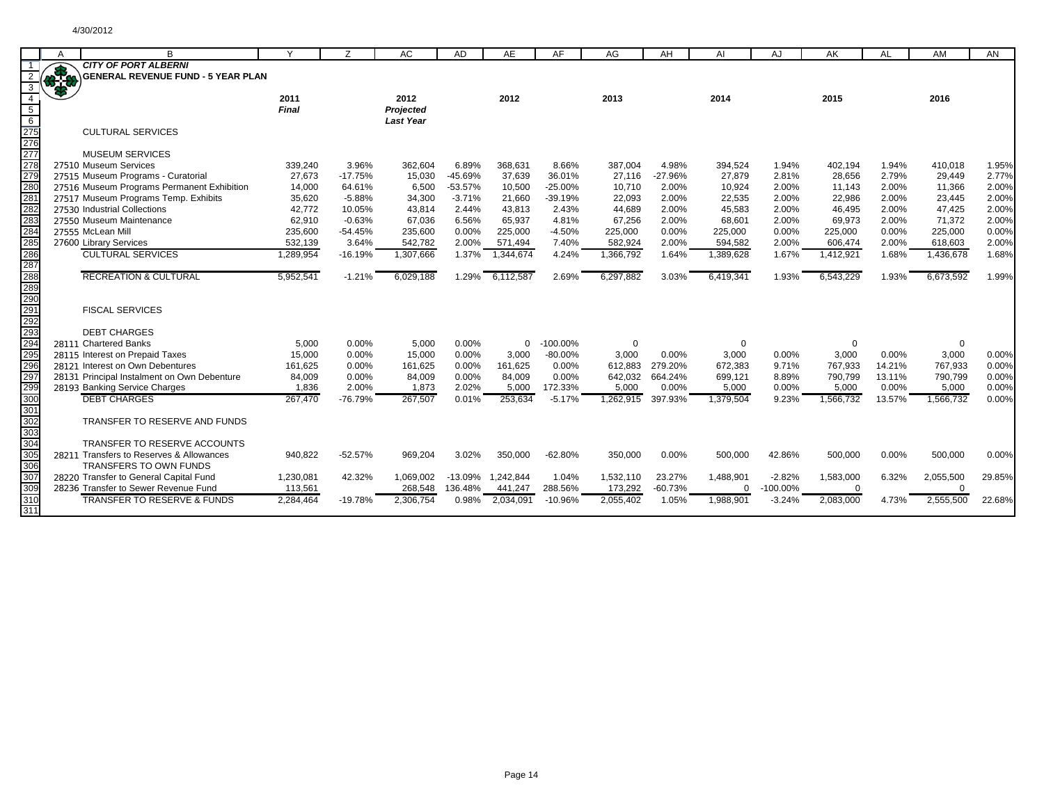4/30/2012

**CITY OF PORT ALBERNI**
**GENERAL REVENUE FUND - 5 YEAR PLAN**

| | A | B | Y | Z | AC | AD | AE | AF | AG | AH | AI | AJ | AK | AL | AM | AN |
|---|---|---|---|---|---|---|---|---|---|---|---|---|---|---|---|---|
| 4 | | | 2011 | | 2012 | | 2012 | | 2013 | | 2014 | | 2015 | | 2016 | |
| 5 | | | *Final* | | *Projected* | | | | | | | | | | | |
| 6 | | | | | *Last Year* | | | | | | | | | | | |
| 275 | | CULTURAL SERVICES | | | | | | | | | | | | | | |
| 276 | | | | | | | | | | | | | | | | |
| 277 | | MUSEUM SERVICES | | | | | | | | | | | | | | |
| 278 | 27510 | Museum Services | 339,240 | 3.96% | 362,604 | 6.89% | 368,631 | 8.66% | 387,004 | 4.98% | 394,524 | 1.94% | 402,194 | 1.94% | 410,018 | 1.95% |
| 279 | 27515 | Museum Programs - Curatorial | 27,673 | -17.75% | 15,030 | -45.69% | 37,639 | 36.01% | 27,116 | -27.96% | 27,879 | 2.81% | 28,656 | 2.79% | 29,449 | 2.77% |
| 280 | 27516 | Museum Programs Permanent Exhibition | 14,000 | 64.61% | 6,500 | -53.57% | 10,500 | -25.00% | 10,710 | 2.00% | 10,924 | 2.00% | 11,143 | 2.00% | 11,366 | 2.00% |
| 281 | 27517 | Museum Programs Temp. Exhibits | 35,620 | -5.88% | 34,300 | -3.71% | 21,660 | -39.19% | 22,093 | 2.00% | 22,535 | 2.00% | 22,986 | 2.00% | 23,445 | 2.00% |
| 282 | 27530 | Industrial Collections | 42,772 | 10.05% | 43,814 | 2.44% | 43,813 | 2.43% | 44,689 | 2.00% | 45,583 | 2.00% | 46,495 | 2.00% | 47,425 | 2.00% |
| 283 | 27550 | Museum Maintenance | 62,910 | -0.63% | 67,036 | 6.56% | 65,937 | 4.81% | 67,256 | 2.00% | 68,601 | 2.00% | 69,973 | 2.00% | 71,372 | 2.00% |
| 284 | 27555 | McLean Mill | 235,600 | -54.45% | 235,600 | 0.00% | 225,000 | -4.50% | 225,000 | 0.00% | 225,000 | 0.00% | 225,000 | 0.00% | 225,000 | 0.00% |
| 285 | 27600 | Library Services | 532,139 | 3.64% | 542,782 | 2.00% | 571,494 | 7.40% | 582,924 | 2.00% | 594,582 | 2.00% | 606,474 | 2.00% | 618,603 | 2.00% |
| 286 | | CULTURAL SERVICES | 1,289,954 | -16.19% | 1,307,666 | 1.37% | 1,344,674 | 4.24% | 1,366,792 | 1.64% | 1,389,628 | 1.67% | 1,412,921 | 1.68% | 1,436,678 | 1.68% |
| 287 | | | | | | | | | | | | | | | | |
| 288 | | RECREATION & CULTURAL | 5,952,541 | -1.21% | 6,029,188 | 1.29% | 6,112,587 | 2.69% | 6,297,882 | 3.03% | 6,419,341 | 1.93% | 6,543,229 | 1.93% | 6,673,592 | 1.99% |
| 289 | | | | | | | | | | | | | | | | |
| 290 | | | | | | | | | | | | | | | | |
| 291 | | FISCAL SERVICES | | | | | | | | | | | | | | |
| 292 | | | | | | | | | | | | | | | | |
| 293 | | DEBT CHARGES | | | | | | | | | | | | | | |
| 294 | 28111 | Chartered Banks | 5,000 | 0.00% | 5,000 | 0.00% | 0 | -100.00% | 0 | | 0 | | 0 | | 0 | |
| 295 | 28115 | Interest on Prepaid Taxes | 15,000 | 0.00% | 15,000 | 0.00% | 3,000 | -80.00% | 3,000 | 0.00% | 3,000 | 0.00% | 3,000 | 0.00% | 3,000 | 0.00% |
| 296 | 28121 | Interest on Own Debentures | 161,625 | 0.00% | 161,625 | 0.00% | 161,625 | 0.00% | 612,883 | 279.20% | 672,383 | 9.71% | 767,933 | 14.21% | 767,933 | 0.00% |
| 297 | 28131 | Principal Instalment on Own Debenture | 84,009 | 0.00% | 84,009 | 0.00% | 84,009 | 0.00% | 642,032 | 664.24% | 699,121 | 8.89% | 790,799 | 13.11% | 790,799 | 0.00% |
| 299 | 28193 | Banking Service Charges | 1,836 | 2.00% | 1,873 | 2.02% | 5,000 | 172.33% | 5,000 | 0.00% | 5,000 | 0.00% | 5,000 | 0.00% | 5,000 | 0.00% |
| 300 | | DEBT CHARGES | 267,470 | -76.79% | 267,507 | 0.01% | 253,634 | -5.17% | 1,262,915 | 397.93% | 1,379,504 | 9.23% | 1,566,732 | 13.57% | 1,566,732 | 0.00% |
| 301 | | | | | | | | | | | | | | | | |
| 302 | | TRANSFER TO RESERVE AND FUNDS | | | | | | | | | | | | | | |
| 303 | | | | | | | | | | | | | | | | |
| 304 | | TRANSFER TO RESERVE ACCOUNTS | | | | | | | | | | | | | | |
| 305 | 28211 | Transfers to Reserves & Allowances | 940,822 | -52.57% | 969,204 | 3.02% | 350,000 | -62.80% | 350,000 | 0.00% | 500,000 | 42.86% | 500,000 | 0.00% | 500,000 | 0.00% |
| 306 | | TRANSFERS TO OWN FUNDS | | | | | | | | | | | | | | |
| 307 | 28220 | Transfer to General Capital Fund | 1,230,081 | 42.32% | 1,069,002 | -13.09% | 1,242,844 | 1.04% | 1,532,110 | 23.27% | 1,488,901 | -2.82% | 1,583,000 | 6.32% | 2,055,500 | 29.85% |
| 309 | 28236 | Transfer to Sewer Revenue Fund | 113,561 | | 268,548 | 136.48% | 441,247 | 288.56% | 173,292 | -60.73% | 0 | -100.00% | 0 | | 0 | |
| 310 | | TRANSFER TO RESERVE & FUNDS | 2,284,464 | -19.78% | 2,306,754 | 0.98% | 2,034,091 | -10.96% | 2,055,402 | 1.05% | 1,988,901 | -3.24% | 2,083,000 | 4.73% | 2,555,500 | 22.68% |
| 311 | | | | | | | | | | | | | | | | |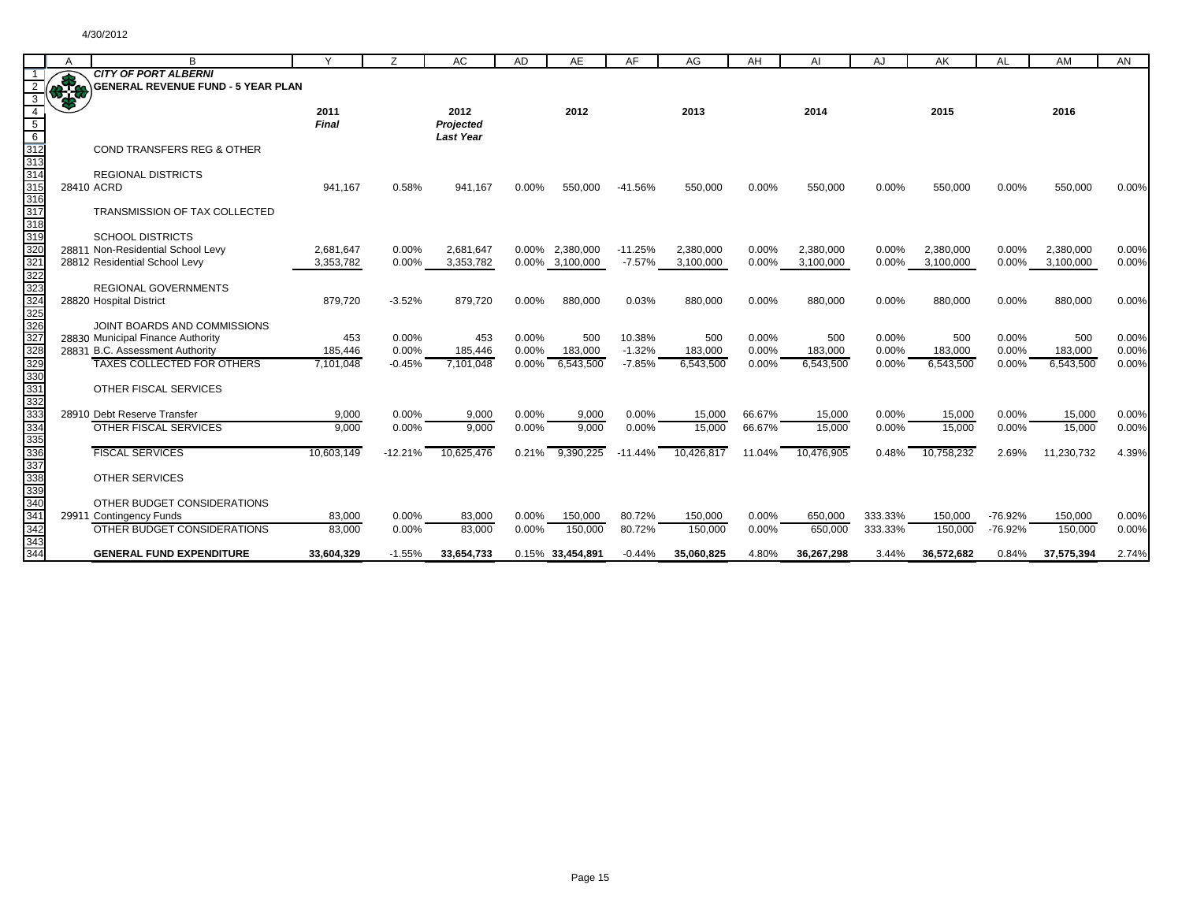**CITY OF PORT ALBERNI**

**GENERAL REVENUE FUND - 5 YEAR PLAN**

| | | 2011 *Final* | | 2012 *Projected Last Year* | | 2012 | | 2013 | | 2014 | | 2015 | | 2016 | |
|---|---|---|---|---|---|---|---|---|---|---|---|---|---|---|---|
| | COND TRANSFERS REG & OTHER | | | | | | | | | | | | | | |
| | REGIONAL DISTRICTS | | | | | | | | | | | | | | |
| 28410 | ACRD | 941,167 | 0.58% | 941,167 | 0.00% | 550,000 | -41.56% | 550,000 | 0.00% | 550,000 | 0.00% | 550,000 | 0.00% | 550,000 | 0.00% |
| | TRANSMISSION OF TAX COLLECTED | | | | | | | | | | | | | | |
| | SCHOOL DISTRICTS | | | | | | | | | | | | | | |
| 28811 | Non-Residential School Levy | 2,681,647 | 0.00% | 2,681,647 | 0.00% | 2,380,000 | -11.25% | 2,380,000 | 0.00% | 2,380,000 | 0.00% | 2,380,000 | 0.00% | 2,380,000 | 0.00% |
| 28812 | Residential School Levy | 3,353,782 | 0.00% | 3,353,782 | 0.00% | 3,100,000 | -7.57% | 3,100,000 | 0.00% | 3,100,000 | 0.00% | 3,100,000 | 0.00% | 3,100,000 | 0.00% |
| | REGIONAL GOVERNMENTS | | | | | | | | | | | | | | |
| 28820 | Hospital District | 879,720 | -3.52% | 879,720 | 0.00% | 880,000 | 0.03% | 880,000 | 0.00% | 880,000 | 0.00% | 880,000 | 0.00% | 880,000 | 0.00% |
| | JOINT BOARDS AND COMMISSIONS | | | | | | | | | | | | | | |
| 28830 | Municipal Finance Authority | 453 | 0.00% | 453 | 0.00% | 500 | 10.38% | 500 | 0.00% | 500 | 0.00% | 500 | 0.00% | 500 | 0.00% |
| 28831 | B.C. Assessment Authority | 185,446 | 0.00% | 185,446 | 0.00% | 183,000 | -1.32% | 183,000 | 0.00% | 183,000 | 0.00% | 183,000 | 0.00% | 183,000 | 0.00% |
| | TAXES COLLECTED FOR OTHERS | 7,101,048 | -0.45% | 7,101,048 | 0.00% | 6,543,500 | -7.85% | 6,543,500 | 0.00% | 6,543,500 | 0.00% | 6,543,500 | 0.00% | 6,543,500 | 0.00% |
| | OTHER FISCAL SERVICES | | | | | | | | | | | | | | |
| 28910 | Debt Reserve Transfer | 9,000 | 0.00% | 9,000 | 0.00% | 9,000 | 0.00% | 15,000 | 66.67% | 15,000 | 0.00% | 15,000 | 0.00% | 15,000 | 0.00% |
| | OTHER FISCAL SERVICES | 9,000 | 0.00% | 9,000 | 0.00% | 9,000 | 0.00% | 15,000 | 66.67% | 15,000 | 0.00% | 15,000 | 0.00% | 15,000 | 0.00% |
| | FISCAL SERVICES | 10,603,149 | -12.21% | 10,625,476 | 0.21% | 9,390,225 | -11.44% | 10,426,817 | 11.04% | 10,476,905 | 0.48% | 10,758,232 | 2.69% | 11,230,732 | 4.39% |
| | OTHER SERVICES | | | | | | | | | | | | | | |
| | OTHER BUDGET CONSIDERATIONS | | | | | | | | | | | | | | |
| 29911 | Contingency Funds | 83,000 | 0.00% | 83,000 | 0.00% | 150,000 | 80.72% | 150,000 | 0.00% | 650,000 | 333.33% | 150,000 | -76.92% | 150,000 | 0.00% |
| | OTHER BUDGET CONSIDERATIONS | 83,000 | 0.00% | 83,000 | 0.00% | 150,000 | 80.72% | 150,000 | 0.00% | 650,000 | 333.33% | 150,000 | -76.92% | 150,000 | 0.00% |
| | **GENERAL FUND EXPENDITURE** | **33,604,329** | -1.55% | **33,654,733** | 0.15% | **33,454,891** | -0.44% | **35,060,825** | 4.80% | **36,267,298** | 3.44% | **36,572,682** | 0.84% | **37,575,394** | 2.74% |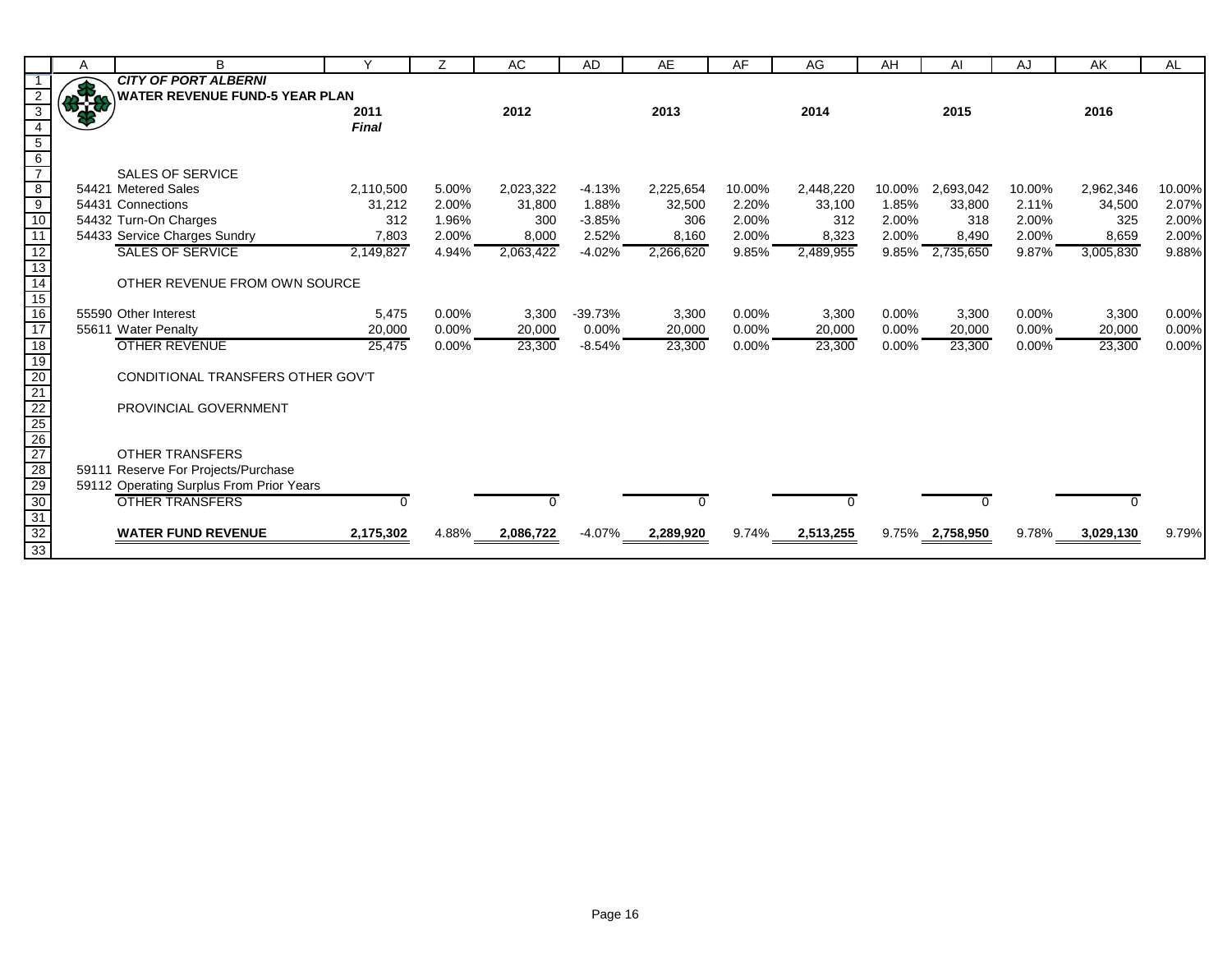**CITY OF PORT ALBERNI**

**WATER REVENUE FUND-5 YEAR PLAN**

| | 2011 *Final* | | 2012 | | 2013 | | 2014 | | 2015 | | 2016 | |
|---|---|---|---|---|---|---|---|---|---|---|---|---|
| SALES OF SERVICE | | | | | | | | | | | | |
| 54421 Metered Sales | 2,110,500 | 5.00% | 2,023,322 | -4.13% | 2,225,654 | 10.00% | 2,448,220 | 10.00% | 2,693,042 | 10.00% | 2,962,346 | 10.00% |
| 54431 Connections | 31,212 | 2.00% | 31,800 | 1.88% | 32,500 | 2.20% | 33,100 | 1.85% | 33,800 | 2.11% | 34,500 | 2.07% |
| 54432 Turn-On Charges | 312 | 1.96% | 300 | -3.85% | 306 | 2.00% | 312 | 2.00% | 318 | 2.00% | 325 | 2.00% |
| 54433 Service Charges Sundry | 7,803 | 2.00% | 8,000 | 2.52% | 8,160 | 2.00% | 8,323 | 2.00% | 8,490 | 2.00% | 8,659 | 2.00% |
| SALES OF SERVICE | 2,149,827 | 4.94% | 2,063,422 | -4.02% | 2,266,620 | 9.85% | 2,489,955 | 9.85% | 2,735,650 | 9.87% | 3,005,830 | 9.88% |
| OTHER REVENUE FROM OWN SOURCE | | | | | | | | | | | | |
| 55590 Other Interest | 5,475 | 0.00% | 3,300 | -39.73% | 3,300 | 0.00% | 3,300 | 0.00% | 3,300 | 0.00% | 3,300 | 0.00% |
| 55611 Water Penalty | 20,000 | 0.00% | 20,000 | 0.00% | 20,000 | 0.00% | 20,000 | 0.00% | 20,000 | 0.00% | 20,000 | 0.00% |
| OTHER REVENUE | 25,475 | 0.00% | 23,300 | -8.54% | 23,300 | 0.00% | 23,300 | 0.00% | 23,300 | 0.00% | 23,300 | 0.00% |
| CONDITIONAL TRANSFERS OTHER GOV'T | | | | | | | | | | | | |
| PROVINCIAL GOVERNMENT | | | | | | | | | | | | |
| OTHER TRANSFERS | | | | | | | | | | | | |
| 59111 Reserve For Projects/Purchase | | | | | | | | | | | | |
| 59112 Operating Surplus From Prior Years | | | | | | | | | | | | |
| OTHER TRANSFERS | 0 | | 0 | | 0 | | 0 | | 0 | | 0 | |
| **WATER FUND REVENUE** | **2,175,302** | 4.88% | **2,086,722** | -4.07% | **2,289,920** | 9.74% | **2,513,255** | 9.75% | **2,758,950** | 9.78% | **3,029,130** | 9.79% |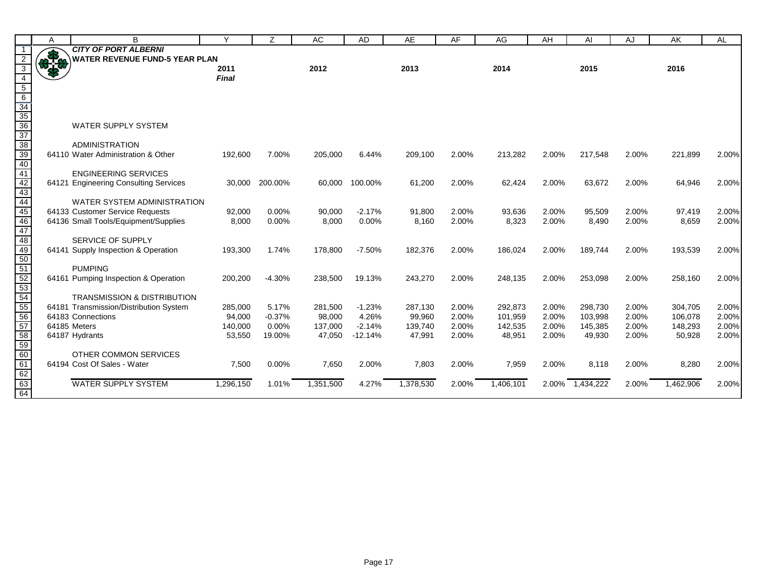**CITY OF PORT ALBERNI**

**WATER REVENUE FUND-5 YEAR PLAN**

| | 2011 *Final* | | 2012 | | 2013 | | 2014 | | 2015 | | 2016 | |
|---|---|---|---|---|---|---|---|---|---|---|---|---|
| WATER SUPPLY SYSTEM | | | | | | | | | | | | |
| ADMINISTRATION | | | | | | | | | | | | |
| 64110 Water Administration & Other | 192,600 | 7.00% | 205,000 | 6.44% | 209,100 | 2.00% | 213,282 | 2.00% | 217,548 | 2.00% | 221,899 | 2.00% |
| ENGINEERING SERVICES | | | | | | | | | | | | |
| 64121 Engineering Consulting Services | 30,000 | 200.00% | 60,000 | 100.00% | 61,200 | 2.00% | 62,424 | 2.00% | 63,672 | 2.00% | 64,946 | 2.00% |
| WATER SYSTEM ADMINISTRATION | | | | | | | | | | | | |
| 64133 Customer Service Requests | 92,000 | 0.00% | 90,000 | -2.17% | 91,800 | 2.00% | 93,636 | 2.00% | 95,509 | 2.00% | 97,419 | 2.00% |
| 64136 Small Tools/Equipment/Supplies | 8,000 | 0.00% | 8,000 | 0.00% | 8,160 | 2.00% | 8,323 | 2.00% | 8,490 | 2.00% | 8,659 | 2.00% |
| SERVICE OF SUPPLY | | | | | | | | | | | | |
| 64141 Supply Inspection & Operation | 193,300 | 1.74% | 178,800 | -7.50% | 182,376 | 2.00% | 186,024 | 2.00% | 189,744 | 2.00% | 193,539 | 2.00% |
| PUMPING | | | | | | | | | | | | |
| 64161 Pumping Inspection & Operation | 200,200 | -4.30% | 238,500 | 19.13% | 243,270 | 2.00% | 248,135 | 2.00% | 253,098 | 2.00% | 258,160 | 2.00% |
| TRANSMISSION & DISTRIBUTION | | | | | | | | | | | | |
| 64181 Transmission/Distribution System | 285,000 | 5.17% | 281,500 | -1.23% | 287,130 | 2.00% | 292,873 | 2.00% | 298,730 | 2.00% | 304,705 | 2.00% |
| 64183 Connections | 94,000 | -0.37% | 98,000 | 4.26% | 99,960 | 2.00% | 101,959 | 2.00% | 103,998 | 2.00% | 106,078 | 2.00% |
| 64185 Meters | 140,000 | 0.00% | 137,000 | -2.14% | 139,740 | 2.00% | 142,535 | 2.00% | 145,385 | 2.00% | 148,293 | 2.00% |
| 64187 Hydrants | 53,550 | 19.00% | 47,050 | -12.14% | 47,991 | 2.00% | 48,951 | 2.00% | 49,930 | 2.00% | 50,928 | 2.00% |
| OTHER COMMON SERVICES | | | | | | | | | | | | |
| 64194 Cost Of Sales - Water | 7,500 | 0.00% | 7,650 | 2.00% | 7,803 | 2.00% | 7,959 | 2.00% | 8,118 | 2.00% | 8,280 | 2.00% |
| WATER SUPPLY SYSTEM | 1,296,150 | 1.01% | 1,351,500 | 4.27% | 1,378,530 | 2.00% | 1,406,101 | 2.00% | 1,434,222 | 2.00% | 1,462,906 | 2.00% |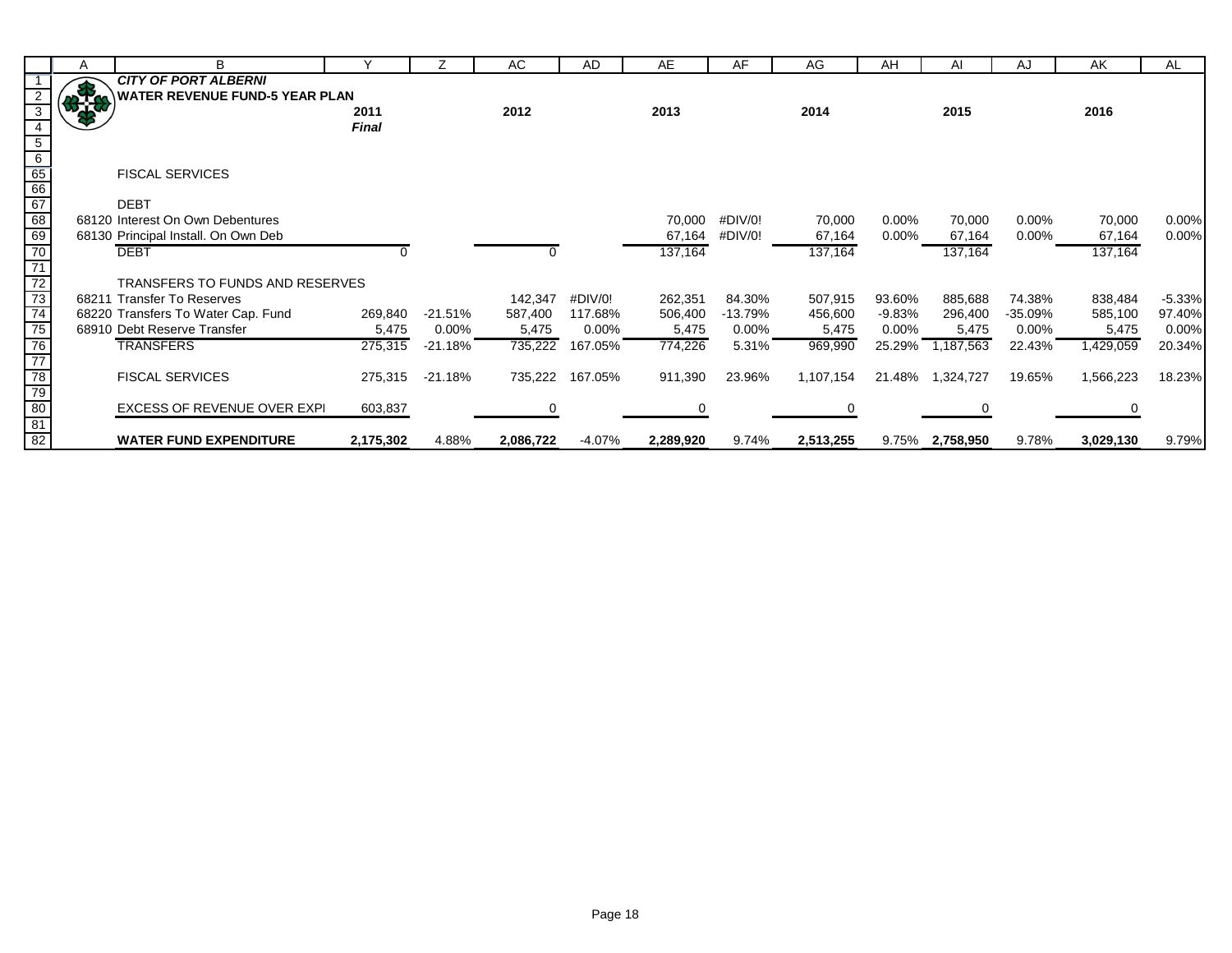# CITY OF PORT ALBERNI

## WATER REVENUE FUND-5 YEAR PLAN

| | | 2011 *Final* | | 2012 | | 2013 | | 2014 | | 2015 | | 2016 | |
|---|---|---|---|---|---|---|---|---|---|---|---|---|---|
| | **FISCAL SERVICES** | | | | | | | | | | | | |
| | **DEBT** | | | | | | | | | | | | |
| 68120 | Interest On Own Debentures | | | | | 70,000 | #DIV/0! | 70,000 | 0.00% | 70,000 | 0.00% | 70,000 | 0.00% |
| 68130 | Principal Install. On Own Deb | | | | | 67,164 | #DIV/0! | 67,164 | 0.00% | 67,164 | 0.00% | 67,164 | 0.00% |
| | DEBT | 0 | | 0 | | 137,164 | | 137,164 | | 137,164 | | 137,164 | |
| | **TRANSFERS TO FUNDS AND RESERVES** | | | | | | | | | | | | |
| 68211 | Transfer To Reserves | | | 142,347 | #DIV/0! | 262,351 | 84.30% | 507,915 | 93.60% | 885,688 | 74.38% | 838,484 | -5.33% |
| 68220 | Transfers To Water Cap. Fund | 269,840 | -21.51% | 587,400 | 117.68% | 506,400 | -13.79% | 456,600 | -9.83% | 296,400 | -35.09% | 585,100 | 97.40% |
| 68910 | Debt Reserve Transfer | 5,475 | 0.00% | 5,475 | 0.00% | 5,475 | 0.00% | 5,475 | 0.00% | 5,475 | 0.00% | 5,475 | 0.00% |
| | TRANSFERS | 275,315 | -21.18% | 735,222 | 167.05% | 774,226 | 5.31% | 969,990 | 25.29% | 1,187,563 | 22.43% | 1,429,059 | 20.34% |
| | FISCAL SERVICES | 275,315 | -21.18% | 735,222 | 167.05% | 911,390 | 23.96% | 1,107,154 | 21.48% | 1,324,727 | 19.65% | 1,566,223 | 18.23% |
| | EXCESS OF REVENUE OVER EXPI | 603,837 | | 0 | | 0 | | 0 | | 0 | | 0 | |
| | **WATER FUND EXPENDITURE** | **2,175,302** | 4.88% | **2,086,722** | -4.07% | **2,289,920** | 9.74% | **2,513,255** | 9.75% | **2,758,950** | 9.78% | **3,029,130** | 9.79% |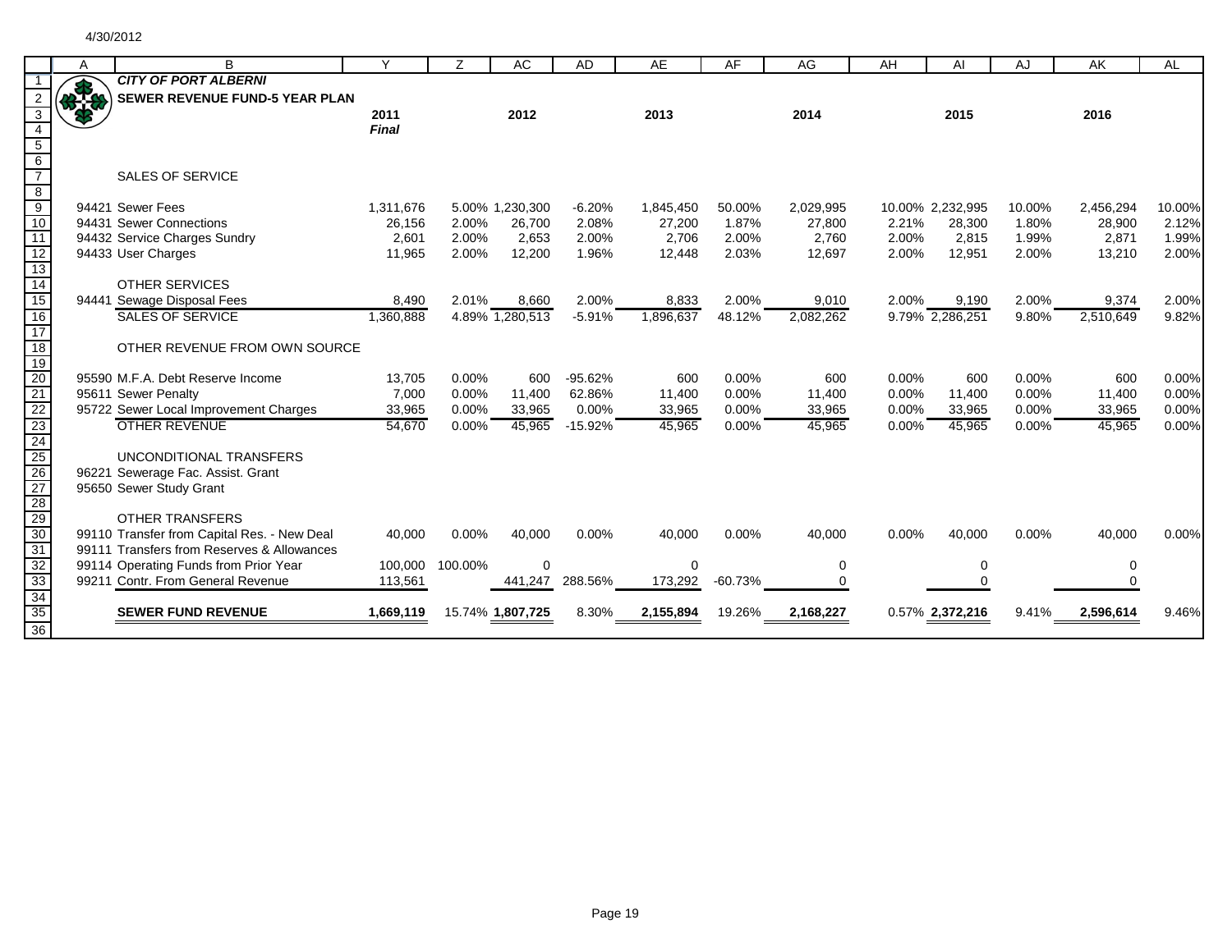4/30/2012

| | A | B | Y | Z | AC | AD | AE | AF | AG | AH | AI | AJ | AK | AL |
|---|---|---|---|---|---|---|---|---|---|---|---|---|---|---|
| 1 | | ***CITY OF PORT ALBERNI*** | | | | | | | | | | | | |
| 2 | | **SEWER REVENUE FUND-5 YEAR PLAN** | | | | | | | | | | | | |
| 3 | | | **2011** | | **2012** | | **2013** | | **2014** | | **2015** | | **2016** | |
| 4 | | | ***Final*** | | | | | | | | | | | |
| 5 | | | | | | | | | | | | | | |
| 6 | | | | | | | | | | | | | | |
| 7 | | SALES OF SERVICE | | | | | | | | | | | | |
| 8 | | | | | | | | | | | | | | |
| 9 | 94421 | Sewer Fees | 1,311,676 | 5.00% | 1,230,300 | -6.20% | 1,845,450 | 50.00% | 2,029,995 | 10.00% | 2,232,995 | 10.00% | 2,456,294 | 10.00% |
| 10 | 94431 | Sewer Connections | 26,156 | 2.00% | 26,700 | 2.08% | 27,200 | 1.87% | 27,800 | 2.21% | 28,300 | 1.80% | 28,900 | 2.12% |
| 11 | 94432 | Service Charges Sundry | 2,601 | 2.00% | 2,653 | 2.00% | 2,706 | 2.00% | 2,760 | 2.00% | 2,815 | 1.99% | 2,871 | 1.99% |
| 12 | 94433 | User Charges | 11,965 | 2.00% | 12,200 | 1.96% | 12,448 | 2.03% | 12,697 | 2.00% | 12,951 | 2.00% | 13,210 | 2.00% |
| 13 | | | | | | | | | | | | | | |
| 14 | | OTHER SERVICES | | | | | | | | | | | | |
| 15 | 94441 | Sewage Disposal Fees | 8,490 | 2.01% | 8,660 | 2.00% | 8,833 | 2.00% | 9,010 | 2.00% | 9,190 | 2.00% | 9,374 | 2.00% |
| 16 | | SALES OF SERVICE | 1,360,888 | 4.89% | 1,280,513 | -5.91% | 1,896,637 | 48.12% | 2,082,262 | 9.79% | 2,286,251 | 9.80% | 2,510,649 | 9.82% |
| 17 | | | | | | | | | | | | | | |
| 18 | | OTHER REVENUE FROM OWN SOURCE | | | | | | | | | | | | |
| 19 | | | | | | | | | | | | | | |
| 20 | 95590 | M.F.A. Debt Reserve Income | 13,705 | 0.00% | 600 | -95.62% | 600 | 0.00% | 600 | 0.00% | 600 | 0.00% | 600 | 0.00% |
| 21 | 95611 | Sewer Penalty | 7,000 | 0.00% | 11,400 | 62.86% | 11,400 | 0.00% | 11,400 | 0.00% | 11,400 | 0.00% | 11,400 | 0.00% |
| 22 | 95722 | Sewer Local Improvement Charges | 33,965 | 0.00% | 33,965 | 0.00% | 33,965 | 0.00% | 33,965 | 0.00% | 33,965 | 0.00% | 33,965 | 0.00% |
| 23 | | OTHER REVENUE | 54,670 | 0.00% | 45,965 | -15.92% | 45,965 | 0.00% | 45,965 | 0.00% | 45,965 | 0.00% | 45,965 | 0.00% |
| 24 | | | | | | | | | | | | | | |
| 25 | | UNCONDITIONAL TRANSFERS | | | | | | | | | | | | |
| 26 | 96221 | Sewerage Fac. Assist. Grant | | | | | | | | | | | | |
| 27 | 95650 | Sewer Study Grant | | | | | | | | | | | | |
| 28 | | | | | | | | | | | | | | |
| 29 | | OTHER TRANSFERS | | | | | | | | | | | | |
| 30 | 99110 | Transfer from Capital Res. - New Deal | 40,000 | 0.00% | 40,000 | 0.00% | 40,000 | 0.00% | 40,000 | 0.00% | 40,000 | 0.00% | 40,000 | 0.00% |
| 31 | 99111 | Transfers from Reserves & Allowances | | | | | | | | | | | | |
| 32 | 99114 | Operating Funds from Prior Year | 100,000 | 100.00% | 0 | | 0 | | 0 | | 0 | | 0 | |
| 33 | 99211 | Contr. From General Revenue | 113,561 | | 441,247 | 288.56% | 173,292 | -60.73% | 0 | | 0 | | 0 | |
| 34 | | | | | | | | | | | | | | |
| 35 | | **SEWER FUND REVENUE** | **1,669,119** | 15.74% | **1,807,725** | 8.30% | **2,155,894** | 19.26% | **2,168,227** | 0.57% | **2,372,216** | 9.41% | **2,596,614** | 9.46% |
| 36 | | | | | | | | | | | | | | |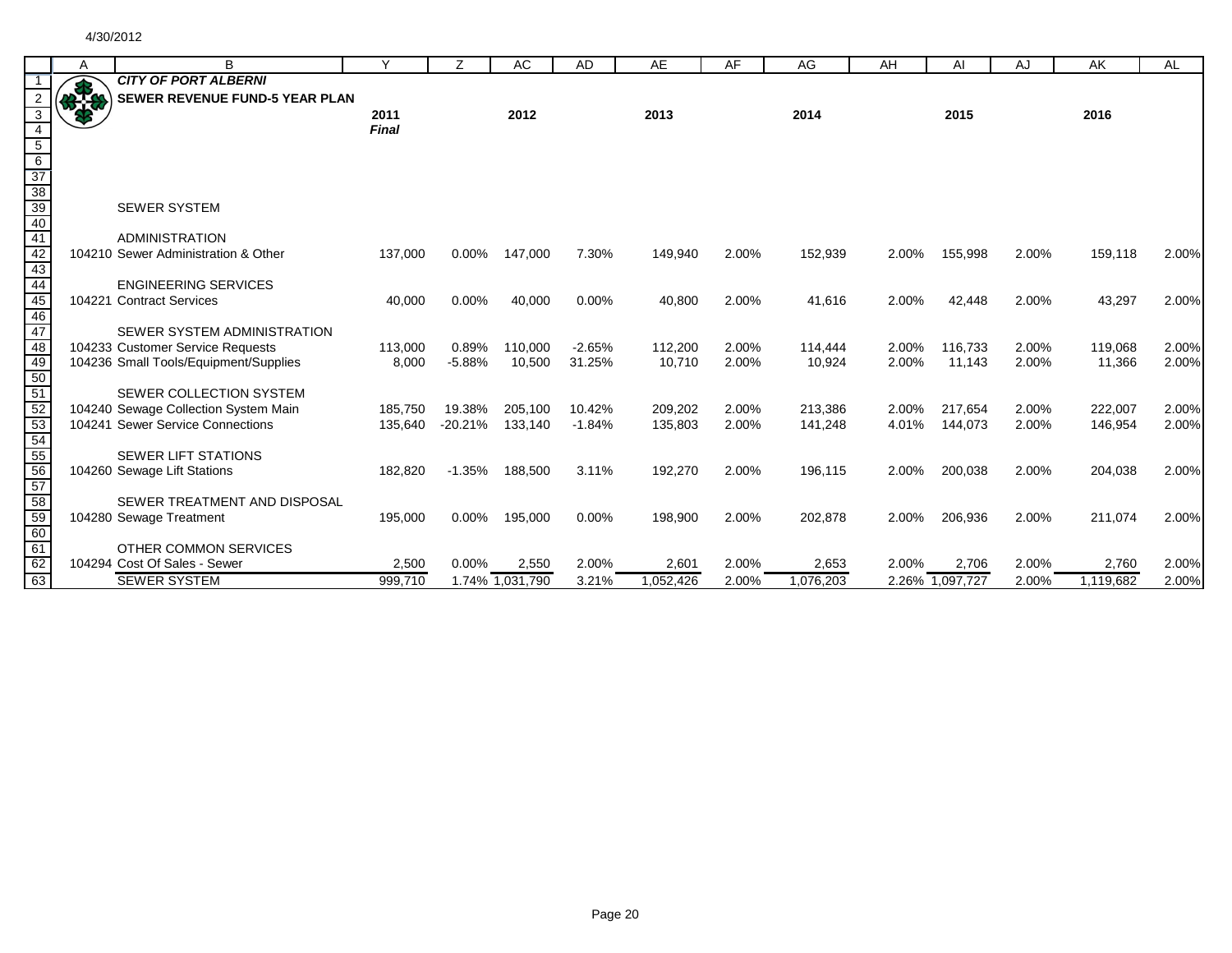4/30/2012

| | A | B | Y | Z | AC | AD | AE | AF | AG | AH | AI | AJ | AK | AL |
|---|---|---|---|---|---|---|---|---|---|---|---|---|---|---|
| 1 | | ***CITY OF PORT ALBERNI*** | | | | | | | | | | | | |
| 2 | | **SEWER REVENUE FUND-5 YEAR PLAN** | | | | | | | | | | | | |
| 3 | | | **2011** | | **2012** | | **2013** | | **2014** | | **2015** | | **2016** | |
| 4 | | | ***Final*** | | | | | | | | | | | |
| 5 | | | | | | | | | | | | | | |
| 6 | | | | | | | | | | | | | | |
| 37 | | | | | | | | | | | | | | |
| 38 | | | | | | | | | | | | | | |
| 39 | | SEWER SYSTEM | | | | | | | | | | | | |
| 40 | | | | | | | | | | | | | | |
| 41 | | ADMINISTRATION | | | | | | | | | | | | |
| 42 | 104210 | Sewer Administration & Other | 137,000 | 0.00% | 147,000 | 7.30% | 149,940 | 2.00% | 152,939 | 2.00% | 155,998 | 2.00% | 159,118 | 2.00% |
| 43 | | | | | | | | | | | | | | |
| 44 | | ENGINEERING SERVICES | | | | | | | | | | | | |
| 45 | 104221 | Contract Services | 40,000 | 0.00% | 40,000 | 0.00% | 40,800 | 2.00% | 41,616 | 2.00% | 42,448 | 2.00% | 43,297 | 2.00% |
| 46 | | | | | | | | | | | | | | |
| 47 | | SEWER SYSTEM ADMINISTRATION | | | | | | | | | | | | |
| 48 | 104233 | Customer Service Requests | 113,000 | 0.89% | 110,000 | -2.65% | 112,200 | 2.00% | 114,444 | 2.00% | 116,733 | 2.00% | 119,068 | 2.00% |
| 49 | 104236 | Small Tools/Equipment/Supplies | 8,000 | -5.88% | 10,500 | 31.25% | 10,710 | 2.00% | 10,924 | 2.00% | 11,143 | 2.00% | 11,366 | 2.00% |
| 50 | | | | | | | | | | | | | | |
| 51 | | SEWER COLLECTION SYSTEM | | | | | | | | | | | | |
| 52 | 104240 | Sewage Collection System Main | 185,750 | 19.38% | 205,100 | 10.42% | 209,202 | 2.00% | 213,386 | 2.00% | 217,654 | 2.00% | 222,007 | 2.00% |
| 53 | 104241 | Sewer Service Connections | 135,640 | -20.21% | 133,140 | -1.84% | 135,803 | 2.00% | 141,248 | 4.01% | 144,073 | 2.00% | 146,954 | 2.00% |
| 54 | | | | | | | | | | | | | | |
| 55 | | SEWER LIFT STATIONS | | | | | | | | | | | | |
| 56 | 104260 | Sewage Lift Stations | 182,820 | -1.35% | 188,500 | 3.11% | 192,270 | 2.00% | 196,115 | 2.00% | 200,038 | 2.00% | 204,038 | 2.00% |
| 57 | | | | | | | | | | | | | | |
| 58 | | SEWER TREATMENT AND DISPOSAL | | | | | | | | | | | | |
| 59 | 104280 | Sewage Treatment | 195,000 | 0.00% | 195,000 | 0.00% | 198,900 | 2.00% | 202,878 | 2.00% | 206,936 | 2.00% | 211,074 | 2.00% |
| 60 | | | | | | | | | | | | | | |
| 61 | | OTHER COMMON SERVICES | | | | | | | | | | | | |
| 62 | 104294 | Cost Of Sales - Sewer | 2,500 | 0.00% | 2,550 | 2.00% | 2,601 | 2.00% | 2,653 | 2.00% | 2,706 | 2.00% | 2,760 | 2.00% |
| 63 | | SEWER SYSTEM | 999,710 | 1.74% | 1,031,790 | 3.21% | 1,052,426 | 2.00% | 1,076,203 | 2.26% | 1,097,727 | 2.00% | 1,119,682 | 2.00% |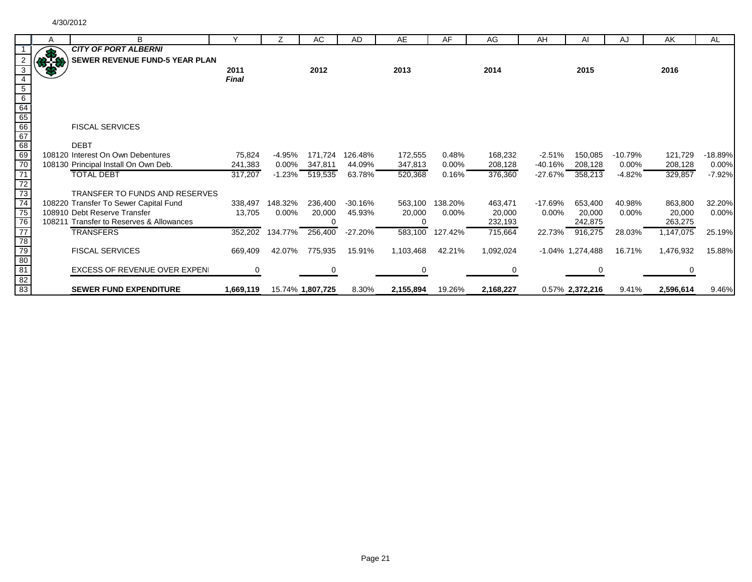4/30/2012

**CITY OF PORT ALBERNI**

**SEWER REVENUE FUND-5 YEAR PLAN**

| | | 2011 *Final* | | 2012 | | 2013 | | 2014 | | 2015 | | 2016 | |
|---|---|---|---|---|---|---|---|---|---|---|---|---|---|
| | FISCAL SERVICES | | | | | | | | | | | | |
| | DEBT | | | | | | | | | | | | |
| 108120 | Interest On Own Debentures | 75,824 | -4.95% | 171,724 | 126.48% | 172,555 | 0.48% | 168,232 | -2.51% | 150,085 | -10.79% | 121,729 | -18.89% |
| 108130 | Principal Install On Own Deb. | 241,383 | 0.00% | 347,811 | 44.09% | 347,813 | 0.00% | 208,128 | -40.16% | 208,128 | 0.00% | 208,128 | 0.00% |
| | TOTAL DEBT | 317,207 | -1.23% | 519,535 | 63.78% | 520,368 | 0.16% | 376,360 | -27.67% | 358,213 | -4.82% | 329,857 | -7.92% |
| | TRANSFER TO FUNDS AND RESERVES | | | | | | | | | | | | |
| 108220 | Transfer To Sewer Capital Fund | 338,497 | 148.32% | 236,400 | -30.16% | 563,100 | 138.20% | 463,471 | -17.69% | 653,400 | 40.98% | 863,800 | 32.20% |
| 108910 | Debt Reserve Transfer | 13,705 | 0.00% | 20,000 | 45.93% | 20,000 | 0.00% | 20,000 | 0.00% | 20,000 | 0.00% | 20,000 | 0.00% |
| 108211 | Transfer to Reserves & Allowances | | | 0 | | 0 | | 232,193 | | 242,875 | | 263,275 | |
| | TRANSFERS | 352,202 | 134.77% | 256,400 | -27.20% | 583,100 | 127.42% | 715,664 | 22.73% | 916,275 | 28.03% | 1,147,075 | 25.19% |
| | FISCAL SERVICES | 669,409 | 42.07% | 775,935 | 15.91% | 1,103,468 | 42.21% | 1,092,024 | -1.04% | 1,274,488 | 16.71% | 1,476,932 | 15.88% |
| | EXCESS OF REVENUE OVER EXPENI | 0 | | 0 | | 0 | | 0 | | 0 | | 0 | |
| | **SEWER FUND EXPENDITURE** | **1,669,119** | 15.74% | **1,807,725** | 8.30% | **2,155,894** | 19.26% | **2,168,227** | 0.57% | **2,372,216** | 9.41% | **2,596,614** | 9.46% |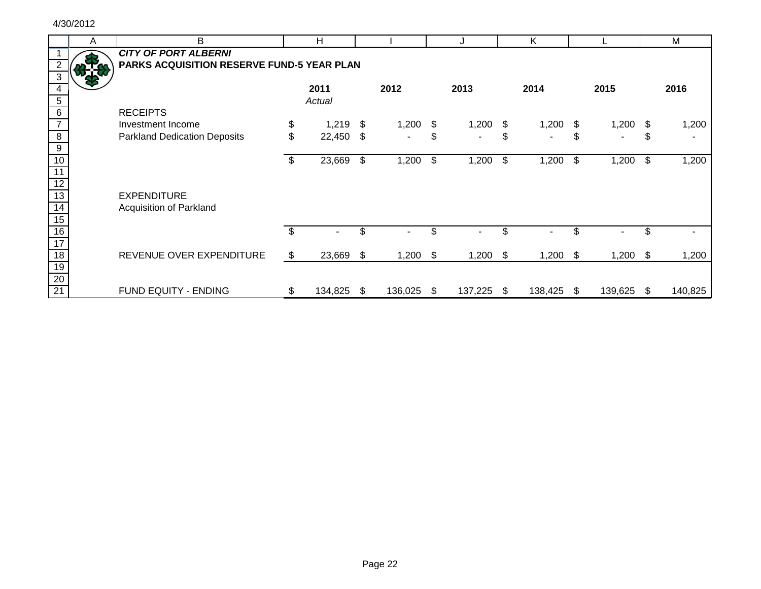4/30/2012

***CITY OF PORT ALBERNI***

**PARKS ACQUISITION RESERVE FUND-5 YEAR PLAN**

| | **2011** *Actual* | **2012** | **2013** | **2014** | **2015** | **2016** |
|---|---|---|---|---|---|---|
| RECEIPTS | | | | | | |
| Investment Income | $ 1,219 | $ 1,200 | $ 1,200 | $ 1,200 | $ 1,200 | $ 1,200 |
| Parkland Dedication Deposits | $ 22,450 | $ - | $ - | $ - | $ - | $ - |
| | $ 23,669 | $ 1,200 | $ 1,200 | $ 1,200 | $ 1,200 | $ 1,200 |
| EXPENDITURE | | | | | | |
| Acquisition of Parkland | | | | | | |
| | $ - | $ - | $ - | $ - | $ - | $ - |
| REVENUE OVER EXPENDITURE | $ 23,669 | $ 1,200 | $ 1,200 | $ 1,200 | $ 1,200 | $ 1,200 |
| FUND EQUITY - ENDING | $ 134,825 | $ 136,025 | $ 137,225 | $ 138,425 | $ 139,625 | $ 140,825 |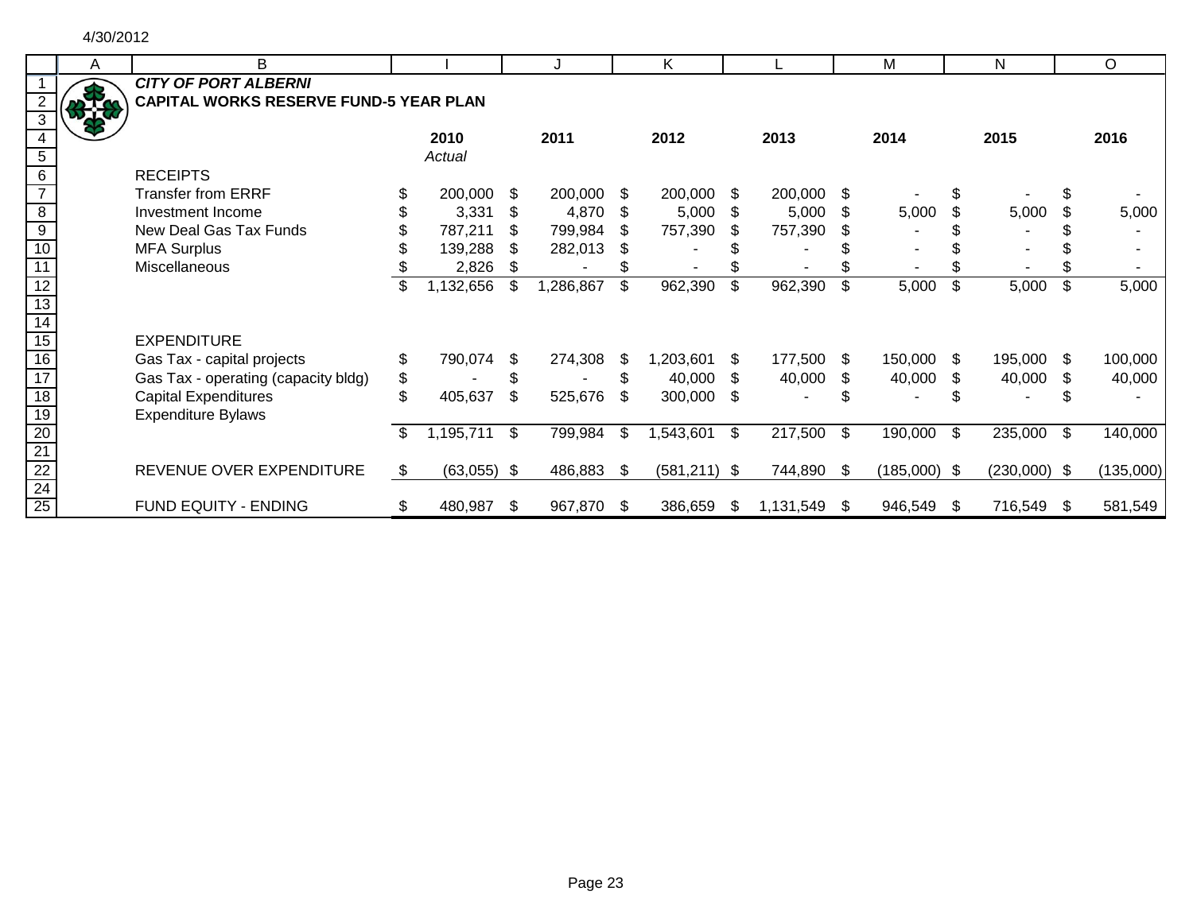4/30/2012

***CITY OF PORT ALBERNI***

**CAPITAL WORKS RESERVE FUND-5 YEAR PLAN**

| | 2010 *Actual* | 2011 | 2012 | 2013 | 2014 | 2015 | 2016 |
|---|---|---|---|---|---|---|---|
| RECEIPTS | | | | | | | |
| Transfer from ERRF | $ 200,000 | $ 200,000 | $ 200,000 | $ 200,000 | $ - | $ - | $ - |
| Investment Income | $ 3,331 | $ 4,870 | $ 5,000 | $ 5,000 | $ 5,000 | $ 5,000 | $ 5,000 |
| New Deal Gas Tax Funds | $ 787,211 | $ 799,984 | $ 757,390 | $ 757,390 | $ - | $ - | $ - |
| MFA Surplus | $ 139,288 | $ 282,013 | $ - | $ - | $ - | $ - | $ - |
| Miscellaneous | $ 2,826 | $ - | $ - | $ - | $ - | $ - | $ - |
| | $ 1,132,656 | $ 1,286,867 | $ 962,390 | $ 962,390 | $ 5,000 | $ 5,000 | $ 5,000 |
| EXPENDITURE | | | | | | | |
| Gas Tax - capital projects | $ 790,074 | $ 274,308 | $ 1,203,601 | $ 177,500 | $ 150,000 | $ 195,000 | $ 100,000 |
| Gas Tax - operating (capacity bldg) | $ - | $ - | $ 40,000 | $ 40,000 | $ 40,000 | $ 40,000 | $ 40,000 |
| Capital Expenditures | $ 405,637 | $ 525,676 | $ 300,000 | $ - | $ - | $ - | $ - |
| Expenditure Bylaws | | | | | | | |
| | $ 1,195,711 | $ 799,984 | $ 1,543,601 | $ 217,500 | $ 190,000 | $ 235,000 | $ 140,000 |
| REVENUE OVER EXPENDITURE | $ (63,055) | $ 486,883 | $ (581,211) | $ 744,890 | $ (185,000) | $ (230,000) | $ (135,000) |
| FUND EQUITY - ENDING | $ 480,987 | $ 967,870 | $ 386,659 | $ 1,131,549 | $ 946,549 | $ 716,549 | $ 581,549 |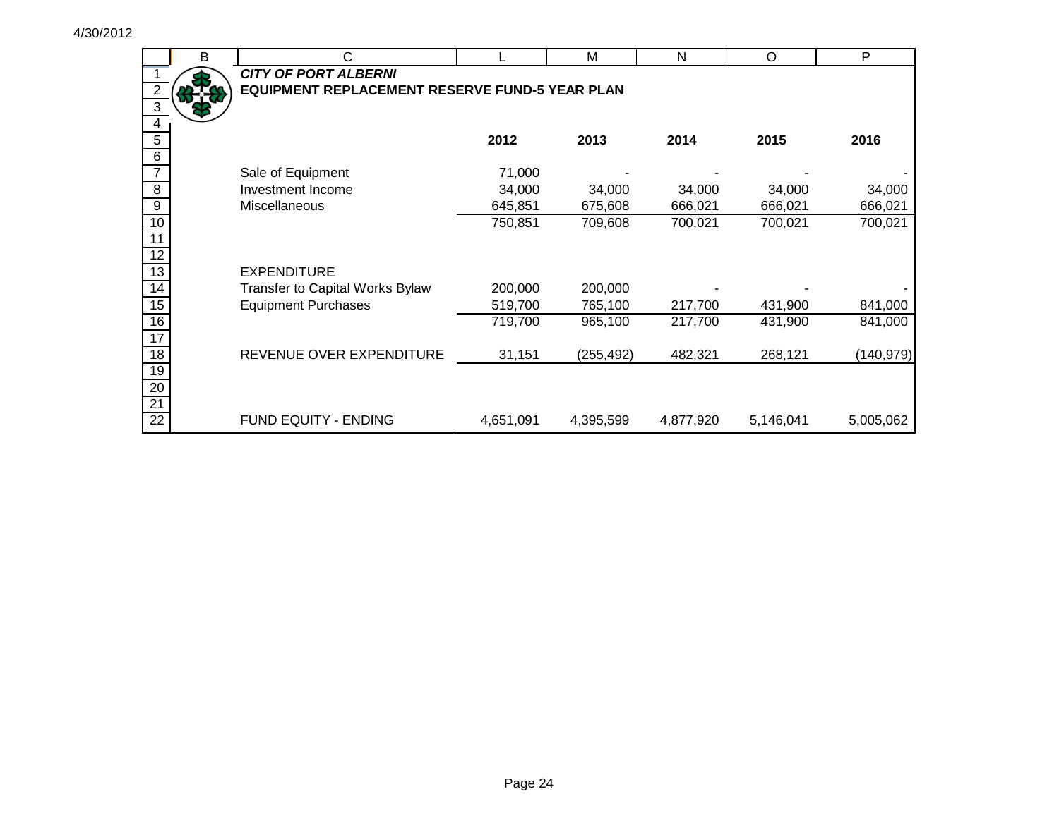***CITY OF PORT ALBERNI***

**EQUIPMENT REPLACEMENT RESERVE FUND-5 YEAR PLAN**

| | 2012 | 2013 | 2014 | 2015 | 2016 |
|---|---|---|---|---|---|
| Sale of Equipment | 71,000 | - | - | - | - |
| Investment Income | 34,000 | 34,000 | 34,000 | 34,000 | 34,000 |
| Miscellaneous | 645,851 | 675,608 | 666,021 | 666,021 | 666,021 |
| | 750,851 | 709,608 | 700,021 | 700,021 | 700,021 |
| EXPENDITURE | | | | | |
| Transfer to Capital Works Bylaw | 200,000 | 200,000 | - | - | - |
| Equipment Purchases | 519,700 | 765,100 | 217,700 | 431,900 | 841,000 |
| | 719,700 | 965,100 | 217,700 | 431,900 | 841,000 |
| REVENUE OVER EXPENDITURE | 31,151 | (255,492) | 482,321 | 268,121 | (140,979) |
| FUND EQUITY - ENDING | 4,651,091 | 4,395,599 | 4,877,920 | 5,146,041 | 5,005,062 |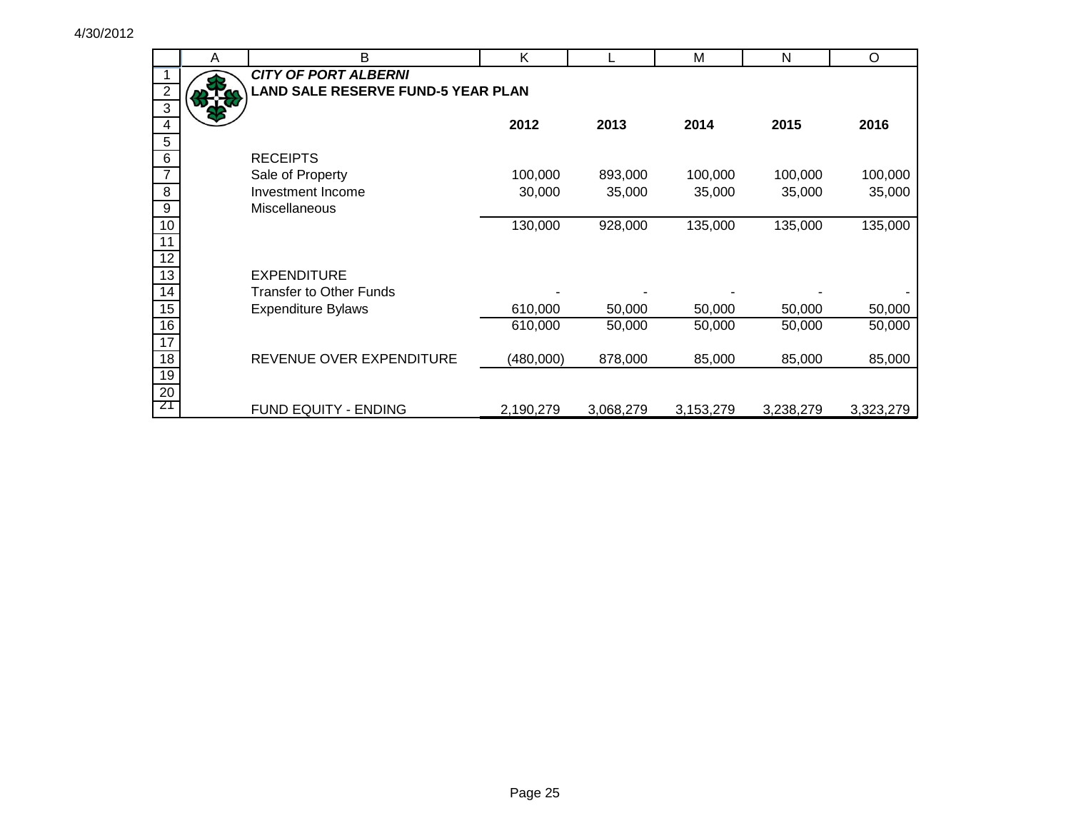4/30/2012

# CITY OF PORT ALBERNI

## LAND SALE RESERVE FUND-5 YEAR PLAN

| | 2012 | 2013 | 2014 | 2015 | 2016 |
|---|---|---|---|---|---|
| RECEIPTS | | | | | |
| Sale of Property | 100,000 | 893,000 | 100,000 | 100,000 | 100,000 |
| Investment Income | 30,000 | 35,000 | 35,000 | 35,000 | 35,000 |
| Miscellaneous | | | | | |
| | 130,000 | 928,000 | 135,000 | 135,000 | 135,000 |
| | | | | | |
| EXPENDITURE | | | | | |
| Transfer to Other Funds | - | - | - | - | - |
| Expenditure Bylaws | 610,000 | 50,000 | 50,000 | 50,000 | 50,000 |
| | 610,000 | 50,000 | 50,000 | 50,000 | 50,000 |
| | | | | | |
| REVENUE OVER EXPENDITURE | (480,000) | 878,000 | 85,000 | 85,000 | 85,000 |
| | | | | | |
| FUND EQUITY - ENDING | 2,190,279 | 3,068,279 | 3,153,279 | 3,238,279 | 3,323,279 |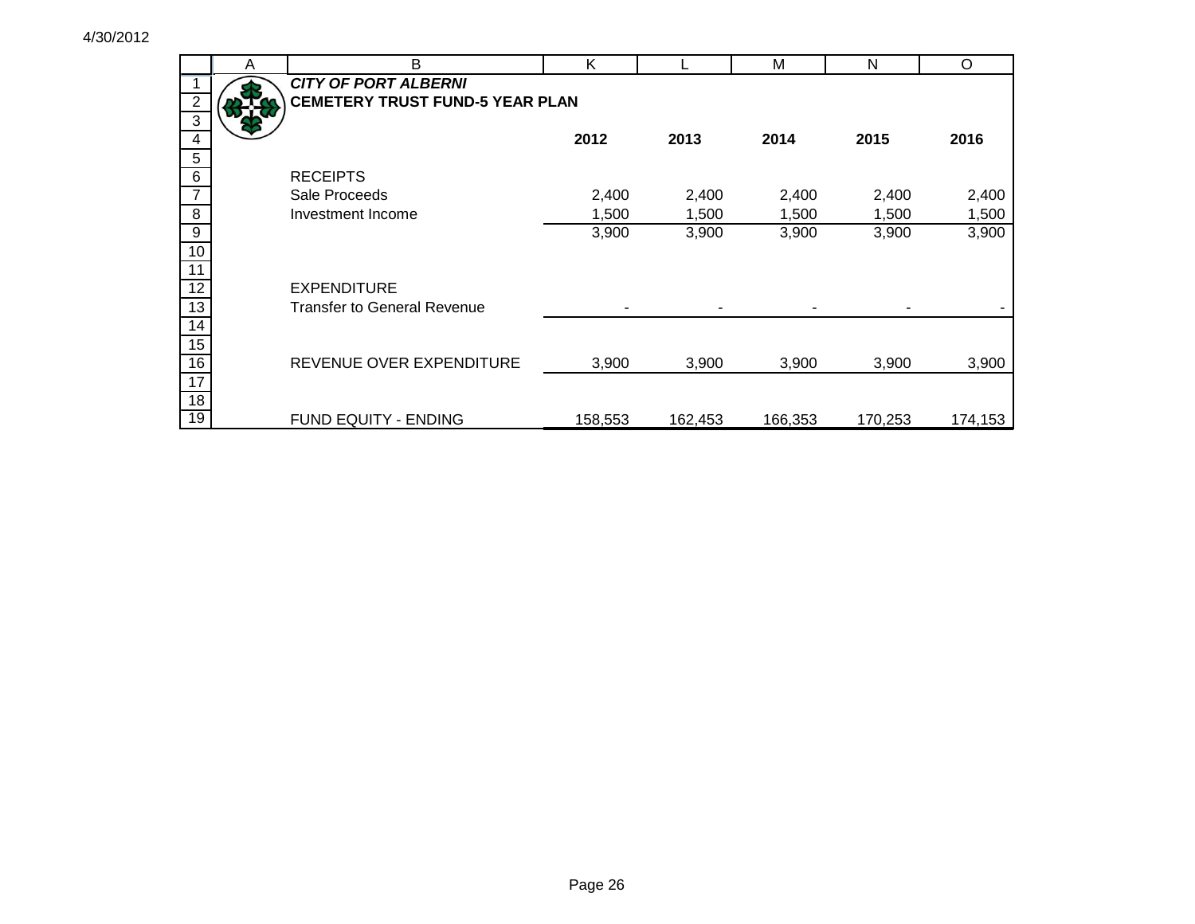***CITY OF PORT ALBERNI***

**CEMETERY TRUST FUND-5 YEAR PLAN**

| | **2012** | **2013** | **2014** | **2015** | **2016** |
|---|---|---|---|---|---|
| RECEIPTS | | | | | |
| Sale Proceeds | 2,400 | 2,400 | 2,400 | 2,400 | 2,400 |
| Investment Income | 1,500 | 1,500 | 1,500 | 1,500 | 1,500 |
| | 3,900 | 3,900 | 3,900 | 3,900 | 3,900 |
| | | | | | |
| EXPENDITURE | | | | | |
| Transfer to General Revenue | - | - | - | - | - |
| | | | | | |
| REVENUE OVER EXPENDITURE | 3,900 | 3,900 | 3,900 | 3,900 | 3,900 |
| | | | | | |
| FUND EQUITY - ENDING | 158,553 | 162,453 | 166,353 | 170,253 | 174,153 |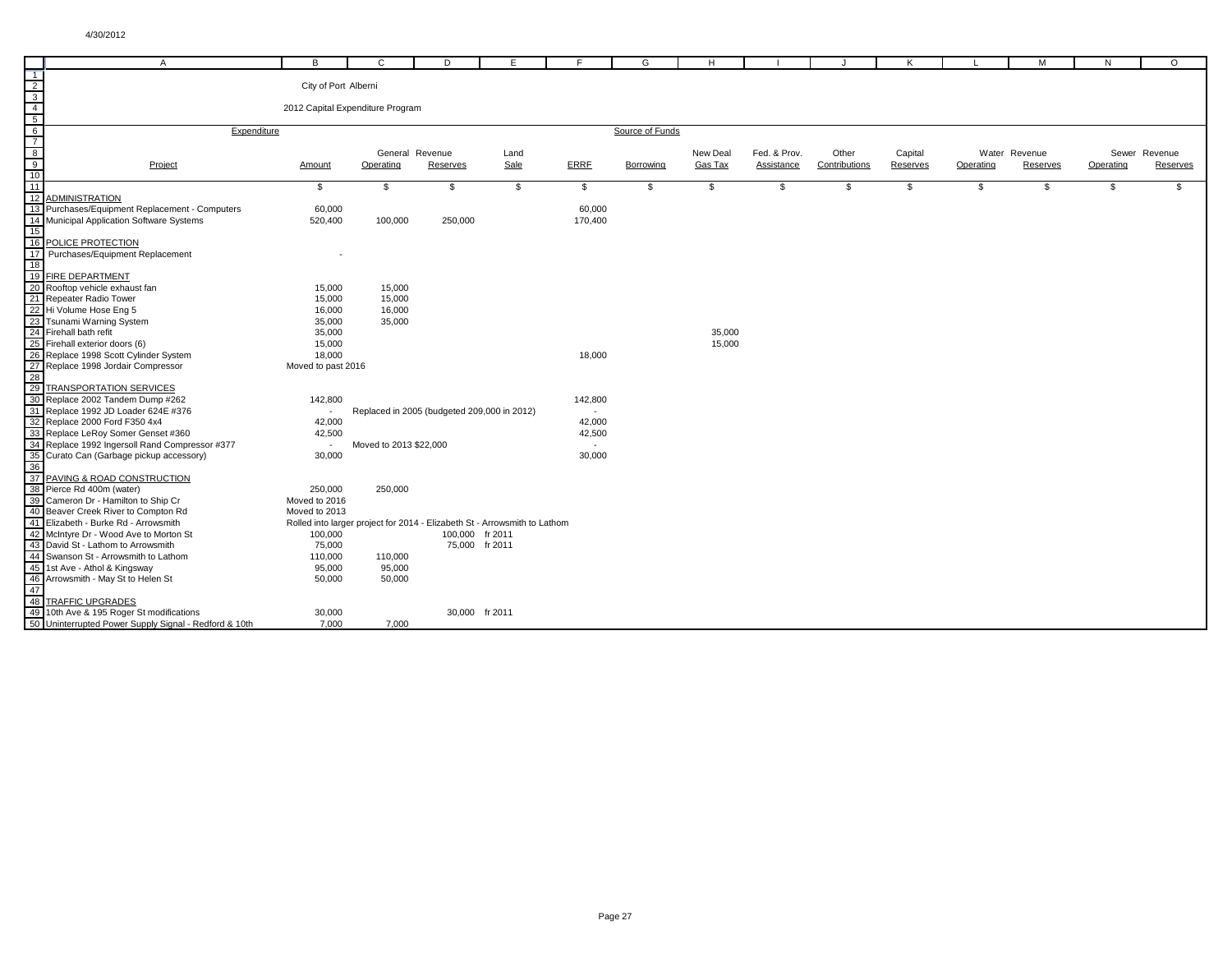4/30/2012

City of Port Alberni

2012 Capital Expenditure Program

| Project | Amount | General Operating | Revenue Reserves | Land Sale | ERRF | Borrowing | New Deal Gas Tax | Fed. & Prov. Assistance | Other Contributions | Capital Reserves | Water Operating | Revenue Reserves | Sewer Operating | Revenue Reserves |
|---|---|---|---|---|---|---|---|---|---|---|---|---|---|---|
| | $ | $ | $ | $ | $ | $ | $ | $ | $ | $ | $ | $ | $ | $ |
| ADMINISTRATION | | | | | | | | | | | | | | |
| Purchases/Equipment Replacement - Computers | 60,000 | | | | 60,000 | | | | | | | | | |
| Municipal Application Software Systems | 520,400 | 100,000 | 250,000 | | 170,400 | | | | | | | | | |
| POLICE PROTECTION | | | | | | | | | | | | | | |
| Purchases/Equipment Replacement | - | | | | | | | | | | | | | |
| FIRE DEPARTMENT | | | | | | | | | | | | | | |
| Rooftop vehicle exhaust fan | 15,000 | 15,000 | | | | | | | | | | | | |
| Repeater Radio Tower | 15,000 | 15,000 | | | | | | | | | | | | |
| Hi Volume Hose Eng 5 | 16,000 | 16,000 | | | | | | | | | | | | |
| Tsunami Warning System | 35,000 | 35,000 | | | | | | | | | | | | |
| Firehall bath refit | 35,000 | | | | | | 35,000 | | | | | | | |
| Firehall exterior doors (6) | 15,000 | | | | | | 15,000 | | | | | | | |
| Replace 1998 Scott Cylinder System | 18,000 | | | | 18,000 | | | | | | | | | |
| Replace 1998 Jordair Compressor | Moved to past 2016 | | | | | | | | | | | | | |
| TRANSPORTATION SERVICES | | | | | | | | | | | | | | |
| Replace 2002 Tandem Dump #262 | 142,800 | | | | 142,800 | | | | | | | | | |
| Replace 1992 JD Loader 624E #376 | - | Replaced in 2005 (budgeted 209,000 in 2012) | | | - | | | | | | | | | |
| Replace 2000 Ford F350 4x4 | 42,000 | | | | 42,000 | | | | | | | | | |
| Replace LeRoy Somer Genset #360 | 42,500 | | | | 42,500 | | | | | | | | | |
| Replace 1992 Ingersoll Rand Compressor #377 | - | Moved to 2013 $22,000 | | | - | | | | | | | | | |
| Curato Can (Garbage pickup accessory) | 30,000 | | | | 30,000 | | | | | | | | | |
| PAVING & ROAD CONSTRUCTION | | | | | | | | | | | | | | |
| Pierce Rd 400m (water) | 250,000 | 250,000 | | | | | | | | | | | | |
| Cameron Dr - Hamilton to Ship Cr | Moved to 2016 | | | | | | | | | | | | | |
| Beaver Creek River to Compton Rd | Moved to 2013 | | | | | | | | | | | | | |
| Elizabeth - Burke Rd - Arrowsmith | Rolled into larger project for 2014 - Elizabeth St - Arrowsmith to Lathom | | | | | | | | | | | | | |
| McIntyre Dr - Wood Ave to Morton St | 100,000 | | 100,000 | fr 2011 | | | | | | | | | | |
| David St - Lathom to Arrowsmith | 75,000 | | 75,000 | fr 2011 | | | | | | | | | | |
| Swanson St - Arrowsmith to Lathom | 110,000 | 110,000 | | | | | | | | | | | | |
| 1st Ave - Athol & Kingsway | 95,000 | 95,000 | | | | | | | | | | | | |
| Arrowsmith - May St to Helen St | 50,000 | 50,000 | | | | | | | | | | | | |
| TRAFFIC UPGRADES | | | | | | | | | | | | | | |
| 10th Ave & 195 Roger St modifications | 30,000 | | 30,000 | fr 2011 | | | | | | | | | | |
| Uninterrupted Power Supply Signal - Redford & 10th | 7,000 | 7,000 | | | | | | | | | | | | |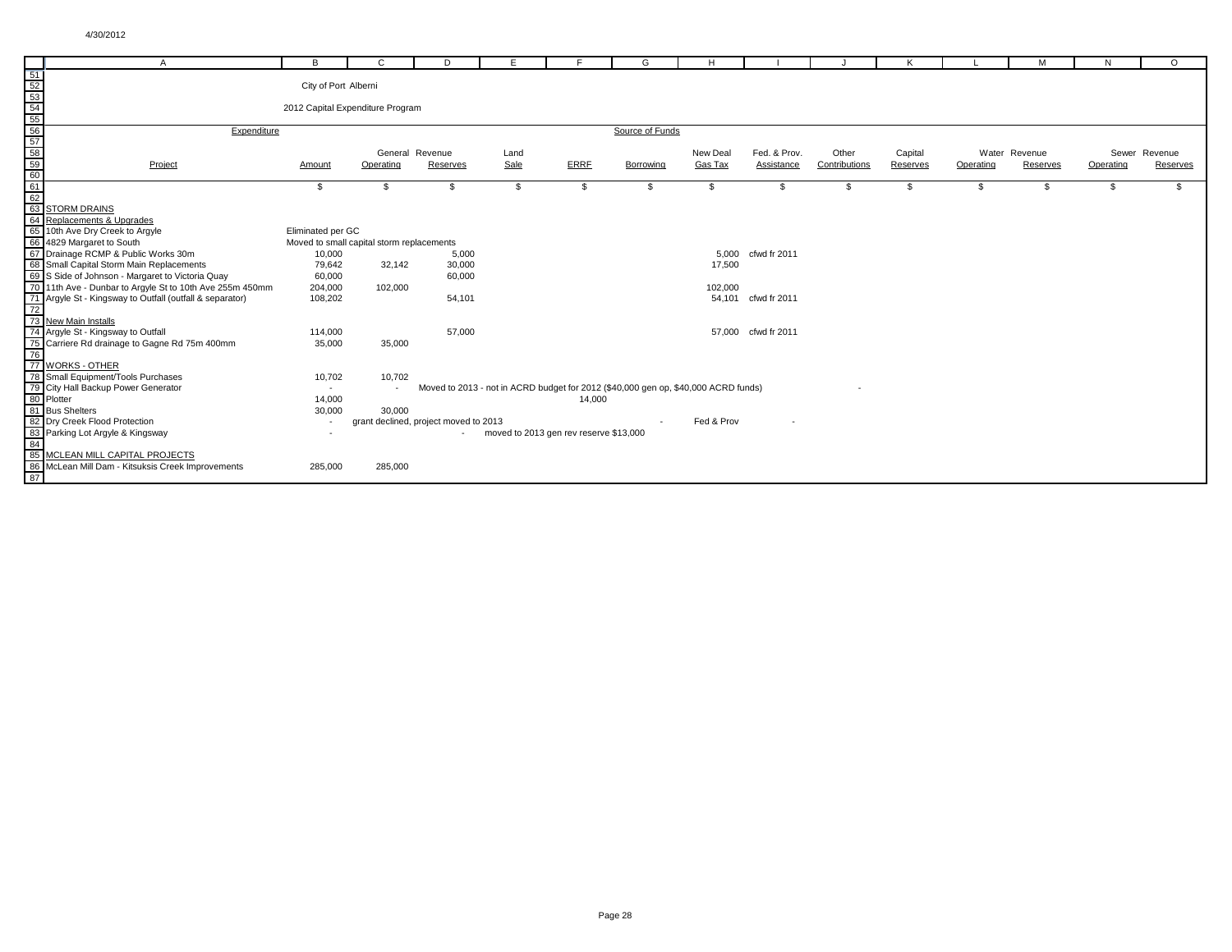City of Port Alberni

2012 Capital Expenditure Program

| Expenditure | | | | | | Source of Funds | | | | | | | | |
|---|---|---|---|---|---|---|---|---|---|---|---|---|---|---|
| Project | Amount | General Operating | Revenue Reserves | Land Sale | ERRF | Borrowing | New Deal Gas Tax | Fed. & Prov. Assistance | Other Contributions | Capital Reserves | Water Operating | Revenue Reserves | Sewer Operating | Revenue Reserves |
| | $ | $ | $ | $ | $ | $ | $ | $ | $ | $ | $ | $ | $ | $ |
| **STORM DRAINS** | | | | | | | | | | | | | | |
| Replacements & Upgrades | | | | | | | | | | | | | | |
| 10th Ave Dry Creek to Argyle | Eliminated per GC | | | | | | | | | | | | | |
| 4829 Margaret to South | Moved to small capital storm replacements | | | | | | | | | | | | | |
| Drainage RCMP & Public Works 30m | 10,000 | | 5,000 | | | | 5,000 | cfwd fr 2011 | | | | | | |
| Small Capital Storm Main Replacements | 79,642 | 32,142 | 30,000 | | | | 17,500 | | | | | | | |
| S Side of Johnson - Margaret to Victoria Quay | 60,000 | | 60,000 | | | | | | | | | | | |
| 11th Ave - Dunbar to Argyle St to 10th Ave 255m 450mm | 204,000 | 102,000 | | | | | 102,000 | | | | | | | |
| Argyle St - Kingsway to Outfall (outfall & separator) | 108,202 | | 54,101 | | | | 54,101 | cfwd fr 2011 | | | | | | |
| New Main Installs | | | | | | | | | | | | | | |
| Argyle St - Kingsway to Outfall | 114,000 | | 57,000 | | | | 57,000 | cfwd fr 2011 | | | | | | |
| Carriere Rd drainage to Gagne Rd 75m 400mm | 35,000 | 35,000 | | | | | | | | | | | | |
| **WORKS - OTHER** | | | | | | | | | | | | | | |
| Small Equipment/Tools Purchases | 10,702 | 10,702 | | | | | | | | | | | | |
| City Hall Backup Power Generator | - | - | Moved to 2013 - not in ACRD budget for 2012 ($40,000 gen op, $40,000 ACRD funds) | | | | | | - | | | | | |
| Plotter | 14,000 | | | | 14,000 | | | | | | | | | |
| Bus Shelters | 30,000 | 30,000 | | | | | | | | | | | | |
| Dry Creek Flood Protection | - | grant declined, project moved to 2013 | | | | - | Fed & Prov | - | | | | | | |
| Parking Lot Argyle & Kingsway | - | | - | moved to 2013 gen rev reserve $13,000 | | | | | | | | | | |
| **MCLEAN MILL CAPITAL PROJECTS** | | | | | | | | | | | | | | |
| McLean Mill Dam - Kitsuksis Creek Improvements | 285,000 | 285,000 | | | | | | | | | | | | |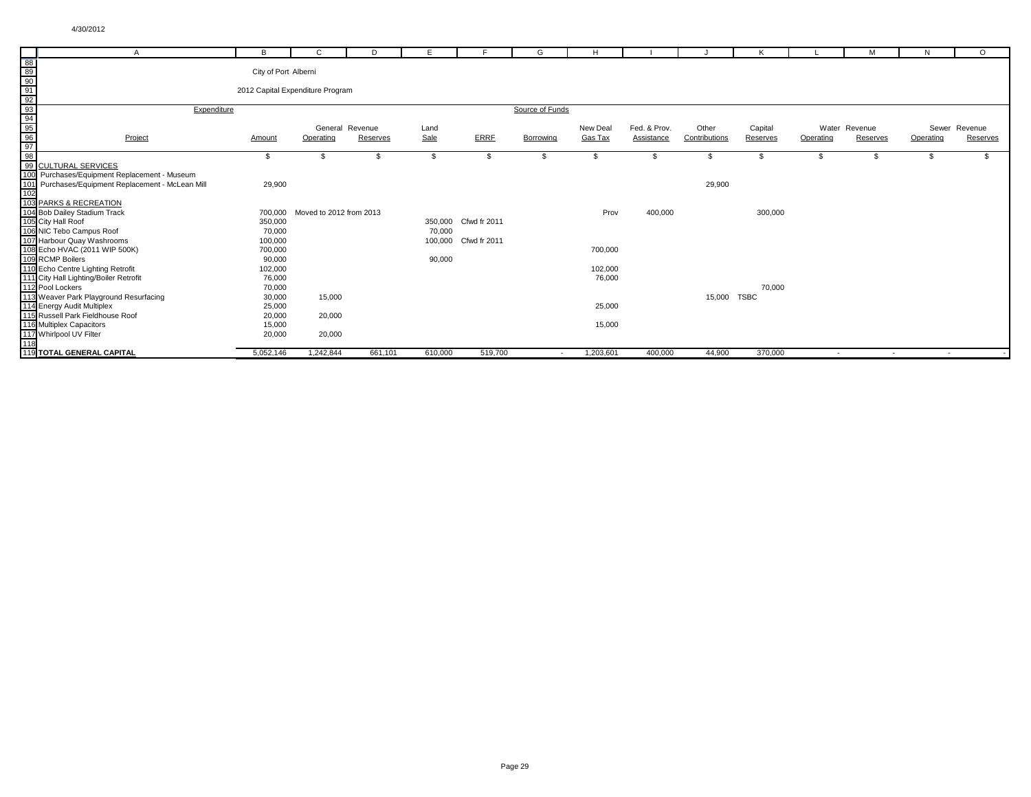4/30/2012

City of Port Alberni

2012 Capital Expenditure Program

| Project | Amount | General Revenue Operating | General Revenue Reserves | Land Sale | ERRF | Borrowing | New Deal Gas Tax | Fed. & Prov. Assistance | Other Contributions | Capital Reserves | Water Revenue Operating | Water Revenue Reserves | Sewer Revenue Operating | Sewer Revenue Reserves |
|---|---|---|---|---|---|---|---|---|---|---|---|---|---|---|
| | $ | $ | $ | $ | $ | $ | $ | $ | $ | $ | $ | $ | $ | $ |
| CULTURAL SERVICES | | | | | | | | | | | | | | |
| Purchases/Equipment Replacement - Museum | | | | | | | | | | | | | | |
| Purchases/Equipment Replacement - McLean Mill | 29,900 | | | | | | | | 29,900 | | | | | |
| | | | | | | | | | | | | | | |
| PARKS & RECREATION | | | | | | | | | | | | | | |
| Bob Dailey Stadium Track | 700,000 | Moved to 2012 from 2013 | | | | | Prov | 400,000 | | 300,000 | | | | |
| City Hall Roof | 350,000 | | | 350,000 | Cfwd fr 2011 | | | | | | | | | |
| NIC Tebo Campus Roof | 70,000 | | | 70,000 | | | | | | | | | | |
| Harbour Quay Washrooms | 100,000 | | | 100,000 | Cfwd fr 2011 | | | | | | | | | |
| Echo HVAC (2011 WIP 500K) | 700,000 | | | | | | 700,000 | | | | | | | |
| RCMP Boilers | 90,000 | | | 90,000 | | | | | | | | | | |
| Echo Centre Lighting Retrofit | 102,000 | | | | | | 102,000 | | | | | | | |
| City Hall Lighting/Boiler Retrofit | 76,000 | | | | | | 76,000 | | | | | | | |
| Pool Lockers | 70,000 | | | | | | | | | 70,000 | | | | |
| Weaver Park Playground Resurfacing | 30,000 | 15,000 | | | | | | | 15,000 | TSBC | | | | |
| Energy Audit Multiplex | 25,000 | | | | | | 25,000 | | | | | | | |
| Russell Park Fieldhouse Roof | 20,000 | 20,000 | | | | | | | | | | | | |
| Multiplex Capacitors | 15,000 | | | | | | 15,000 | | | | | | | |
| Whirlpool UV Filter | 20,000 | 20,000 | | | | | | | | | | | | |
| | | | | | | | | | | | | | | |
| **TOTAL GENERAL CAPITAL** | 5,052,146 | 1,242,844 | 661,101 | 610,000 | 519,700 | - | 1,203,601 | 400,000 | 44,900 | 370,000 | - | - | - | - |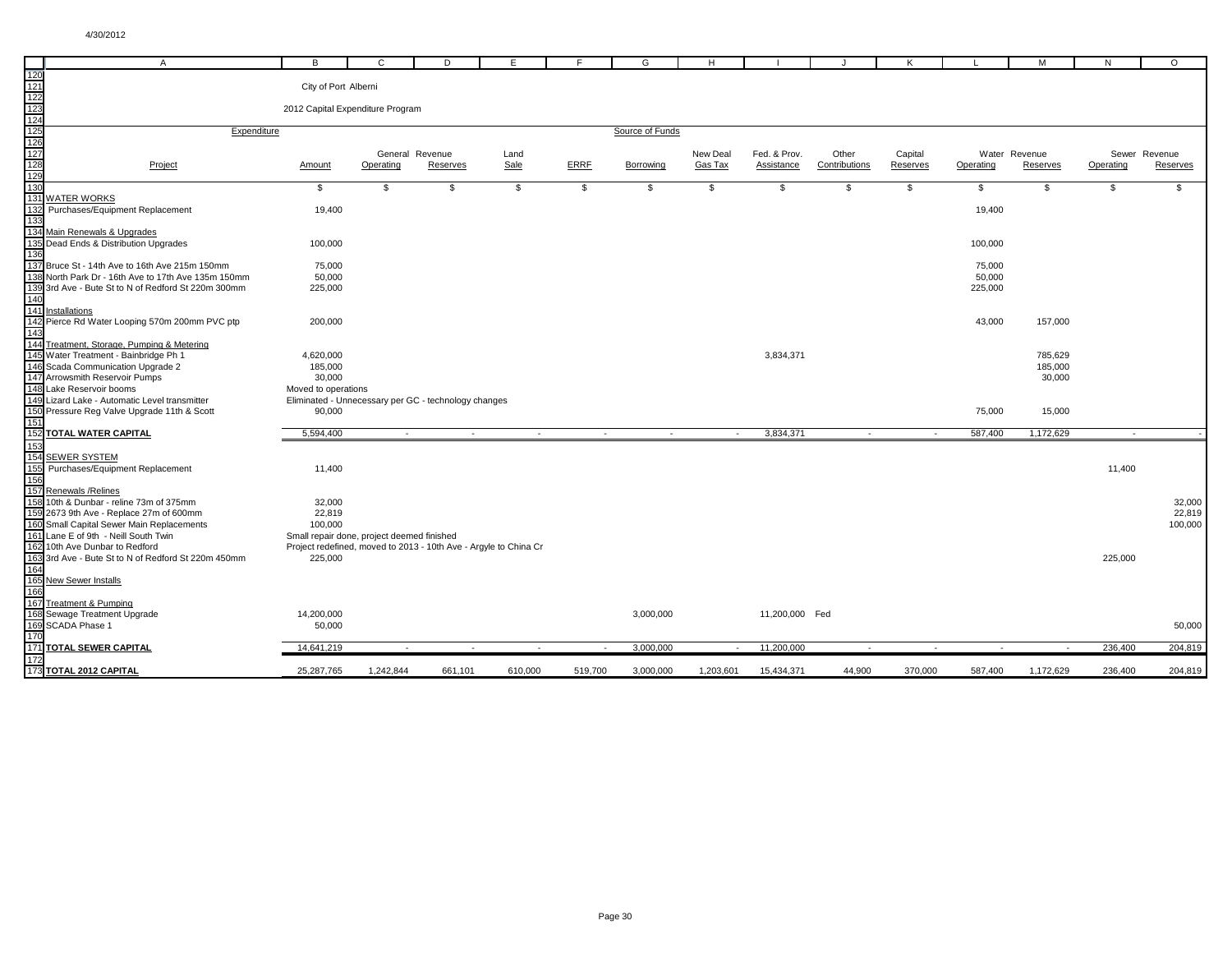4/30/2012

City of Port Alberni

2012 Capital Expenditure Program

| Project | Expenditure Amount | General Operating | General Revenue Reserves | Land Sale | ERRF | Borrowing | New Deal Gas Tax | Fed. & Prov. Assistance | Other Contributions | Capital Reserves | Water Operating | Water Revenue Reserves | Sewer Operating | Sewer Revenue Reserves |
|---|---|---|---|---|---|---|---|---|---|---|---|---|---|---|
| | $ | $ | $ | $ | $ | $ | $ | $ | $ | $ | $ | $ | $ | $ |
| **WATER WORKS** | | | | | | | | | | | | | | |
| Purchases/Equipment Replacement | 19,400 | | | | | | | | | | 19,400 | | | |
| Main Renewals & Upgrades | | | | | | | | | | | | | | |
| Dead Ends & Distribution Upgrades | 100,000 | | | | | | | | | | 100,000 | | | |
| Bruce St - 14th Ave to 16th Ave 215m 150mm | 75,000 | | | | | | | | | | 75,000 | | | |
| North Park Dr - 16th Ave to 17th Ave 135m 150mm | 50,000 | | | | | | | | | | 50,000 | | | |
| 3rd Ave - Bute St to N of Redford St 220m 300mm | 225,000 | | | | | | | | | | 225,000 | | | |
| Installations | | | | | | | | | | | | | | |
| Pierce Rd Water Looping 570m 200mm PVC ptp | 200,000 | | | | | | | | | | 43,000 | 157,000 | | |
| Treatment, Storage, Pumping & Metering | | | | | | | | | | | | | | |
| Water Treatment - Bainbridge Ph 1 | 4,620,000 | | | | | | | 3,834,371 | | | | 785,629 | | |
| Scada Communication Upgrade 2 | 185,000 | | | | | | | | | | | 185,000 | | |
| Arrowsmith Reservoir Pumps | 30,000 | | | | | | | | | | | 30,000 | | |
| Lake Reservoir booms | Moved to operations | | | | | | | | | | | | | |
| Lizard Lake - Automatic Level transmitter | Eliminated - Unnecessary per GC - technology changes | | | | | | | | | | | | | |
| Pressure Reg Valve Upgrade 11th & Scott | 90,000 | | | | | | | | | | 75,000 | 15,000 | | |
| **TOTAL WATER CAPITAL** | 5,594,400 | - | - | - | - | - | - | 3,834,371 | - | - | 587,400 | 1,172,629 | - | - |
| **SEWER SYSTEM** | | | | | | | | | | | | | | |
| Purchases/Equipment Replacement | 11,400 | | | | | | | | | | | | 11,400 | |
| Renewals /Relines | | | | | | | | | | | | | | |
| 10th & Dunbar - reline 73m of 375mm | 32,000 | | | | | | | | | | | | | 32,000 |
| 2673 9th Ave - Replace 27m of 600mm | 22,819 | | | | | | | | | | | | | 22,819 |
| Small Capital Sewer Main Replacements | 100,000 | | | | | | | | | | | | | 100,000 |
| Lane E of 9th - Neill South Twin | Small repair done, project deemed finished | | | | | | | | | | | | | |
| 10th Ave Dunbar to Redford | Project redefined, moved to 2013 - 10th Ave - Argyle to China Cr | | | | | | | | | | | | | |
| 3rd Ave - Bute St to N of Redford St 220m 450mm | 225,000 | | | | | | | | | | | | 225,000 | |
| New Sewer Installs | | | | | | | | | | | | | | |
| Treatment & Pumping | | | | | | | | | | | | | | |
| Sewage Treatment Upgrade | 14,200,000 | | | | | 3,000,000 | | 11,200,000 | Fed | | | | | |
| SCADA Phase 1 | 50,000 | | | | | | | | | | | | | 50,000 |
| **TOTAL SEWER CAPITAL** | 14,641,219 | - | - | - | - | 3,000,000 | - | 11,200,000 | - | - | - | - | 236,400 | 204,819 |
| **TOTAL 2012 CAPITAL** | 25,287,765 | 1,242,844 | 661,101 | 610,000 | 519,700 | 3,000,000 | 1,203,601 | 15,434,371 | 44,900 | 370,000 | 587,400 | 1,172,629 | 236,400 | 204,819 |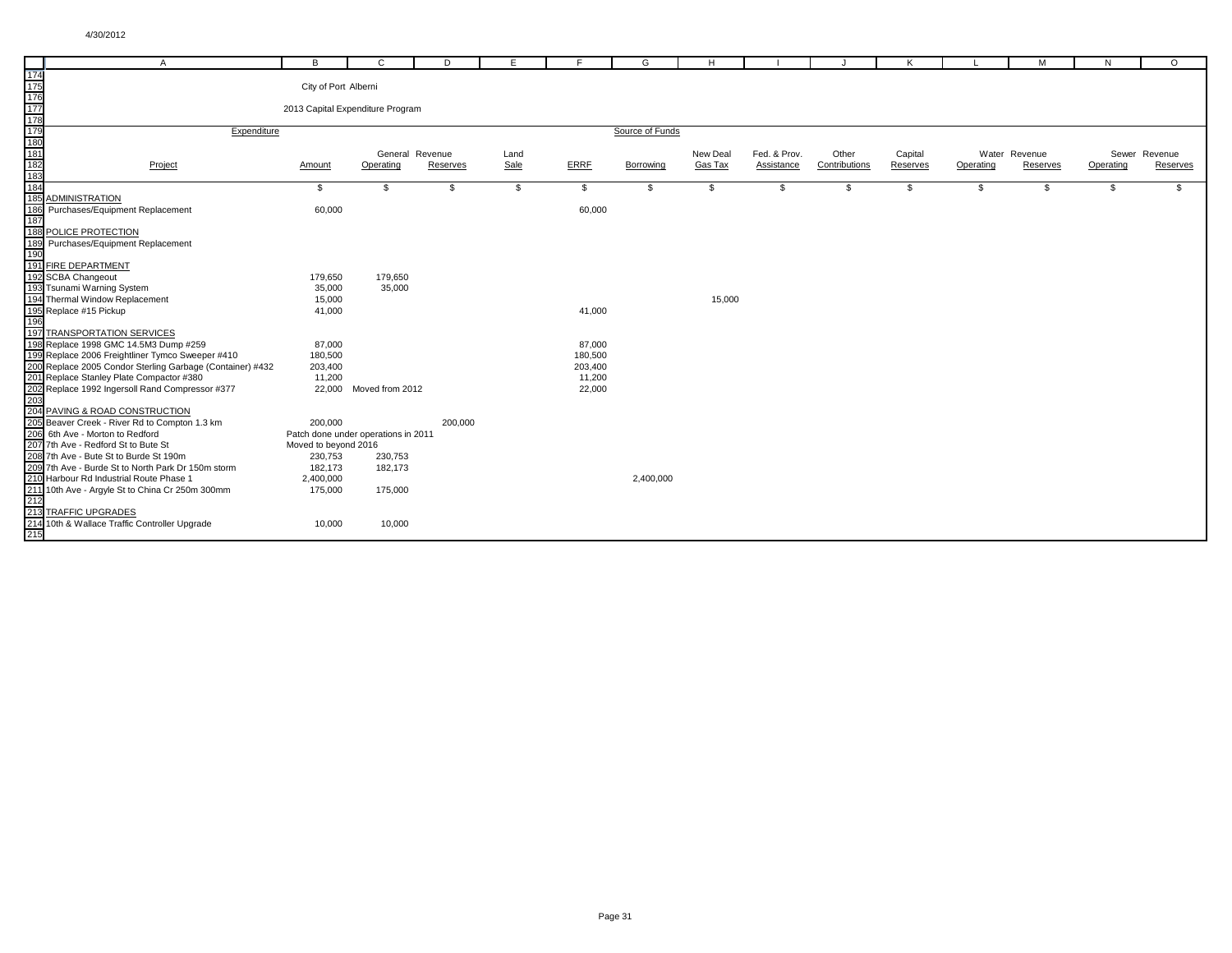4/30/2012

City of Port Alberni

2013 Capital Expenditure Program

| Project | Amount | General Revenue Operating | General Revenue Reserves | Land Sale | ERRF | Borrowing | New Deal Gas Tax | Fed. & Prov. Assistance | Other Contributions | Capital Reserves | Water Revenue Operating | Water Revenue Reserves | Sewer Revenue Operating | Sewer Revenue Reserves |
|---|---|---|---|---|---|---|---|---|---|---|---|---|---|---|
| | $ | $ | $ | $ | $ | $ | $ | $ | $ | $ | $ | $ | $ | $ |
| ADMINISTRATION | | | | | | | | | | | | | | |
| Purchases/Equipment Replacement | 60,000 | | | | 60,000 | | | | | | | | | |
| POLICE PROTECTION | | | | | | | | | | | | | | |
| Purchases/Equipment Replacement | | | | | | | | | | | | | | |
| FIRE DEPARTMENT | | | | | | | | | | | | | | |
| SCBA Changeout | 179,650 | 179,650 | | | | | | | | | | | | |
| Tsunami Warning System | 35,000 | 35,000 | | | | | | | | | | | | |
| Thermal Window Replacement | 15,000 | | | | | | 15,000 | | | | | | | |
| Replace #15 Pickup | 41,000 | | | | 41,000 | | | | | | | | | |
| TRANSPORTATION SERVICES | | | | | | | | | | | | | | |
| Replace 1998 GMC 14.5M3 Dump #259 | 87,000 | | | | 87,000 | | | | | | | | | |
| Replace 2006 Freightliner Tymco Sweeper #410 | 180,500 | | | | 180,500 | | | | | | | | | |
| Replace 2005 Condor Sterling Garbage (Container) #432 | 203,400 | | | | 203,400 | | | | | | | | | |
| Replace Stanley Plate Compactor #380 | 11,200 | | | | 11,200 | | | | | | | | | |
| Replace 1992 Ingersoll Rand Compressor #377 | 22,000 | Moved from 2012 | | | 22,000 | | | | | | | | | |
| PAVING & ROAD CONSTRUCTION | | | | | | | | | | | | | | |
| Beaver Creek - River Rd to Compton 1.3 km | 200,000 | | 200,000 | | | | | | | | | | | |
| 6th Ave - Morton to Redford | Patch done under operations in 2011 | | | | | | | | | | | | | |
| 7th Ave - Redford St to Bute St | Moved to beyond 2016 | | | | | | | | | | | | | |
| 7th Ave - Bute St to Burde St 190m | 230,753 | 230,753 | | | | | | | | | | | | |
| 7th Ave - Burde St to North Park Dr 150m storm | 182,173 | 182,173 | | | | | | | | | | | | |
| Harbour Rd Industrial Route Phase 1 | 2,400,000 | | | | | 2,400,000 | | | | | | | | |
| 10th Ave - Argyle St to China Cr 250m 300mm | 175,000 | 175,000 | | | | | | | | | | | | |
| TRAFFIC UPGRADES | | | | | | | | | | | | | | |
| 10th & Wallace Traffic Controller Upgrade | 10,000 | 10,000 | | | | | | | | | | | | |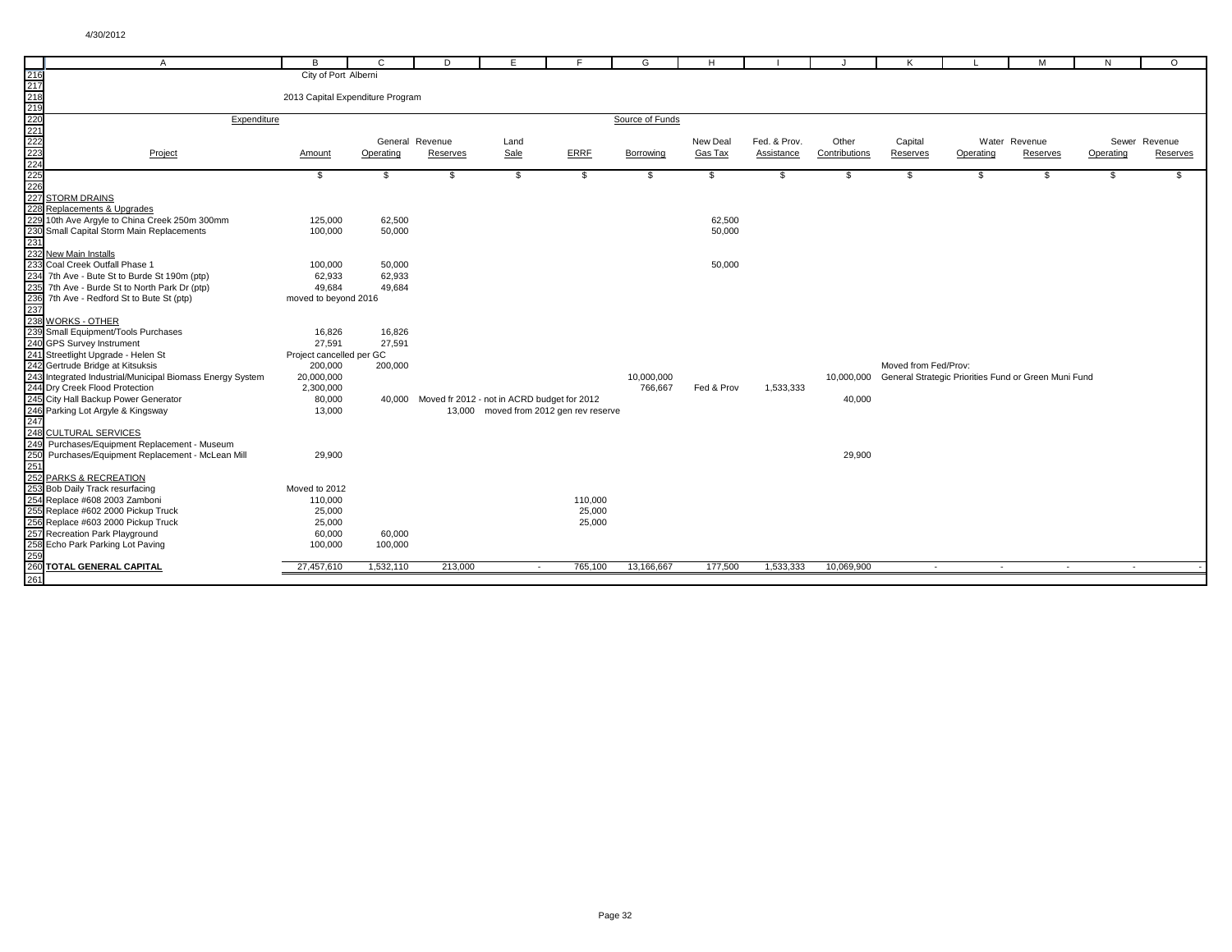City of Port Alberni

2013 Capital Expenditure Program

| Project | Expenditure Amount | General Operating | Revenue Reserves | Land Sale | ERRF | Borrowing | New Deal Gas Tax | Fed. & Prov. Assistance | Other Contributions | Capital Reserves | Water Operating | Revenue Reserves | Sewer Operating | Revenue Reserves |
|---|---|---|---|---|---|---|---|---|---|---|---|---|---|---|
| | $ | $ | $ | $ | $ | $ | $ | $ | $ | $ | $ | $ | $ | $ |
| **STORM DRAINS** | | | | | | | | | | | | | | |
| Replacements & Upgrades | | | | | | | | | | | | | | |
| 10th Ave Argyle to China Creek 250m 300mm | 125,000 | 62,500 | | | | | 62,500 | | | | | | | |
| Small Capital Storm Main Replacements | 100,000 | 50,000 | | | | | 50,000 | | | | | | | |
| New Main Installs | | | | | | | | | | | | | | |
| Coal Creek Outfall Phase 1 | 100,000 | 50,000 | | | | | 50,000 | | | | | | | |
| 7th Ave - Bute St to Burde St 190m (ptp) | 62,933 | 62,933 | | | | | | | | | | | | |
| 7th Ave - Burde St to North Park Dr (ptp) | 49,684 | 49,684 | | | | | | | | | | | | |
| 7th Ave - Redford St to Bute St (ptp) | moved to beyond 2016 | | | | | | | | | | | | | |
| **WORKS - OTHER** | | | | | | | | | | | | | | |
| Small Equipment/Tools Purchases | 16,826 | 16,826 | | | | | | | | | | | | |
| GPS Survey Instrument | 27,591 | 27,591 | | | | | | | | | | | | |
| Streetlight Upgrade - Helen St | Project cancelled per GC | | | | | | | | | | | | | |
| Gertrude Bridge at Kitsuksis | 200,000 | 200,000 | | | | | | | | Moved from Fed/Prov: | | | | |
| Integrated Industrial/Municipal Biomass Energy System | 20,000,000 | | | | | 10,000,000 | | | 10,000,000 | General Strategic Priorities Fund or Green Muni Fund | | | | |
| Dry Creek Flood Protection | 2,300,000 | | | | | 766,667 | Fed & Prov | 1,533,333 | | | | | | |
| City Hall Backup Power Generator | 80,000 | 40,000 | Moved fr 2012 - not in ACRD budget for 2012 | | | | | | 40,000 | | | | | |
| Parking Lot Argyle & Kingsway | 13,000 | | 13,000 | moved from 2012 gen rev reserve | | | | | | | | | | |
| **CULTURAL SERVICES** | | | | | | | | | | | | | | |
| Purchases/Equipment Replacement - Museum | | | | | | | | | | | | | | |
| Purchases/Equipment Replacement - McLean Mill | 29,900 | | | | | | | | 29,900 | | | | | |
| **PARKS & RECREATION** | | | | | | | | | | | | | | |
| Bob Daily Track resurfacing | Moved to 2012 | | | | | | | | | | | | | |
| Replace #608 2003 Zamboni | 110,000 | | | | 110,000 | | | | | | | | | |
| Replace #602 2000 Pickup Truck | 25,000 | | | | 25,000 | | | | | | | | | |
| Replace #603 2000 Pickup Truck | 25,000 | | | | 25,000 | | | | | | | | | |
| Recreation Park Playground | 60,000 | 60,000 | | | | | | | | | | | | |
| Echo Park Parking Lot Paving | 100,000 | 100,000 | | | | | | | | | | | | |
| **TOTAL GENERAL CAPITAL** | 27,457,610 | 1,532,110 | 213,000 | - | 765,100 | 13,166,667 | 177,500 | 1,533,333 | 10,069,900 | - | - | - | - | - |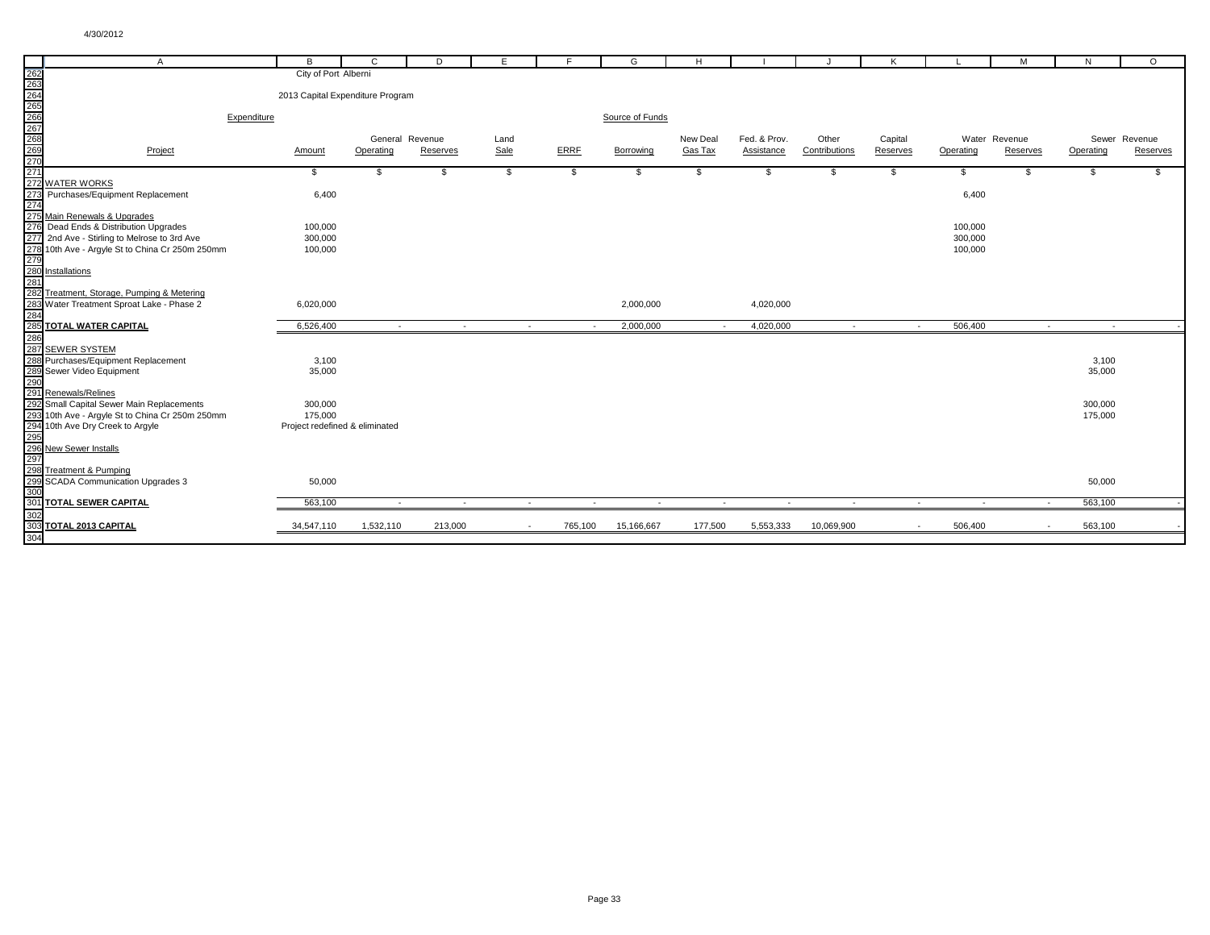City of Port Alberni

2013 Capital Expenditure Program

| Project | Expenditure Amount | General Operating | General Revenue Reserves | Land Sale | ERRF | Borrowing | New Deal Gas Tax | Fed. & Prov. Assistance | Other Contributions | Capital Reserves | Water Operating | Water Revenue Reserves | Sewer Operating | Sewer Revenue Reserves |
|---|---|---|---|---|---|---|---|---|---|---|---|---|---|---|
| | $ | $ | $ | $ | $ | $ | $ | $ | $ | $ | $ | $ | $ | $ |
| WATER WORKS | | | | | | | | | | | | | | |
| Purchases/Equipment Replacement | 6,400 | | | | | | | | | | 6,400 | | | |
| Main Renewals & Upgrades | | | | | | | | | | | | | | |
| Dead Ends & Distribution Upgrades | 100,000 | | | | | | | | | | 100,000 | | | |
| 2nd Ave - Stirling to Melrose to 3rd Ave | 300,000 | | | | | | | | | | 300,000 | | | |
| 10th Ave - Argyle St to China Cr 250m 250mm | 100,000 | | | | | | | | | | 100,000 | | | |
| Installations | | | | | | | | | | | | | | |
| Treatment, Storage, Pumping & Metering | | | | | | | | | | | | | | |
| Water Treatment Sproat Lake - Phase 2 | 6,020,000 | | | | | 2,000,000 | | 4,020,000 | | | | | | |
| **TOTAL WATER CAPITAL** | 6,526,400 | - | - | - | - | 2,000,000 | - | 4,020,000 | - | - | 506,400 | - | - | - |
| SEWER SYSTEM | | | | | | | | | | | | | | |
| Purchases/Equipment Replacement | 3,100 | | | | | | | | | | | | 3,100 | |
| Sewer Video Equipment | 35,000 | | | | | | | | | | | | 35,000 | |
| Renewals/Relines | | | | | | | | | | | | | | |
| Small Capital Sewer Main Replacements | 300,000 | | | | | | | | | | | | 300,000 | |
| 10th Ave - Argyle St to China Cr 250m 250mm | 175,000 | | | | | | | | | | | | 175,000 | |
| 10th Ave Dry Creek to Argyle | Project redefined & eliminated | | | | | | | | | | | | | |
| New Sewer Installs | | | | | | | | | | | | | | |
| Treatment & Pumping | | | | | | | | | | | | | | |
| SCADA Communication Upgrades 3 | 50,000 | | | | | | | | | | | | 50,000 | |
| **TOTAL SEWER CAPITAL** | 563,100 | - | - | - | - | - | - | - | - | - | - | - | 563,100 | - |
| **TOTAL 2013 CAPITAL** | 34,547,110 | 1,532,110 | 213,000 | - | 765,100 | 15,166,667 | 177,500 | 5,553,333 | 10,069,900 | - | 506,400 | - | 563,100 | - |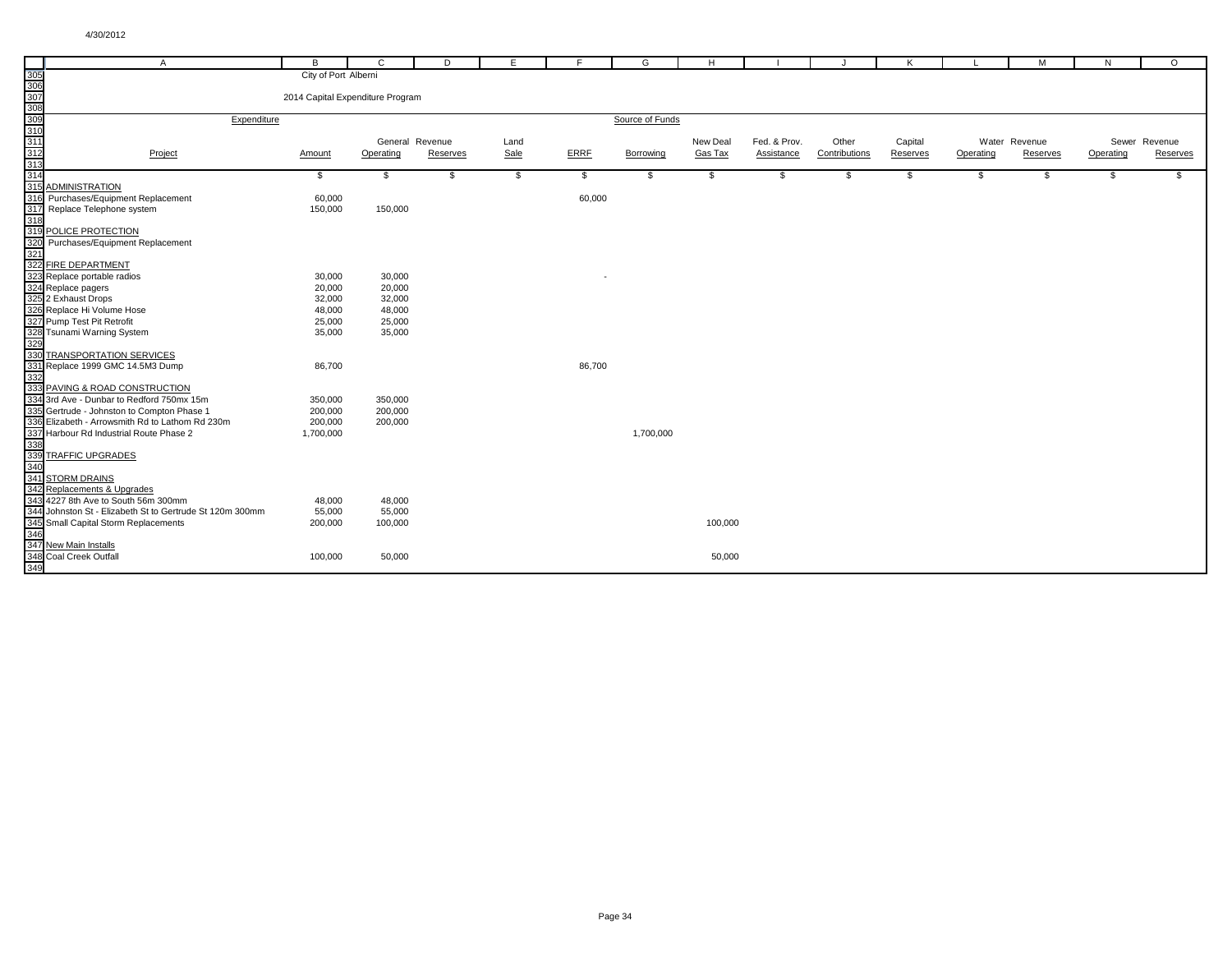City of Port Alberni

2014 Capital Expenditure Program

| Project | Expenditure Amount | General Revenue Operating | General Revenue Reserves | Land Sale | ERRF | Borrowing | New Deal Gas Tax | Fed. & Prov. Assistance | Other Contributions | Capital Reserves | Water Revenue Operating | Water Revenue Reserves | Sewer Revenue Operating | Sewer Revenue Reserves |
|---|---|---|---|---|---|---|---|---|---|---|---|---|---|---|
| | $ | $ | $ | $ | $ | $ | $ | $ | $ | $ | $ | $ | $ | $ |
| ADMINISTRATION | | | | | | | | | | | | | | |
| Purchases/Equipment Replacement | 60,000 | | | | 60,000 | | | | | | | | | |
| Replace Telephone system | 150,000 | 150,000 | | | | | | | | | | | | |
| POLICE PROTECTION | | | | | | | | | | | | | | |
| Purchases/Equipment Replacement | | | | | | | | | | | | | | |
| FIRE DEPARTMENT | | | | | | | | | | | | | | |
| Replace portable radios | 30,000 | 30,000 | | | - | | | | | | | | | |
| Replace pagers | 20,000 | 20,000 | | | | | | | | | | | | |
| 2 Exhaust Drops | 32,000 | 32,000 | | | | | | | | | | | | |
| Replace Hi Volume Hose | 48,000 | 48,000 | | | | | | | | | | | | |
| Pump Test Pit Retrofit | 25,000 | 25,000 | | | | | | | | | | | | |
| Tsunami Warning System | 35,000 | 35,000 | | | | | | | | | | | | |
| TRANSPORTATION SERVICES | | | | | | | | | | | | | | |
| Replace 1999 GMC 14.5M3 Dump | 86,700 | | | | 86,700 | | | | | | | | | |
| PAVING & ROAD CONSTRUCTION | | | | | | | | | | | | | | |
| 3rd Ave - Dunbar to Redford 750mx 15m | 350,000 | 350,000 | | | | | | | | | | | | |
| Gertrude - Johnston to Compton Phase 1 | 200,000 | 200,000 | | | | | | | | | | | | |
| Elizabeth - Arrowsmith Rd to Lathom Rd 230m | 200,000 | 200,000 | | | | | | | | | | | | |
| Harbour Rd Industrial Route Phase 2 | 1,700,000 | | | | | 1,700,000 | | | | | | | | |
| TRAFFIC UPGRADES | | | | | | | | | | | | | | |
| STORM DRAINS | | | | | | | | | | | | | | |
| Replacements & Upgrades | | | | | | | | | | | | | | |
| 4227 8th Ave to South 56m 300mm | 48,000 | 48,000 | | | | | | | | | | | | |
| Johnston St - Elizabeth St to Gertrude St 120m 300mm | 55,000 | 55,000 | | | | | | | | | | | | |
| Small Capital Storm Replacements | 200,000 | 100,000 | | | | | 100,000 | | | | | | | |
| New Main Installs | | | | | | | | | | | | | | |
| Coal Creek Outfall | 100,000 | 50,000 | | | | | 50,000 | | | | | | | |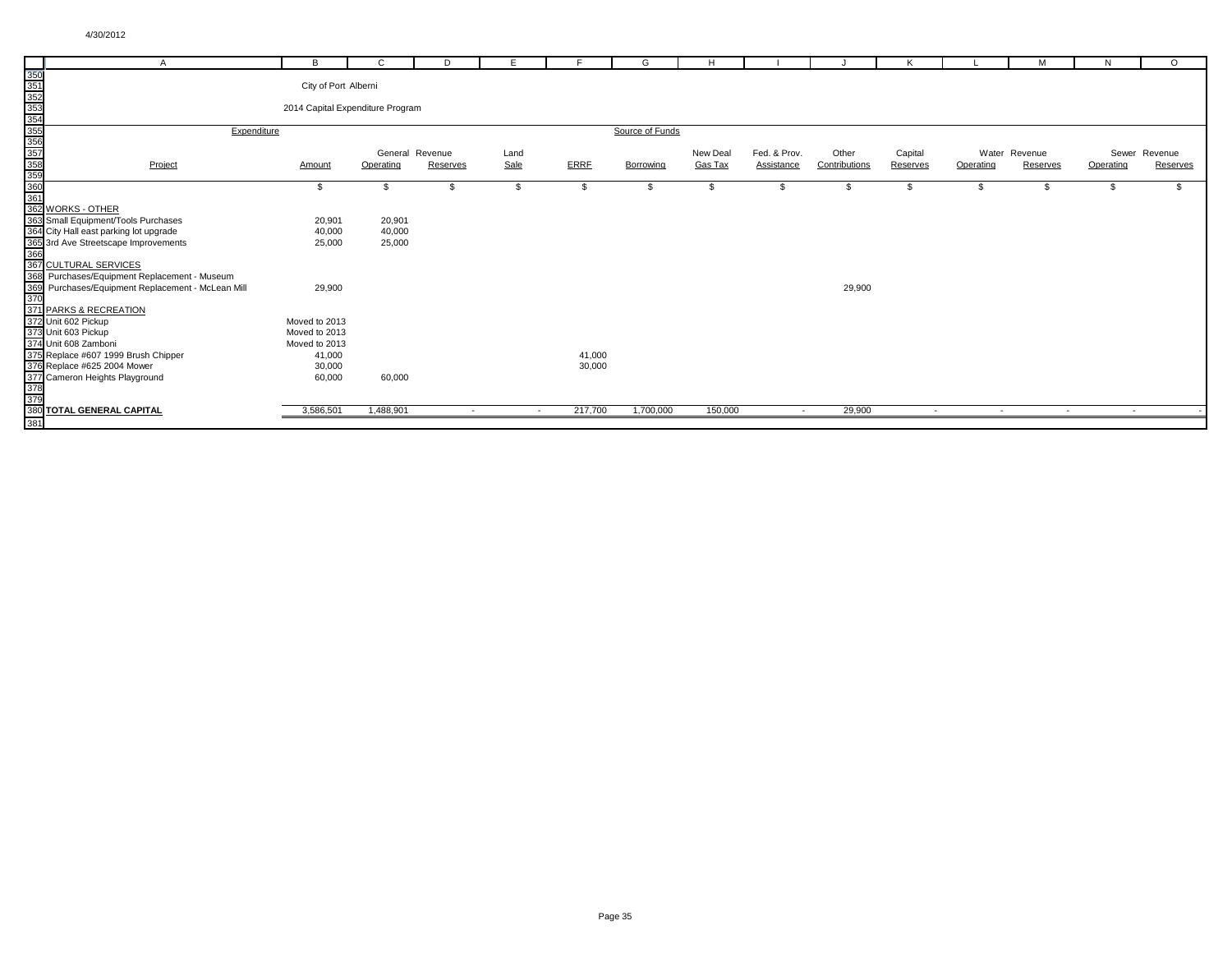City of Port Alberni

2014 Capital Expenditure Program

| Expenditure | | Source of Funds | | | | | | | | | | | | |
|---|---|---|---|---|---|---|---|---|---|---|---|---|---|---|
| Project | Amount | General Operating | Revenue Reserves | Land Sale | ERRF | Borrowing | New Deal Gas Tax | Fed. & Prov. Assistance | Other Contributions | Capital Reserves | Water Operating | Revenue Reserves | Sewer Operating | Revenue Reserves |
| | $ | $ | $ | $ | $ | $ | $ | $ | $ | $ | $ | $ | $ | $ |
| WORKS - OTHER | | | | | | | | | | | | | | |
| Small Equipment/Tools Purchases | 20,901 | 20,901 | | | | | | | | | | | | |
| City Hall east parking lot upgrade | 40,000 | 40,000 | | | | | | | | | | | | |
| 3rd Ave Streetscape Improvements | 25,000 | 25,000 | | | | | | | | | | | | |
| CULTURAL SERVICES | | | | | | | | | | | | | | |
| Purchases/Equipment Replacement - Museum | | | | | | | | | | | | | | |
| Purchases/Equipment Replacement - McLean Mill | 29,900 | | | | | | | | 29,900 | | | | | |
| PARKS & RECREATION | | | | | | | | | | | | | | |
| Unit 602 Pickup | Moved to 2013 | | | | | | | | | | | | | |
| Unit 603 Pickup | Moved to 2013 | | | | | | | | | | | | | |
| Unit 608 Zamboni | Moved to 2013 | | | | | | | | | | | | | |
| Replace #607 1999 Brush Chipper | 41,000 | | | | 41,000 | | | | | | | | | |
| Replace #625 2004 Mower | 30,000 | | | | 30,000 | | | | | | | | | |
| Cameron Heights Playground | 60,000 | 60,000 | | | | | | | | | | | | |
| **TOTAL GENERAL CAPITAL** | 3,586,501 | 1,488,901 | - | - | 217,700 | 1,700,000 | 150,000 | - | 29,900 | - | - | - | - | - |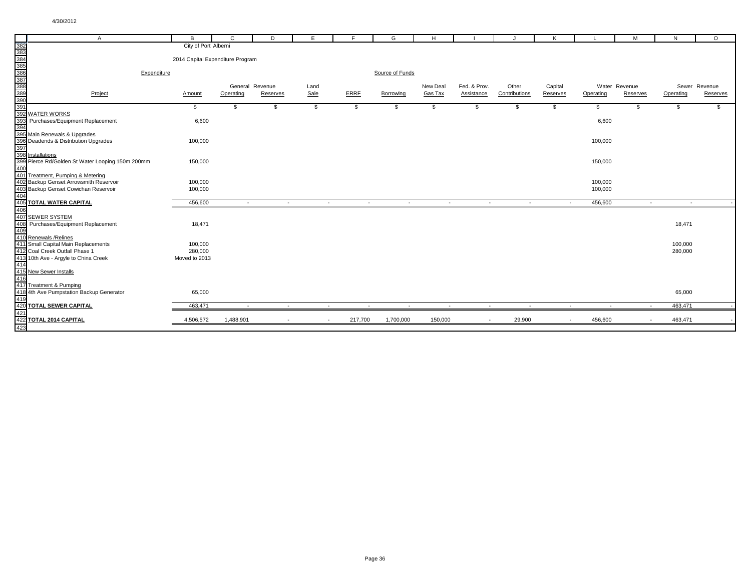City of Port Alberni

2014 Capital Expenditure Program

| Project | Amount | General Operating | Revenue Reserves | Land Sale | ERRF | Borrowing | New Deal Gas Tax | Fed. & Prov. Assistance | Other Contributions | Capital Reserves | Water Operating | Revenue Reserves | Sewer Operating | Revenue Reserves |
|---|---|---|---|---|---|---|---|---|---|---|---|---|---|---|
| | $ | $ | $ | $ | $ | $ | $ | $ | $ | $ | $ | $ | $ | $ |
| WATER WORKS | | | | | | | | | | | | | | |
| Purchases/Equipment Replacement | 6,600 | | | | | | | | | | 6,600 | | | |
| Main Renewals & Upgrades | | | | | | | | | | | | | | |
| Deadends & Distribution Upgrades | 100,000 | | | | | | | | | | 100,000 | | | |
| Installations | | | | | | | | | | | | | | |
| Pierce Rd/Golden St Water Looping 150m 200mm | 150,000 | | | | | | | | | | 150,000 | | | |
| Treatment, Pumping & Metering | | | | | | | | | | | | | | |
| Backup Genset Arrowsmith Reservoir | 100,000 | | | | | | | | | | 100,000 | | | |
| Backup Genset Cowichan Reservoir | 100,000 | | | | | | | | | | 100,000 | | | |
| **TOTAL WATER CAPITAL** | 456,600 | - | - | - | - | - | - | - | - | - | 456,600 | - | - | - |
| SEWER SYSTEM | | | | | | | | | | | | | | |
| Purchases/Equipment Replacement | 18,471 | | | | | | | | | | | | 18,471 | |
| Renewals /Relines | | | | | | | | | | | | | | |
| Small Capital Main Replacements | 100,000 | | | | | | | | | | | | 100,000 | |
| Coal Creek Outfall Phase 1 | 280,000 | | | | | | | | | | | | 280,000 | |
| 10th Ave - Argyle to China Creek | Moved to 2013 | | | | | | | | | | | | | |
| New Sewer Installs | | | | | | | | | | | | | | |
| Treatment & Pumping | | | | | | | | | | | | | | |
| 4th Ave Pumpstation Backup Generator | 65,000 | | | | | | | | | | | | 65,000 | |
| **TOTAL SEWER CAPITAL** | 463,471 | - | - | - | - | - | - | - | - | - | - | - | 463,471 | - |
| **TOTAL 2014 CAPITAL** | 4,506,572 | 1,488,901 | - | - | 217,700 | 1,700,000 | 150,000 | - | 29,900 | - | 456,600 | - | 463,471 | - |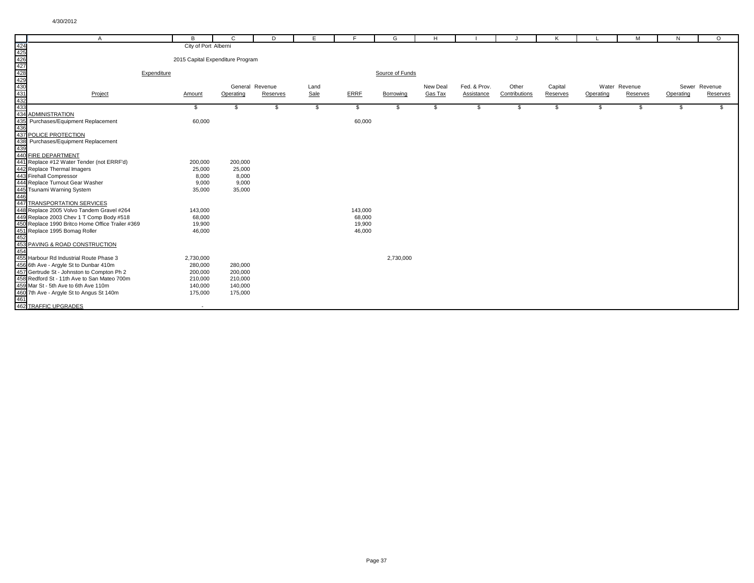City of Port Alberni

2015 Capital Expenditure Program

| Project | Expenditure Amount | General Revenue Operating | General Revenue Reserves | Land Sale | ERRF | Borrowing | New Deal Gas Tax | Fed. & Prov. Assistance | Other Contributions | Capital Reserves | Water Revenue Operating | Water Revenue Reserves | Sewer Revenue Operating | Sewer Revenue Reserves |
|---|---|---|---|---|---|---|---|---|---|---|---|---|---|---|
| | $ | $ | $ | $ | $ | $ | $ | $ | $ | $ | $ | $ | $ | $ |
| ADMINISTRATION | | | | | | | | | | | | | | |
| Purchases/Equipment Replacement | 60,000 | | | | 60,000 | | | | | | | | | |
| POLICE PROTECTION | | | | | | | | | | | | | | |
| Purchases/Equipment Replacement | | | | | | | | | | | | | | |
| FIRE DEPARTMENT | | | | | | | | | | | | | | |
| Replace #12 Water Tender (not ERRF'd) | 200,000 | 200,000 | | | | | | | | | | | | |
| Replace Thermal Imagers | 25,000 | 25,000 | | | | | | | | | | | | |
| Firehall Compressor | 8,000 | 8,000 | | | | | | | | | | | | |
| Replace Turnout Gear Washer | 9,000 | 9,000 | | | | | | | | | | | | |
| Tsunami Warning System | 35,000 | 35,000 | | | | | | | | | | | | |
| TRANSPORTATION SERVICES | | | | | | | | | | | | | | |
| Replace 2005 Volvo Tandem Gravel #264 | 143,000 | | | | 143,000 | | | | | | | | | |
| Replace 2003 Chev 1 T Comp Body #518 | 68,000 | | | | 68,000 | | | | | | | | | |
| Replace 1990 Britco Home Office Trailer #369 | 19,900 | | | | 19,900 | | | | | | | | | |
| Replace 1995 Bomag Roller | 46,000 | | | | 46,000 | | | | | | | | | |
| PAVING & ROAD CONSTRUCTION | | | | | | | | | | | | | | |
| Harbour Rd Industrial Route Phase 3 | 2,730,000 | | | | | 2,730,000 | | | | | | | | |
| 6th Ave - Argyle St to Dunbar 410m | 280,000 | 280,000 | | | | | | | | | | | | |
| Gertrude St - Johnston to Compton Ph 2 | 200,000 | 200,000 | | | | | | | | | | | | |
| Redford St - 11th Ave to San Mateo 700m | 210,000 | 210,000 | | | | | | | | | | | | |
| Mar St - 5th Ave to 6th Ave 110m | 140,000 | 140,000 | | | | | | | | | | | | |
| 7th Ave - Argyle St to Angus St 140m | 175,000 | 175,000 | | | | | | | | | | | | |
| TRAFFIC UPGRADES | - | | | | | | | | | | | | | |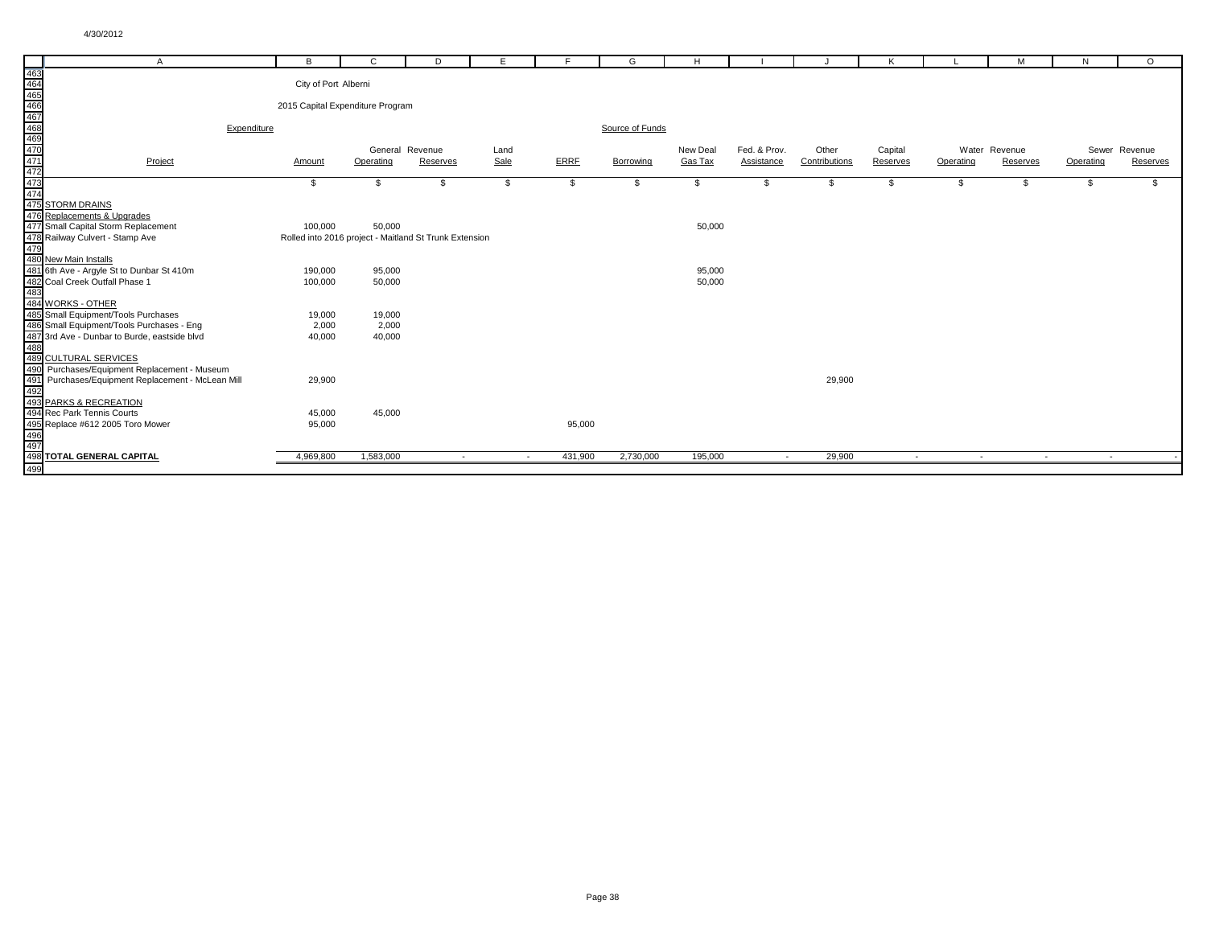4/30/2012

City of Port Alberni

2015 Capital Expenditure Program

| Project | Amount | General Operating | Revenue Reserves | Land Sale | ERRF | Borrowing | New Deal Gas Tax | Fed. & Prov. Assistance | Other Contributions | Capital Reserves | Water Operating | Revenue Reserves | Sewer Operating | Revenue Reserves |
|---|---|---|---|---|---|---|---|---|---|---|---|---|---|---|
| | $ | $ | $ | $ | $ | $ | $ | $ | $ | $ | $ | $ | $ | $ |
| STORM DRAINS | | | | | | | | | | | | | | |
| Replacements & Upgrades | | | | | | | | | | | | | | |
| Small Capital Storm Replacement | 100,000 | 50,000 | | | | | 50,000 | | | | | | | |
| Railway Culvert - Stamp Ave | Rolled into 2016 project - Maitland St Trunk Extension | | | | | | | | | | | | | |
| New Main Installs | | | | | | | | | | | | | | |
| 6th Ave - Argyle St to Dunbar St 410m | 190,000 | 95,000 | | | | | 95,000 | | | | | | | |
| Coal Creek Outfall Phase 1 | 100,000 | 50,000 | | | | | 50,000 | | | | | | | |
| WORKS - OTHER | | | | | | | | | | | | | | |
| Small Equipment/Tools Purchases | 19,000 | 19,000 | | | | | | | | | | | | |
| Small Equipment/Tools Purchases - Eng | 2,000 | 2,000 | | | | | | | | | | | | |
| 3rd Ave - Dunbar to Burde, eastside blvd | 40,000 | 40,000 | | | | | | | | | | | | |
| CULTURAL SERVICES | | | | | | | | | | | | | | |
| Purchases/Equipment Replacement - Museum | | | | | | | | | | | | | | |
| Purchases/Equipment Replacement - McLean Mill | 29,900 | | | | | | | | 29,900 | | | | | |
| PARKS & RECREATION | | | | | | | | | | | | | | |
| Rec Park Tennis Courts | 45,000 | 45,000 | | | | | | | | | | | | |
| Replace #612 2005 Toro Mower | 95,000 | | | | 95,000 | | | | | | | | | |
| **TOTAL GENERAL CAPITAL** | 4,969,800 | 1,583,000 | - | - | 431,900 | 2,730,000 | 195,000 | - | 29,900 | - | - | - | - | - |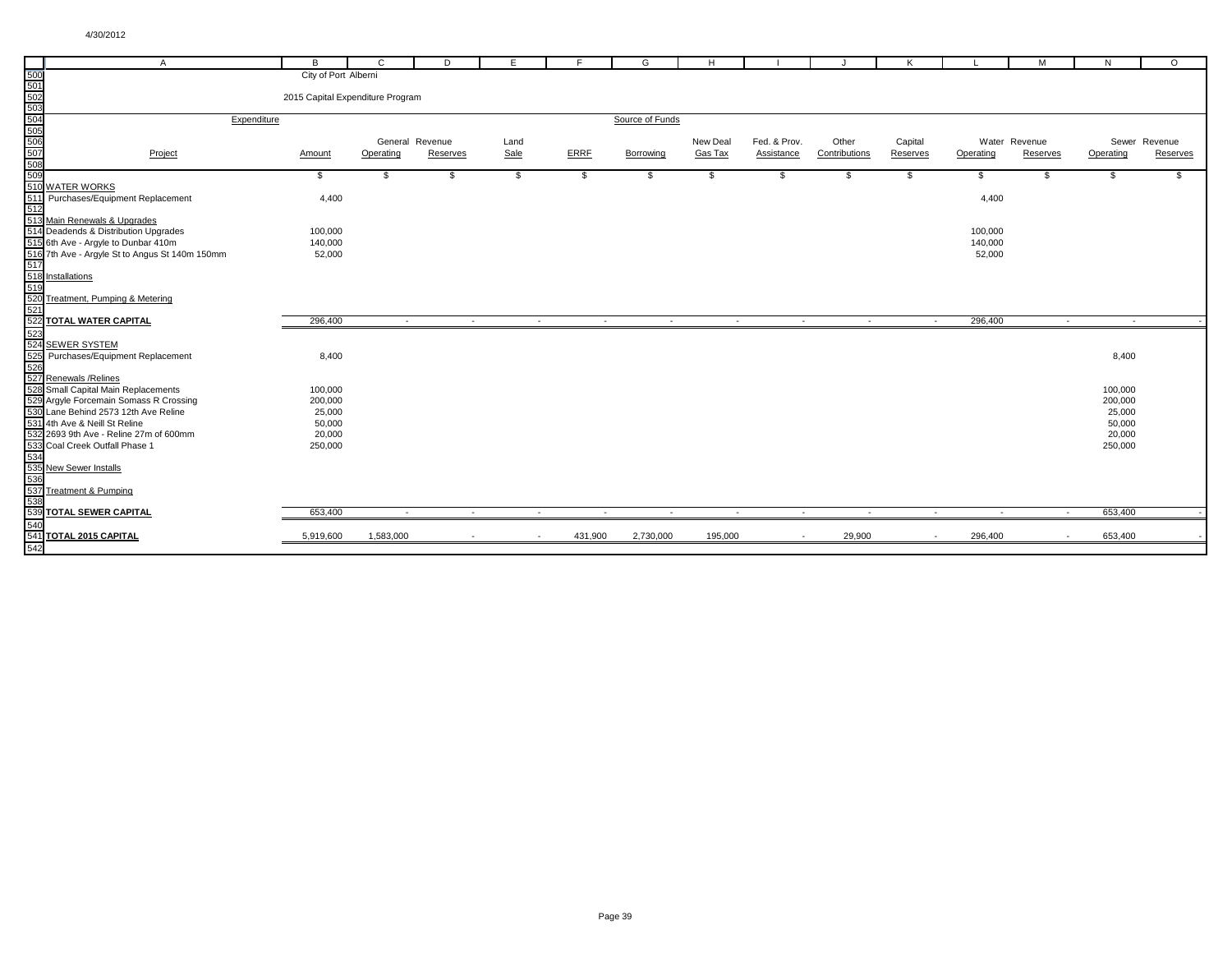City of Port Alberni

2015 Capital Expenditure Program

| Project | Amount | General Revenue Operating | General Revenue Reserves | Land Sale | ERRF | Borrowing | New Deal Gas Tax | Fed. & Prov. Assistance | Other Contributions | Capital Reserves | Water Revenue Operating | Water Revenue Reserves | Sewer Revenue Operating | Sewer Revenue Reserves |
|---|---|---|---|---|---|---|---|---|---|---|---|---|---|---|
| | $ | $ | $ | $ | $ | $ | $ | $ | $ | $ | $ | $ | $ | $ |
| **WATER WORKS** | | | | | | | | | | | | | | |
| Purchases/Equipment Replacement | 4,400 | | | | | | | | | | 4,400 | | | |
| **Main Renewals & Upgrades** | | | | | | | | | | | | | | |
| Deadends & Distribution Upgrades | 100,000 | | | | | | | | | | 100,000 | | | |
| 6th Ave - Argyle to Dunbar 410m | 140,000 | | | | | | | | | | 140,000 | | | |
| 7th Ave - Argyle St to Angus St 140m 150mm | 52,000 | | | | | | | | | | 52,000 | | | |
| **Installations** | | | | | | | | | | | | | | |
| **Treatment, Pumping & Metering** | | | | | | | | | | | | | | |
| **TOTAL WATER CAPITAL** | 296,400 | - | - | - | - | - | - | - | - | - | 296,400 | - | - | - |
| **SEWER SYSTEM** | | | | | | | | | | | | | | |
| Purchases/Equipment Replacement | 8,400 | | | | | | | | | | | | 8,400 | |
| **Renewals /Relines** | | | | | | | | | | | | | | |
| Small Capital Main Replacements | 100,000 | | | | | | | | | | | | 100,000 | |
| Argyle Forcemain Somass R Crossing | 200,000 | | | | | | | | | | | | 200,000 | |
| Lane Behind 2573 12th Ave Reline | 25,000 | | | | | | | | | | | | 25,000 | |
| 4th Ave & Neill St Reline | 50,000 | | | | | | | | | | | | 50,000 | |
| 2693 9th Ave - Reline 27m of 600mm | 20,000 | | | | | | | | | | | | 20,000 | |
| Coal Creek Outfall Phase 1 | 250,000 | | | | | | | | | | | | 250,000 | |
| **New Sewer Installs** | | | | | | | | | | | | | | |
| **Treatment & Pumping** | | | | | | | | | | | | | | |
| **TOTAL SEWER CAPITAL** | 653,400 | - | - | - | - | - | - | - | - | - | - | - | 653,400 | - |
| **TOTAL 2015 CAPITAL** | 5,919,600 | 1,583,000 | - | - | 431,900 | 2,730,000 | 195,000 | - | 29,900 | - | 296,400 | - | 653,400 | - |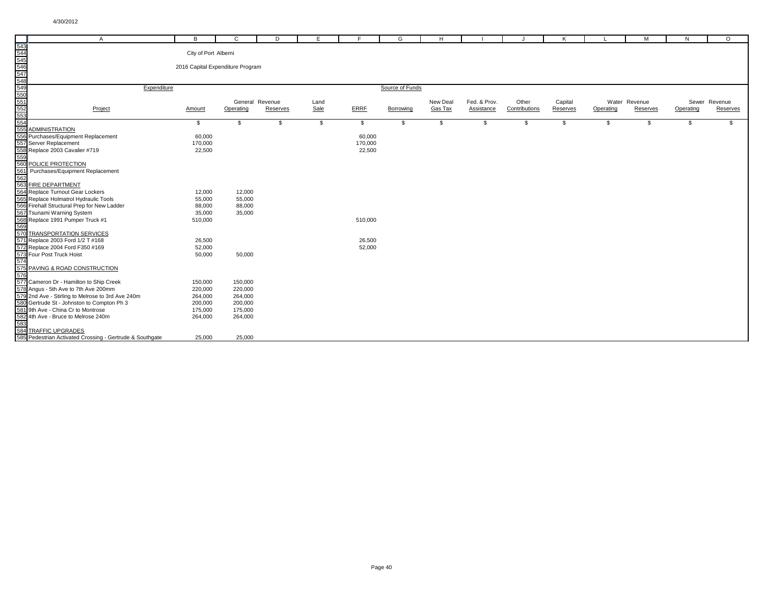City of Port Alberni

2016 Capital Expenditure Program

| Expenditure | | | | | | Source of Funds | | | | | | | | |
|---|---|---|---|---|---|---|---|---|---|---|---|---|---|---|
| | | General Revenue | | Land | | | New Deal | Fed. & Prov. | Other | Capital | Water Revenue | | Sewer Revenue | |
| Project | Amount | Operating | Reserves | Sale | ERRF | Borrowing | Gas Tax | Assistance | Contributions | Reserves | Operating | Reserves | Operating | Reserves |
| | $ | $ | $ | $ | $ | $ | $ | $ | $ | $ | $ | $ | $ | $ |
| ADMINISTRATION | | | | | | | | | | | | | | |
| Purchases/Equipment Replacement | 60,000 | | | | 60,000 | | | | | | | | | |
| Server Replacement | 170,000 | | | | 170,000 | | | | | | | | | |
| Replace 2003 Cavalier #719 | 22,500 | | | | 22,500 | | | | | | | | | |
| POLICE PROTECTION | | | | | | | | | | | | | | |
| Purchases/Equipment Replacement | | | | | | | | | | | | | | |
| FIRE DEPARTMENT | | | | | | | | | | | | | | |
| Replace Turnout Gear Lockers | 12,000 | 12,000 | | | | | | | | | | | | |
| Replace Holmatrol Hydraulic Tools | 55,000 | 55,000 | | | | | | | | | | | | |
| Firehall Structural Prep for New Ladder | 88,000 | 88,000 | | | | | | | | | | | | |
| Tsunami Warning System | 35,000 | 35,000 | | | | | | | | | | | | |
| Replace 1991 Pumper Truck #1 | 510,000 | | | | 510,000 | | | | | | | | | |
| TRANSPORTATION SERVICES | | | | | | | | | | | | | | |
| Replace 2003 Ford 1/2 T #168 | 26,500 | | | | 26,500 | | | | | | | | | |
| Replace 2004 Ford F350 #169 | 52,000 | | | | 52,000 | | | | | | | | | |
| Four Post Truck Hoist | 50,000 | 50,000 | | | | | | | | | | | | |
| PAVING & ROAD CONSTRUCTION | | | | | | | | | | | | | | |
| Cameron Dr - Hamilton to Ship Creek | 150,000 | 150,000 | | | | | | | | | | | | |
| Angus - 5th Ave to 7th Ave 200mm | 220,000 | 220,000 | | | | | | | | | | | | |
| 2nd Ave - Stirling to Melrose to 3rd Ave 240m | 264,000 | 264,000 | | | | | | | | | | | | |
| Gertrude St - Johnston to Compton Ph 3 | 200,000 | 200,000 | | | | | | | | | | | | |
| 9th Ave - China Cr to Montrose | 175,000 | 175,000 | | | | | | | | | | | | |
| 4th Ave - Bruce to Melrose 240m | 264,000 | 264,000 | | | | | | | | | | | | |
| TRAFFIC UPGRADES | | | | | | | | | | | | | | |
| Pedestrian Activated Crossing - Gertrude & Southgate | 25,000 | 25,000 | | | | | | | | | | | | |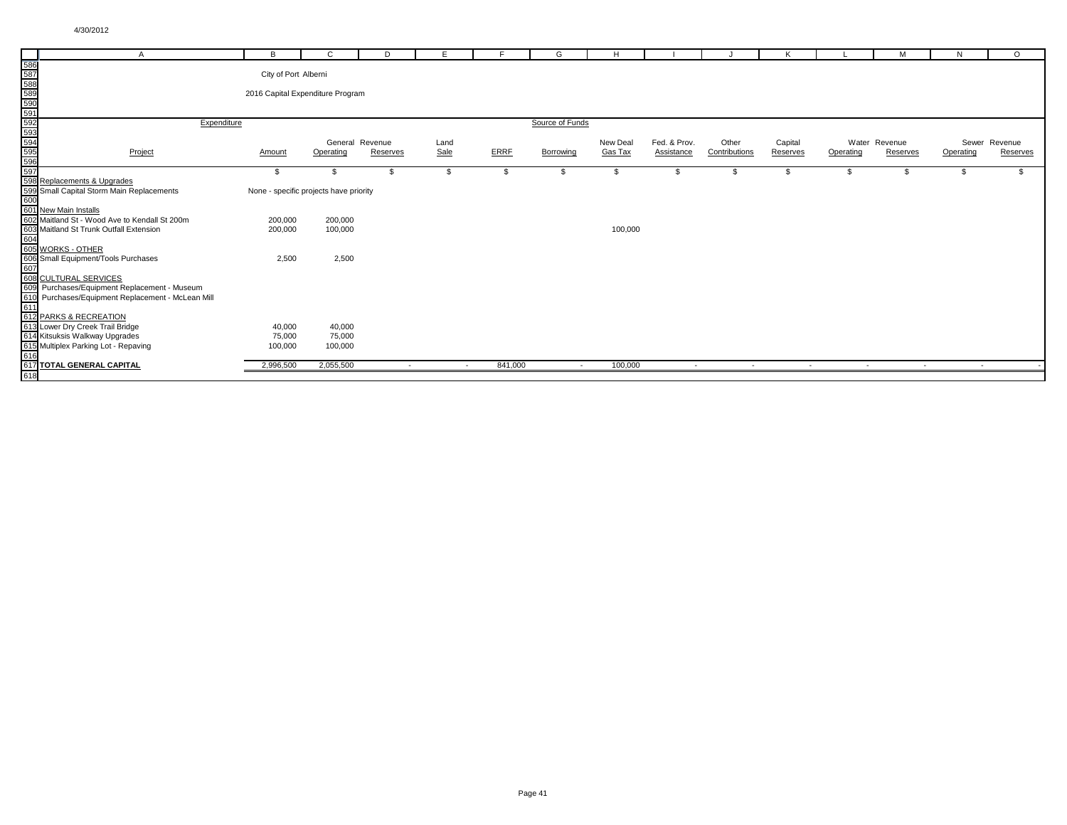City of Port Alberni

2016 Capital Expenditure Program

| Expenditure | | Source of Funds | | | | | | | | | | | | |
|---|---|---|---|---|---|---|---|---|---|---|---|---|---|---|
| Project | Amount | General Operating | Revenue Reserves | Land Sale | ERRF | Borrowing | New Deal Gas Tax | Fed. & Prov. Assistance | Other Contributions | Capital Reserves | Water Operating | Revenue Reserves | Sewer Operating | Revenue Reserves |
| | $ | $ | $ | $ | $ | $ | $ | $ | $ | $ | $ | $ | $ | $ |
| Replacements & Upgrades | | | | | | | | | | | | | | |
| Small Capital Storm Main Replacements | None - specific projects have priority | | | | | | | | | | | | | |
| New Main Installs | | | | | | | | | | | | | | |
| Maitland St - Wood Ave to Kendall St 200m | 200,000 | 200,000 | | | | | | | | | | | | |
| Maitland St Trunk Outfall Extension | 200,000 | 100,000 | | | | | 100,000 | | | | | | | |
| WORKS - OTHER | | | | | | | | | | | | | | |
| Small Equipment/Tools Purchases | 2,500 | 2,500 | | | | | | | | | | | | |
| CULTURAL SERVICES | | | | | | | | | | | | | | |
| Purchases/Equipment Replacement - Museum | | | | | | | | | | | | | | |
| Purchases/Equipment Replacement - McLean Mill | | | | | | | | | | | | | | |
| PARKS & RECREATION | | | | | | | | | | | | | | |
| Lower Dry Creek Trail Bridge | 40,000 | 40,000 | | | | | | | | | | | | |
| Kitsuksis Walkway Upgrades | 75,000 | 75,000 | | | | | | | | | | | | |
| Multiplex Parking Lot - Repaving | 100,000 | 100,000 | | | | | | | | | | | | |
| **TOTAL GENERAL CAPITAL** | 2,996,500 | 2,055,500 | - | - | 841,000 | - | 100,000 | - | - | - | - | - | - | - |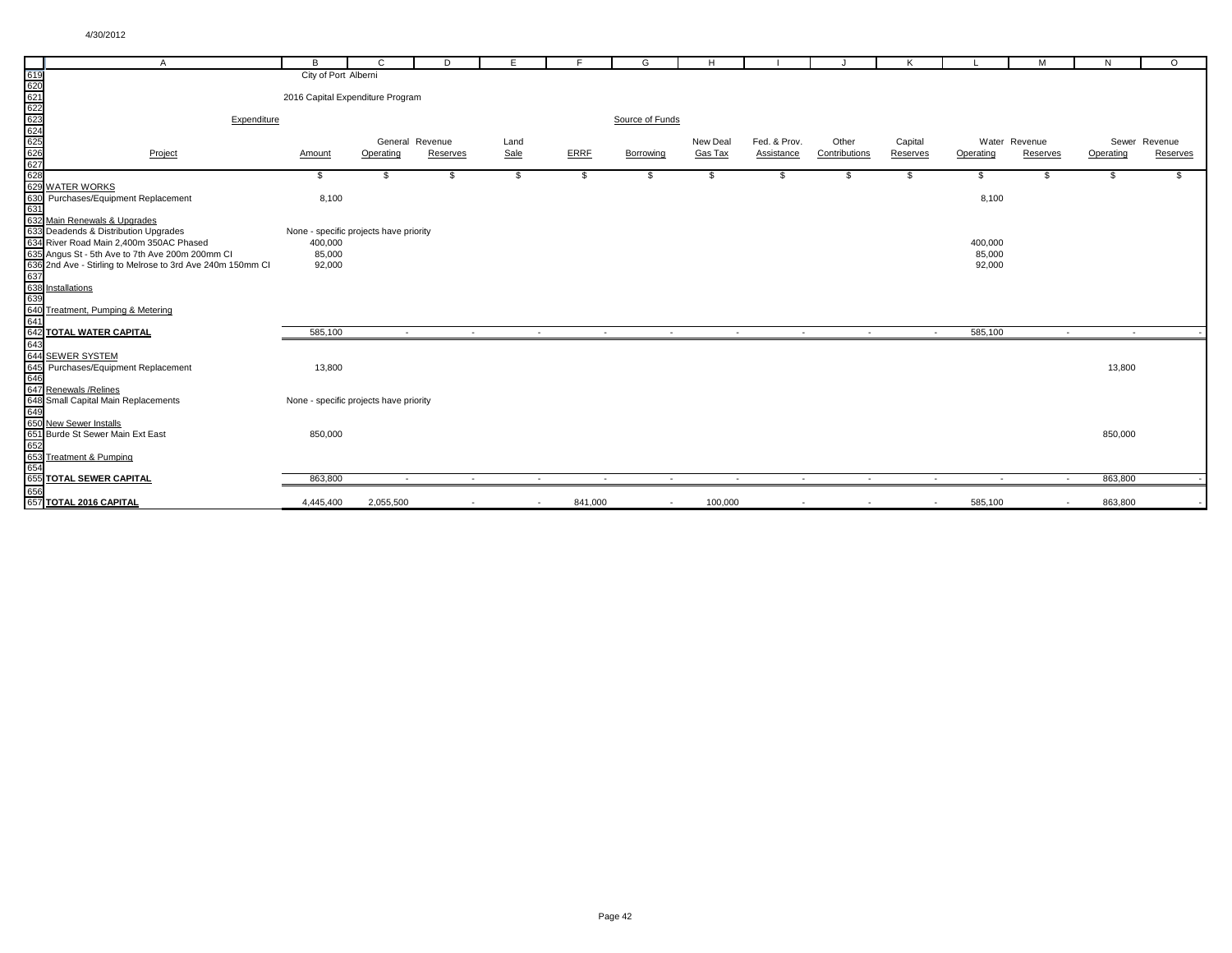City of Port Alberni

2016 Capital Expenditure Program

| Project | Amount | General Revenue Operating | General Revenue Reserves | Land Sale | ERRF | Borrowing | New Deal Gas Tax | Fed. & Prov. Assistance | Other Contributions | Capital Reserves | Water Revenue Operating | Water Revenue Reserves | Sewer Revenue Operating | Sewer Revenue Reserves |
|---|---|---|---|---|---|---|---|---|---|---|---|---|---|---|
| | $ | $ | $ | $ | $ | $ | $ | $ | $ | $ | $ | $ | $ | $ |
| WATER WORKS | | | | | | | | | | | | | | |
| Purchases/Equipment Replacement | 8,100 | | | | | | | | | | 8,100 | | | |
| Main Renewals & Upgrades | | | | | | | | | | | | | | |
| Deadends & Distribution Upgrades | None - specific projects have priority | | | | | | | | | | | | | |
| River Road Main 2,400m 350AC Phased | 400,000 | | | | | | | | | | 400,000 | | | |
| Angus St - 5th Ave to 7th Ave 200m 200mm CI | 85,000 | | | | | | | | | | 85,000 | | | |
| 2nd Ave - Stirling to Melrose to 3rd Ave 240m 150mm CI | 92,000 | | | | | | | | | | 92,000 | | | |
| Installations | | | | | | | | | | | | | | |
| Treatment, Pumping & Metering | | | | | | | | | | | | | | |
| **TOTAL WATER CAPITAL** | 585,100 | - | - | - | - | - | - | - | - | - | 585,100 | - | - | - |
| SEWER SYSTEM | | | | | | | | | | | | | | |
| Purchases/Equipment Replacement | 13,800 | | | | | | | | | | | | 13,800 | |
| Renewals /Relines | | | | | | | | | | | | | | |
| Small Capital Main Replacements | None - specific projects have priority | | | | | | | | | | | | | |
| New Sewer Installs | | | | | | | | | | | | | | |
| Burde St Sewer Main Ext East | 850,000 | | | | | | | | | | | | 850,000 | |
| Treatment & Pumping | | | | | | | | | | | | | | |
| **TOTAL SEWER CAPITAL** | 863,800 | - | - | - | - | - | - | - | - | - | - | - | 863,800 | - |
| **TOTAL 2016 CAPITAL** | 4,445,400 | 2,055,500 | - | - | 841,000 | - | 100,000 | - | - | - | 585,100 | - | 863,800 | - |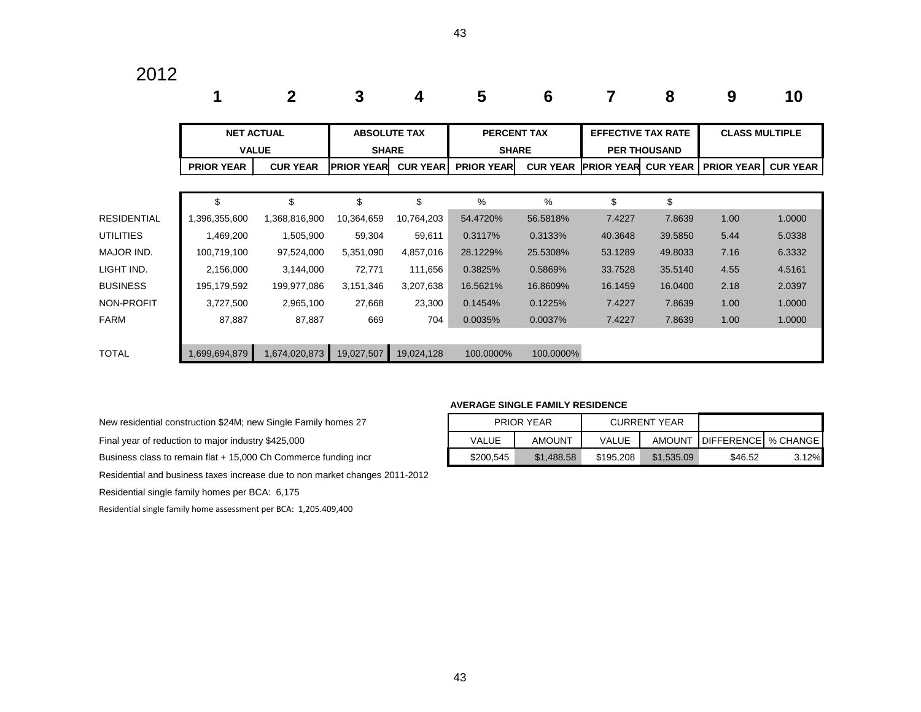# 2012

| | 1 | 2 | 3 | 4 | 5 | 6 | 7 | 8 | 9 | 10 |
|---|---|---|---|---|---|---|---|---|---|---|
| | NET ACTUAL VALUE | | ABSOLUTE TAX SHARE | | PERCENT TAX SHARE | | EFFECTIVE TAX RATE PER THOUSAND | | CLASS MULTIPLE | |
| | PRIOR YEAR | CUR YEAR | PRIOR YEAR | CUR YEAR | PRIOR YEAR | CUR YEAR | PRIOR YEAR | CUR YEAR | PRIOR YEAR | CUR YEAR |
| | $ | $ | $ | $ | % | % | $ | $ | | |
| RESIDENTIAL | 1,396,355,600 | 1,368,816,900 | 10,364,659 | 10,764,203 | 54.4720% | 56.5818% | 7.4227 | 7.8639 | 1.00 | 1.0000 |
| UTILITIES | 1,469,200 | 1,505,900 | 59,304 | 59,611 | 0.3117% | 0.3133% | 40.3648 | 39.5850 | 5.44 | 5.0338 |
| MAJOR IND. | 100,719,100 | 97,524,000 | 5,351,090 | 4,857,016 | 28.1229% | 25.5308% | 53.1289 | 49.8033 | 7.16 | 6.3332 |
| LIGHT IND. | 2,156,000 | 3,144,000 | 72,771 | 111,656 | 0.3825% | 0.5869% | 33.7528 | 35.5140 | 4.55 | 4.5161 |
| BUSINESS | 195,179,592 | 199,977,086 | 3,151,346 | 3,207,638 | 16.5621% | 16.8609% | 16.1459 | 16.0400 | 2.18 | 2.0397 |
| NON-PROFIT | 3,727,500 | 2,965,100 | 27,668 | 23,300 | 0.1454% | 0.1225% | 7.4227 | 7.8639 | 1.00 | 1.0000 |
| FARM | 87,887 | 87,887 | 669 | 704 | 0.0035% | 0.0037% | 7.4227 | 7.8639 | 1.00 | 1.0000 |
| TOTAL | 1,699,694,879 | 1,674,020,873 | 19,027,507 | 19,024,128 | 100.0000% | 100.0000% | | | | |

New residential construction $24M; new Single Family homes 27

Final year of reduction to major industry $425,000

Business class to remain flat + 15,000 Ch Commerce funding incr

Residential and business taxes increase due to non market changes 2011-2012

Residential single family homes per BCA: 6,175

Residential single family home assessment per BCA: 1,205.409,400

**AVERAGE SINGLE FAMILY RESIDENCE**

| PRIOR YEAR | | CURRENT YEAR | | | |
|---|---|---|---|---|---|
| VALUE | AMOUNT | VALUE | AMOUNT | DIFFERENCE | % CHANGE |
| $200,545 | $1,488.58 | $195,208 | $1,535.09 | $46.52 | 3.12% |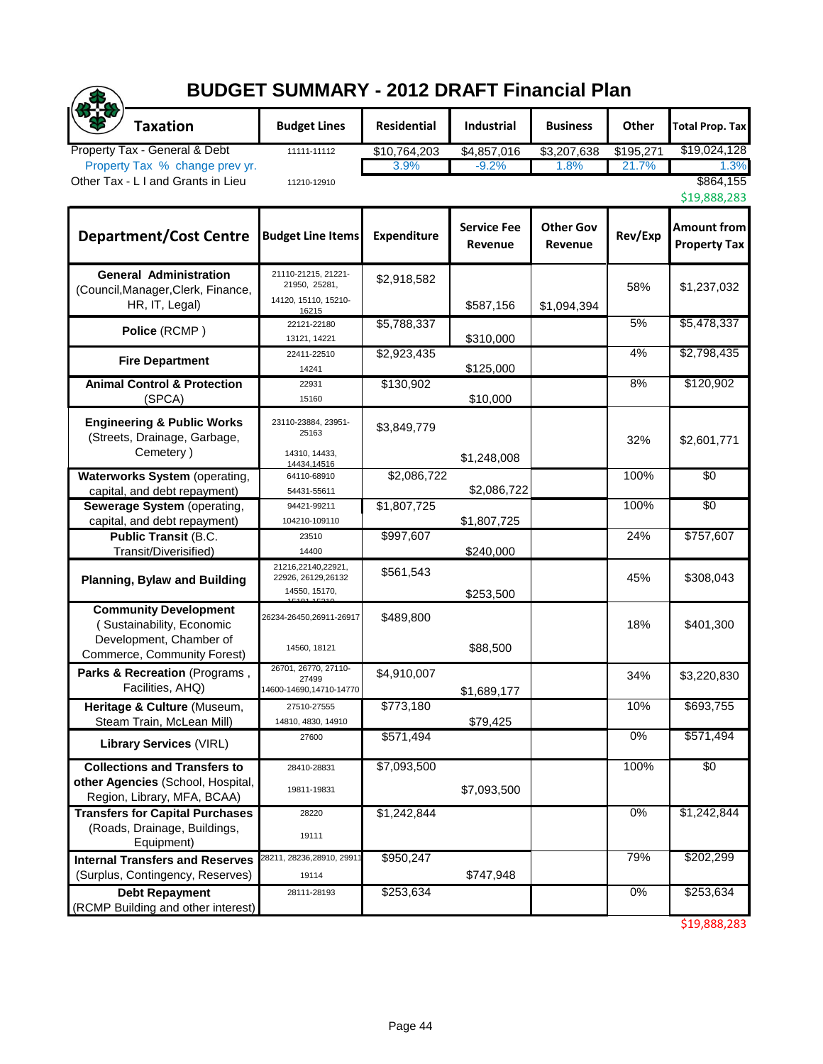# BUDGET SUMMARY - 2012 DRAFT Financial Plan

| Taxation | Budget Lines | Residential | Industrial | Business | Other | Total Prop. Tax |
|---|---|---|---|---|---|---|
| Property Tax - General & Debt | 11111-11112 | $10,764,203 | $4,857,016 | $3,207,638 | $195,271 | $19,024,128 |
| Property Tax % change prev yr. | | 3.9% | -9.2% | 1.8% | 21.7% | 1.3% |
| Other Tax - L I and Grants in Lieu | 11210-12910 | | | | | $864,155 |
| | | | | | | $19,888,283 |

| Department/Cost Centre | Budget Line Items | Expenditure | Service Fee Revenue | Other Gov Revenue | Rev/Exp | Amount from Property Tax |
|---|---|---|---|---|---|---|
| **General Administration** (Council,Manager,Clerk, Finance, HR, IT, Legal) | 21110-21215, 21221-21950, 25281, 14120, 15110, 15210-16215 | $2,918,582 | $587,156 | $1,094,394 | 58% | $1,237,032 |
| **Police** (RCMP ) | 22121-22180, 13121, 14221 | $5,788,337 | $310,000 | | 5% | $5,478,337 |
| **Fire Department** | 22411-22510, 14241 | $2,923,435 | $125,000 | | 4% | $2,798,435 |
| **Animal Control & Protection** (SPCA) | 22931, 15160 | $130,902 | $10,000 | | 8% | $120,902 |
| **Engineering & Public Works** (Streets, Drainage, Garbage, Cemetery ) | 23110-23884, 23951-25163, 14310, 14433, 14434,14516 | $3,849,779 | $1,248,008 | | 32% | $2,601,771 |
| **Waterworks System** (operating, capital, and debt repayment) | 64110-68910, 54431-55611 | $2,086,722 | $2,086,722 | | 100% | $0 |
| **Sewerage System** (operating, capital, and debt repayment) | 94421-99211, 104210-109110 | $1,807,725 | $1,807,725 | | 100% | $0 |
| **Public Transit** (B.C. Transit/Diverisified) | 23510, 14400 | $997,607 | $240,000 | | 24% | $757,607 |
| **Planning, Bylaw and Building** | 21216,22140,22921, 22926, 26129,26132, 14550, 15170, 15181-15210 | $561,543 | $253,500 | | 45% | $308,043 |
| **Community Development** ( Sustainability, Economic Development, Chamber of Commerce, Community Forest) | 26234-26450,26911-26917, 14560, 18121 | $489,800 | $88,500 | | 18% | $401,300 |
| **Parks & Recreation** (Programs , Facilities, AHQ) | 26701, 26770, 27110-27499, 14600-14690,14710-14770 | $4,910,007 | $1,689,177 | | 34% | $3,220,830 |
| **Heritage & Culture** (Museum, Steam Train, McLean Mill) | 27510-27555, 14810, 4830, 14910 | $773,180 | $79,425 | | 10% | $693,755 |
| **Library Services** (VIRL) | 27600 | $571,494 | | | 0% | $571,494 |
| **Collections and Transfers to other Agencies** (School, Hospital, Region, Library, MFA, BCAA) | 28410-28831, 19811-19831 | $7,093,500 | $7,093,500 | | 100% | $0 |
| **Transfers for Capital Purchases** (Roads, Drainage, Buildings, Equipment) | 28220, 19111 | $1,242,844 | | | 0% | $1,242,844 |
| **Internal Transfers and Reserves** (Surplus, Contingency, Reserves) | 28211, 28236,28910, 29911, 19114 | $950,247 | $747,948 | | 79% | $202,299 |
| **Debt Repayment** (RCMP Building and other interest) | 28111-28193 | $253,634 | | | 0% | $253,634 |
| | | | | | | $19,888,283 |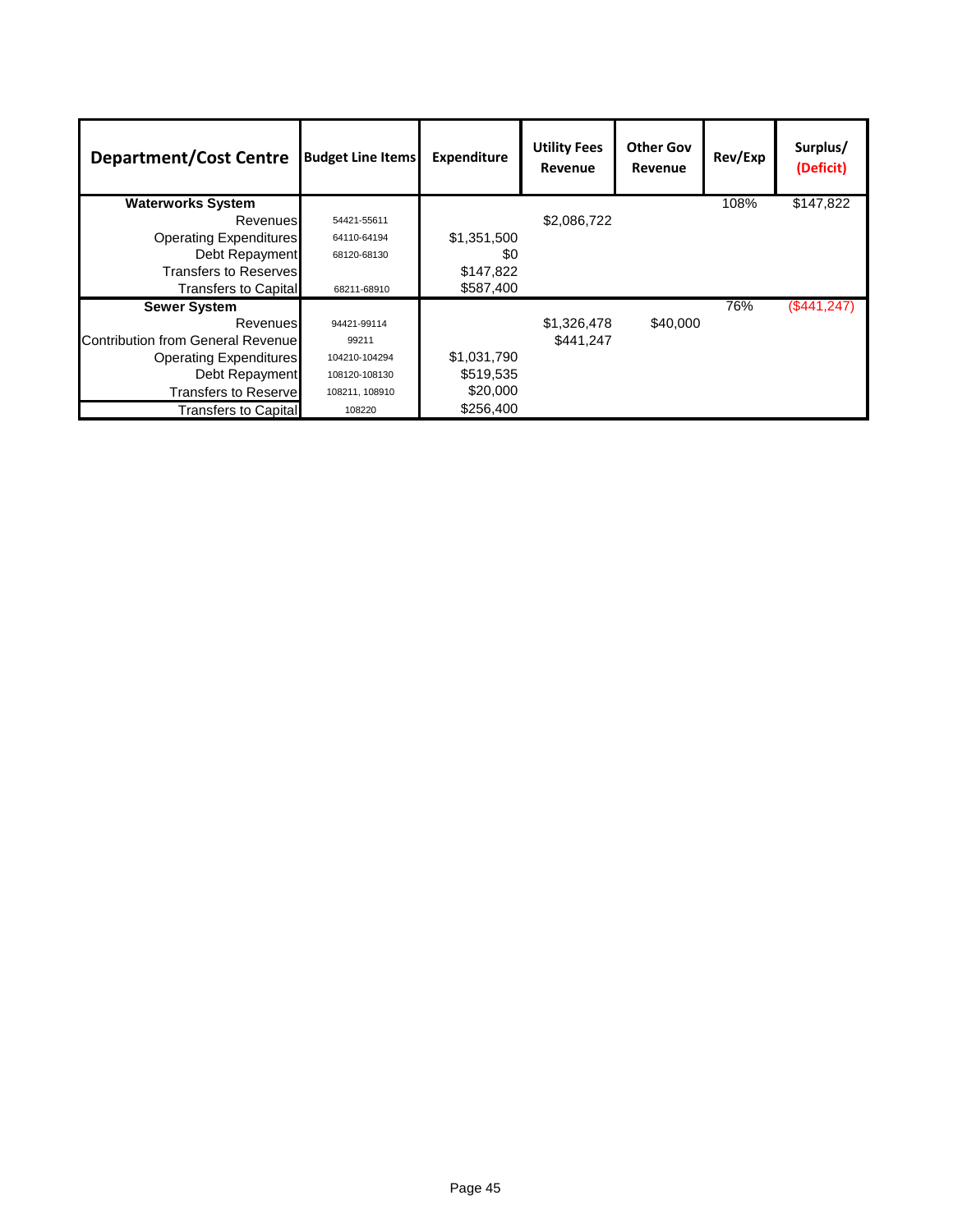| Department/Cost Centre | Budget Line Items | Expenditure | Utility Fees Revenue | Other Gov Revenue | Rev/Exp | Surplus/ (Deficit) |
|---|---|---|---|---|---|---|
| **Waterworks System** | | | | | 108% | $147,822 |
| Revenues | 54421-55611 | | $2,086,722 | | | |
| Operating Expenditures | 64110-64194 | $1,351,500 | | | | |
| Debt Repayment | 68120-68130 | $0 | | | | |
| Transfers to Reserves | | $147,822 | | | | |
| Transfers to Capital | 68211-68910 | $587,400 | | | | |
| **Sewer System** | | | | | 76% | ($441,247) |
| Revenues | 94421-99114 | | $1,326,478 | $40,000 | | |
| Contribution from General Revenue | 99211 | | $441,247 | | | |
| Operating Expenditures | 104210-104294 | $1,031,790 | | | | |
| Debt Repayment | 108120-108130 | $519,535 | | | | |
| Transfers to Reserve | 108211, 108910 | $20,000 | | | | |
| Transfers to Capital | 108220 | $256,400 | | | | |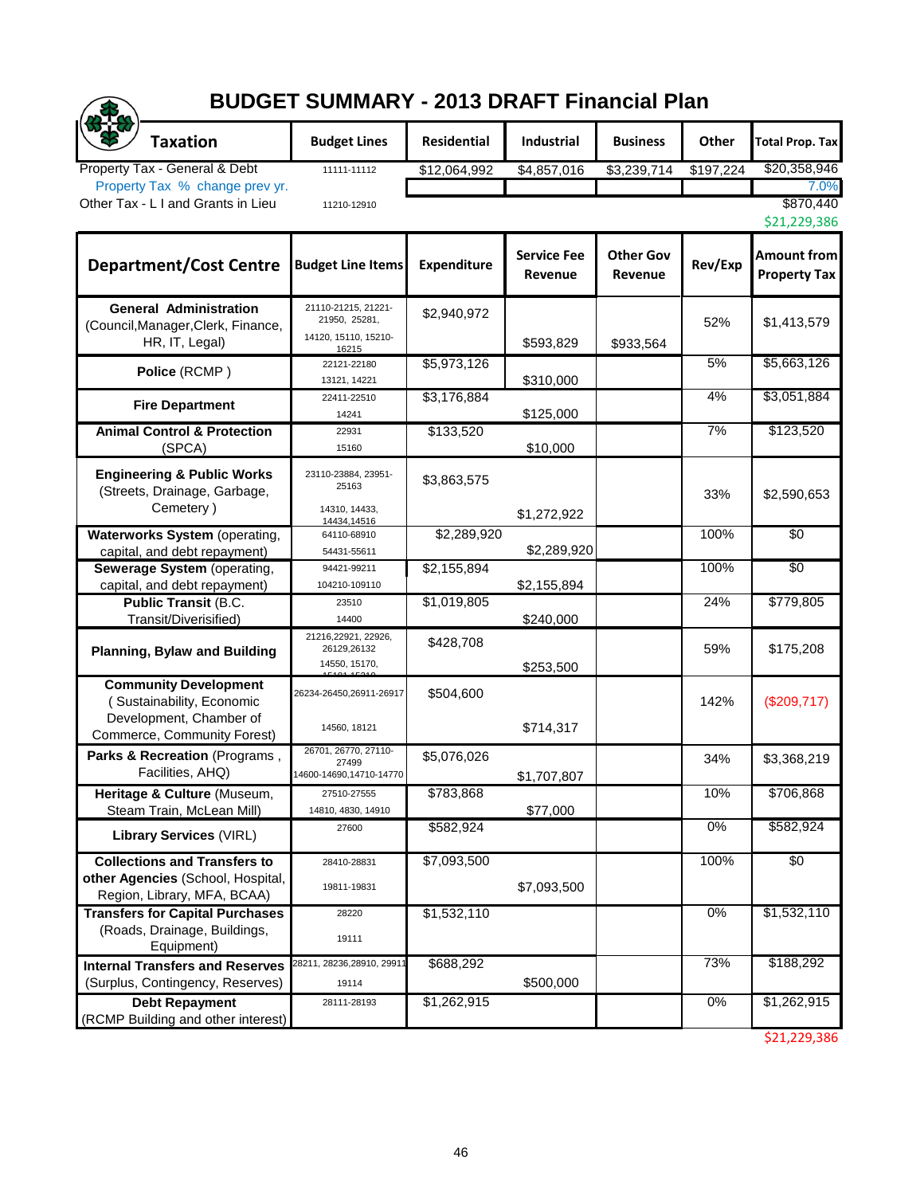# BUDGET SUMMARY - 2013 DRAFT Financial Plan

| Taxation | Budget Lines | Residential | Industrial | Business | Other | Total Prop. Tax |
|---|---|---|---|---|---|---|
| Property Tax - General & Debt | 11111-11112 | $12,064,992 | $4,857,016 | $3,239,714 | $197,224 | $20,358,946 |
| Property Tax % change prev yr. | | | | | | 7.0% |
| Other Tax - L I and Grants in Lieu | 11210-12910 | | | | | $870,440 |
| | | | | | | $21,229,386 |

| Department/Cost Centre | Budget Line Items | Expenditure | Service Fee Revenue | Other Gov Revenue | Rev/Exp | Amount from Property Tax |
|---|---|---|---|---|---|---|
| **General Administration** (Council,Manager,Clerk, Finance, HR, IT, Legal) | 21110-21215, 21221-21950, 25281, 14120, 15110, 15210-16215 | $2,940,972 | $593,829 | $933,564 | 52% | $1,413,579 |
| **Police** (RCMP ) | 22121-22180, 13121, 14221 | $5,973,126 | $310,000 | | 5% | $5,663,126 |
| **Fire Department** | 22411-22510, 14241 | $3,176,884 | $125,000 | | 4% | $3,051,884 |
| **Animal Control & Protection** (SPCA) | 22931, 15160 | $133,520 | $10,000 | | 7% | $123,520 |
| **Engineering & Public Works** (Streets, Drainage, Garbage, Cemetery ) | 23110-23884, 23951-25163, 14310, 14433, 14434,14516 | $3,863,575 | $1,272,922 | | 33% | $2,590,653 |
| **Waterworks System** (operating, capital, and debt repayment) | 64110-68910, 54431-55611 | $2,289,920 | $2,289,920 | | 100% | $0 |
| **Sewerage System** (operating, capital, and debt repayment) | 94421-99211, 104210-109110 | $2,155,894 | $2,155,894 | | 100% | $0 |
| **Public Transit** (B.C. Transit/Diverisified) | 23510, 14400 | $1,019,805 | $240,000 | | 24% | $779,805 |
| **Planning, Bylaw and Building** | 21216,22921, 22926, 26129,26132, 14550, 15170, 15181-15210 | $428,708 | $253,500 | | 59% | $175,208 |
| **Community Development** ( Sustainability, Economic Development, Chamber of Commerce, Community Forest) | 26234-26450,26911-26917, 14560, 18121 | $504,600 | $714,317 | | 142% | ($209,717) |
| **Parks & Recreation** (Programs , Facilities, AHQ) | 26701, 26770, 27110-27499, 14600-14690,14710-14770 | $5,076,026 | $1,707,807 | | 34% | $3,368,219 |
| **Heritage & Culture** (Museum, Steam Train, McLean Mill) | 27510-27555, 14810, 4830, 14910 | $783,868 | $77,000 | | 10% | $706,868 |
| **Library Services** (VIRL) | 27600 | $582,924 | | | 0% | $582,924 |
| **Collections and Transfers to other Agencies** (School, Hospital, Region, Library, MFA, BCAA) | 28410-28831, 19811-19831 | $7,093,500 | $7,093,500 | | 100% | $0 |
| **Transfers for Capital Purchases** (Roads, Drainage, Buildings, Equipment) | 28220, 19111 | $1,532,110 | | | 0% | $1,532,110 |
| **Internal Transfers and Reserves** (Surplus, Contingency, Reserves) | 28211, 28236,28910, 29911, 19114 | $688,292 | $500,000 | | 73% | $188,292 |
| **Debt Repayment** (RCMP Building and other interest) | 28111-28193 | $1,262,915 | | | 0% | $1,262,915 |
| | | | | | | $21,229,386 |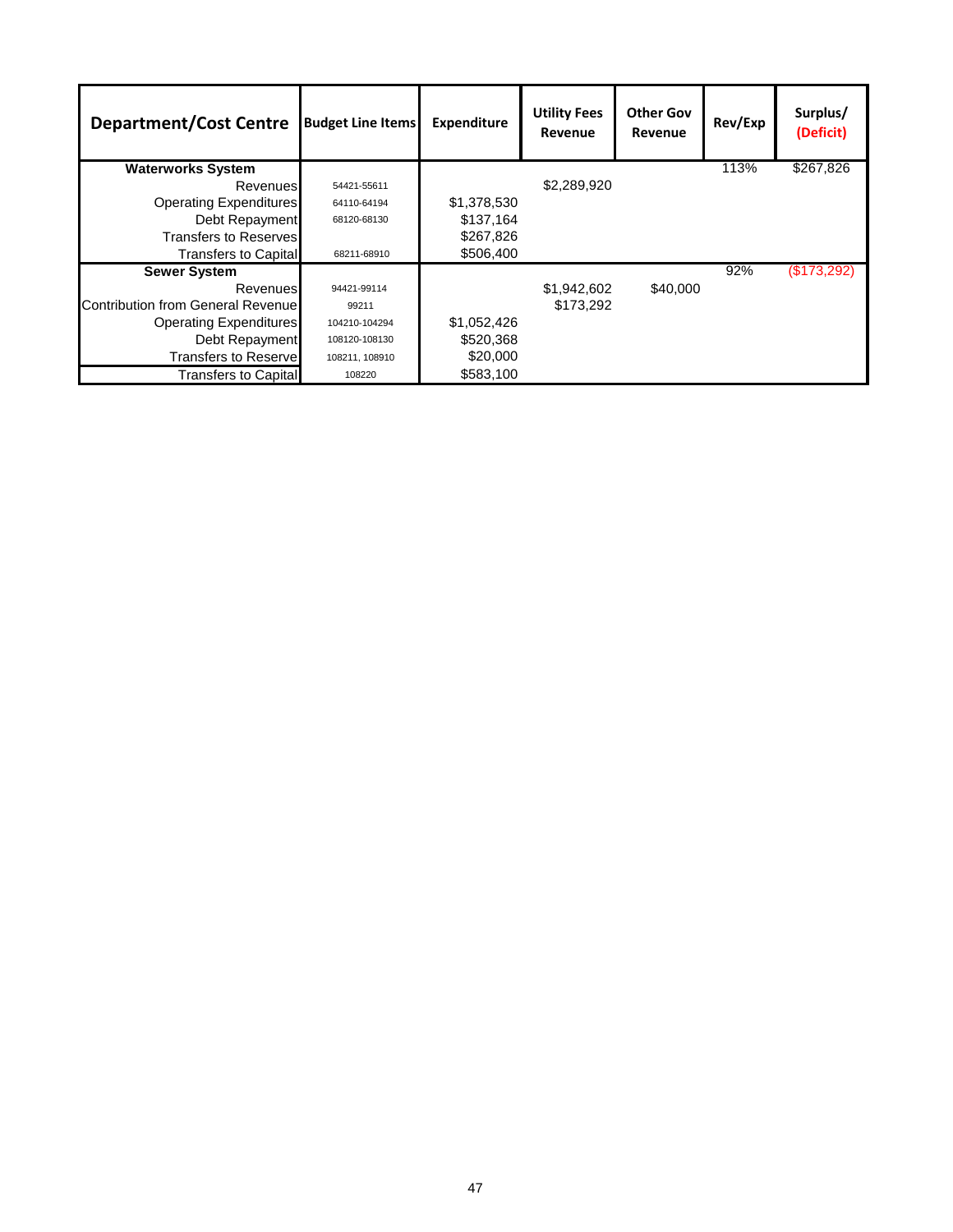| Department/Cost Centre | Budget Line Items | Expenditure | Utility Fees Revenue | Other Gov Revenue | Rev/Exp | Surplus/ (Deficit) |
|---|---|---|---|---|---|---|
| **Waterworks System** | | | | | 113% | $267,826 |
| Revenues | 54421-55611 | | $2,289,920 | | | |
| Operating Expenditures | 64110-64194 | $1,378,530 | | | | |
| Debt Repayment | 68120-68130 | $137,164 | | | | |
| Transfers to Reserves | | $267,826 | | | | |
| Transfers to Capital | 68211-68910 | $506,400 | | | | |
| **Sewer System** | | | | | 92% | ($173,292) |
| Revenues | 94421-99114 | | $1,942,602 | $40,000 | | |
| Contribution from General Revenue | 99211 | | $173,292 | | | |
| Operating Expenditures | 104210-104294 | $1,052,426 | | | | |
| Debt Repayment | 108120-108130 | $520,368 | | | | |
| Transfers to Reserve | 108211, 108910 | $20,000 | | | | |
| Transfers to Capital | 108220 | $583,100 | | | | |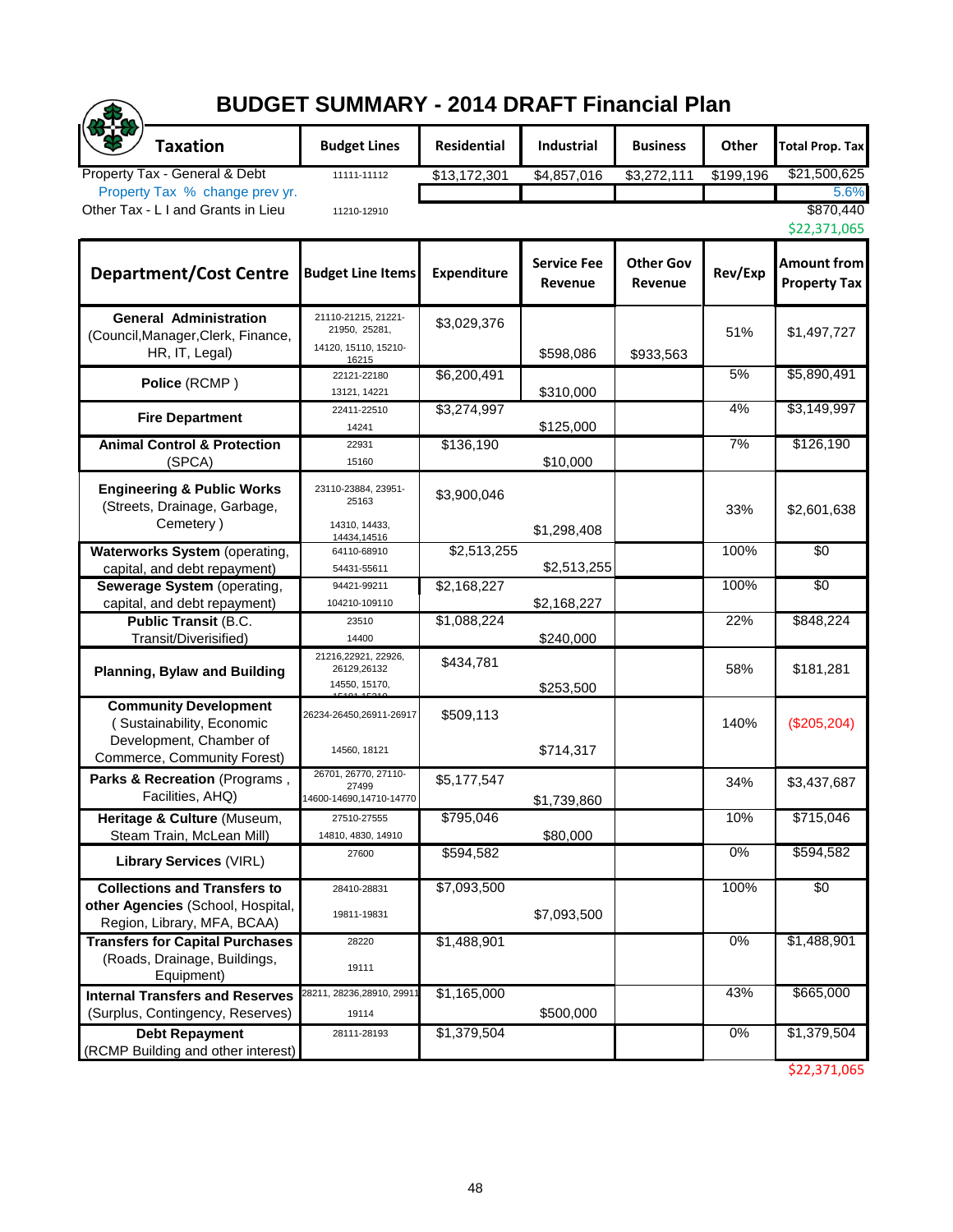# BUDGET SUMMARY - 2014 DRAFT Financial Plan

| Taxation | Budget Lines | Residential | Industrial | Business | Other | Total Prop. Tax |
|---|---|---|---|---|---|---|
| Property Tax - General & Debt | 11111-11112 | $13,172,301 | $4,857,016 | $3,272,111 | $199,196 | $21,500,625 |
| Property Tax % change prev yr. | | | | | | 5.6% |
| Other Tax - L I and Grants in Lieu | 11210-12910 | | | | | $870,440 |
| | | | | | | $22,371,065 |

| Department/Cost Centre | Budget Line Items | Expenditure | Service Fee Revenue | Other Gov Revenue | Rev/Exp | Amount from Property Tax |
|---|---|---|---|---|---|---|
| **General Administration** (Council,Manager,Clerk, Finance, HR, IT, Legal) | 21110-21215, 21221-21950, 25281, 14120, 15110, 15210-16215 | $3,029,376 | $598,086 | $933,563 | 51% | $1,497,727 |
| **Police** (RCMP ) | 22121-22180, 13121, 14221 | $6,200,491 | $310,000 | | 5% | $5,890,491 |
| **Fire Department** | 22411-22510, 14241 | $3,274,997 | $125,000 | | 4% | $3,149,997 |
| **Animal Control & Protection** (SPCA) | 22931, 15160 | $136,190 | $10,000 | | 7% | $126,190 |
| **Engineering & Public Works** (Streets, Drainage, Garbage, Cemetery ) | 23110-23884, 23951-25163, 14310, 14433, 14434,14516 | $3,900,046 | $1,298,408 | | 33% | $2,601,638 |
| **Waterworks System** (operating, capital, and debt repayment) | 64110-68910, 54431-55611 | $2,513,255 | $2,513,255 | | 100% | $0 |
| **Sewerage System** (operating, capital, and debt repayment) | 94421-99211, 104210-109110 | $2,168,227 | $2,168,227 | | 100% | $0 |
| **Public Transit** (B.C. Transit/Diverisified) | 23510, 14400 | $1,088,224 | $240,000 | | 22% | $848,224 |
| **Planning, Bylaw and Building** | 21216,22921, 22926, 26129,26132, 14550, 15170, 15181-15210 | $434,781 | $253,500 | | 58% | $181,281 |
| **Community Development** ( Sustainability, Economic Development, Chamber of Commerce, Community Forest) | 26234-26450,26911-26917, 14560, 18121 | $509,113 | $714,317 | | 140% | ($205,204) |
| **Parks & Recreation** (Programs , Facilities, AHQ) | 26701, 26770, 27110-27499, 14600-14690,14710-14770 | $5,177,547 | $1,739,860 | | 34% | $3,437,687 |
| **Heritage & Culture** (Museum, Steam Train, McLean Mill) | 27510-27555, 14810, 4830, 14910 | $795,046 | $80,000 | | 10% | $715,046 |
| **Library Services** (VIRL) | 27600 | $594,582 | | | 0% | $594,582 |
| **Collections and Transfers to other Agencies** (School, Hospital, Region, Library, MFA, BCAA) | 28410-28831, 19811-19831 | $7,093,500 | $7,093,500 | | 100% | $0 |
| **Transfers for Capital Purchases** (Roads, Drainage, Buildings, Equipment) | 28220, 19111 | $1,488,901 | | | 0% | $1,488,901 |
| **Internal Transfers and Reserves** (Surplus, Contingency, Reserves) | 28211, 28236,28910, 29911, 19114 | $1,165,000 | $500,000 | | 43% | $665,000 |
| **Debt Repayment** (RCMP Building and other interest) | 28111-28193 | $1,379,504 | | | 0% | $1,379,504 |
| | | | | | | $22,371,065 |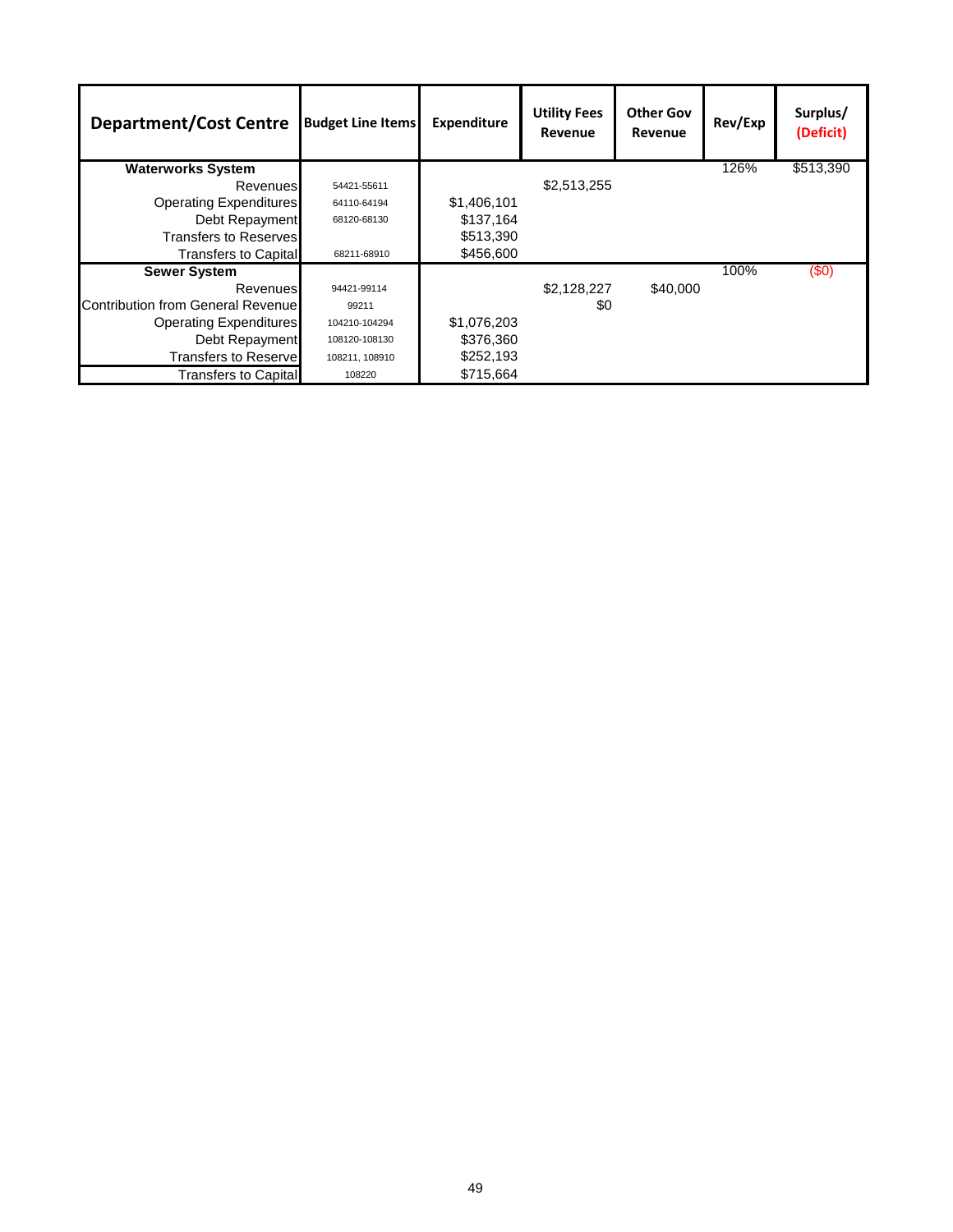| Department/Cost Centre | Budget Line Items | Expenditure | Utility Fees Revenue | Other Gov Revenue | Rev/Exp | Surplus/ (Deficit) |
|---|---|---|---|---|---|---|
| **Waterworks System** | | | | | 126% | $513,390 |
| Revenues | 54421-55611 | | $2,513,255 | | | |
| Operating Expenditures | 64110-64194 | $1,406,101 | | | | |
| Debt Repayment | 68120-68130 | $137,164 | | | | |
| Transfers to Reserves | | $513,390 | | | | |
| Transfers to Capital | 68211-68910 | $456,600 | | | | |
| **Sewer System** | | | | | 100% | ($0) |
| Revenues | 94421-99114 | | $2,128,227 | $40,000 | | |
| Contribution from General Revenue | 99211 | | $0 | | | |
| Operating Expenditures | 104210-104294 | $1,076,203 | | | | |
| Debt Repayment | 108120-108130 | $376,360 | | | | |
| Transfers to Reserve | 108211, 108910 | $252,193 | | | | |
| Transfers to Capital | 108220 | $715,664 | | | | |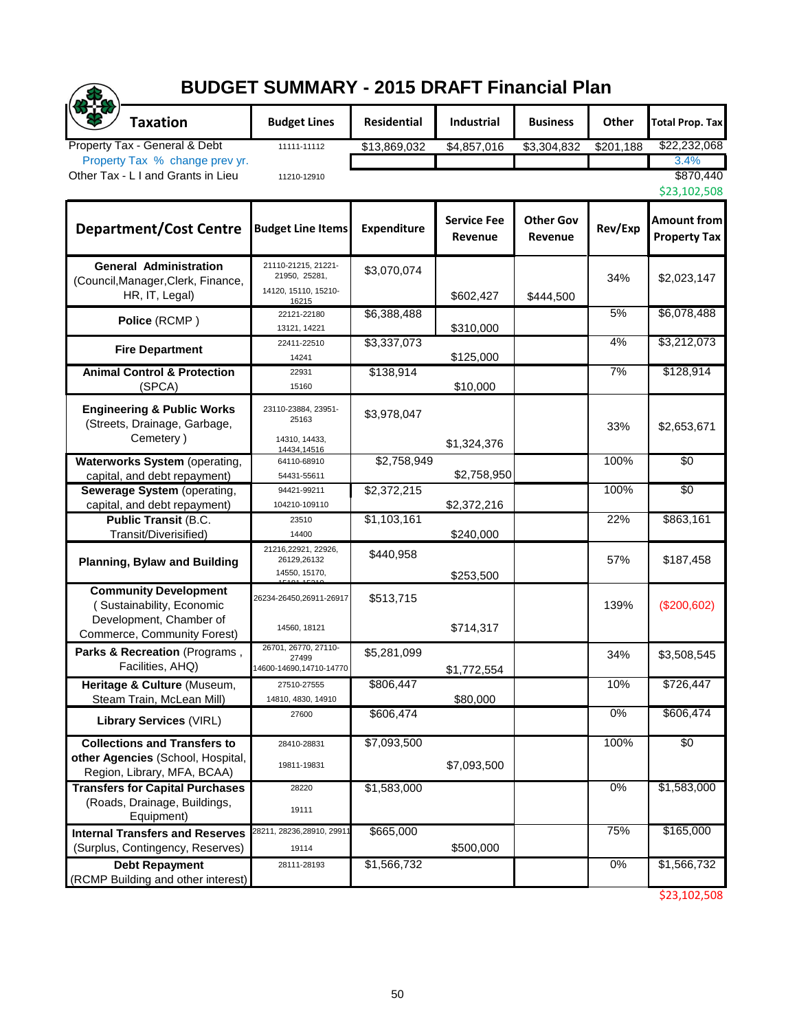# BUDGET SUMMARY - 2015 DRAFT Financial Plan

| Taxation | Budget Lines | Residential | Industrial | Business | Other | Total Prop. Tax |
|---|---|---|---|---|---|---|
| Property Tax - General & Debt | 11111-11112 | $13,869,032 | $4,857,016 | $3,304,832 | $201,188 | $22,232,068 |
| Property Tax % change prev yr. | | | | | | 3.4% |
| Other Tax - L I and Grants in Lieu | 11210-12910 | | | | | $870,440 |
| | | | | | | $23,102,508 |

| Department/Cost Centre | Budget Line Items | Expenditure | Service Fee Revenue | Other Gov Revenue | Rev/Exp | Amount from Property Tax |
|---|---|---|---|---|---|---|
| **General Administration** (Council,Manager,Clerk, Finance, HR, IT, Legal) | 21110-21215, 21221-21950, 25281, 14120, 15110, 15210-16215 | $3,070,074 | $602,427 | $444,500 | 34% | $2,023,147 |
| **Police** (RCMP ) | 22121-22180, 13121, 14221 | $6,388,488 | $310,000 | | 5% | $6,078,488 |
| **Fire Department** | 22411-22510, 14241 | $3,337,073 | $125,000 | | 4% | $3,212,073 |
| **Animal Control & Protection** (SPCA) | 22931, 15160 | $138,914 | $10,000 | | 7% | $128,914 |
| **Engineering & Public Works** (Streets, Drainage, Garbage, Cemetery ) | 23110-23884, 23951-25163, 14310, 14433, 14434,14516 | $3,978,047 | $1,324,376 | | 33% | $2,653,671 |
| **Waterworks System** (operating, capital, and debt repayment) | 64110-68910, 54431-55611 | $2,758,949 | $2,758,950 | | 100% | $0 |
| **Sewerage System** (operating, capital, and debt repayment) | 94421-99211, 104210-109110 | $2,372,215 | $2,372,216 | | 100% | $0 |
| **Public Transit** (B.C. Transit/Diverisified) | 23510, 14400 | $1,103,161 | $240,000 | | 22% | $863,161 |
| **Planning, Bylaw and Building** | 21216,22921, 22926, 26129,26132, 14550, 15170, 15181-15210 | $440,958 | $253,500 | | 57% | $187,458 |
| **Community Development** ( Sustainability, Economic Development, Chamber of Commerce, Community Forest) | 26234-26450,26911-26917, 14560, 18121 | $513,715 | $714,317 | | 139% | ($200,602) |
| **Parks & Recreation** (Programs , Facilities, AHQ) | 26701, 26770, 27110-27499, 14600-14690,14710-14770 | $5,281,099 | $1,772,554 | | 34% | $3,508,545 |
| **Heritage & Culture** (Museum, Steam Train, McLean Mill) | 27510-27555, 14810, 4830, 14910 | $806,447 | $80,000 | | 10% | $726,447 |
| **Library Services** (VIRL) | 27600 | $606,474 | | | 0% | $606,474 |
| **Collections and Transfers to other Agencies** (School, Hospital, Region, Library, MFA, BCAA) | 28410-28831, 19811-19831 | $7,093,500 | $7,093,500 | | 100% | $0 |
| **Transfers for Capital Purchases** (Roads, Drainage, Buildings, Equipment) | 28220, 19111 | $1,583,000 | | | 0% | $1,583,000 |
| **Internal Transfers and Reserves** (Surplus, Contingency, Reserves) | 28211, 28236,28910, 29911, 19114 | $665,000 | $500,000 | | 75% | $165,000 |
| **Debt Repayment** (RCMP Building and other interest) | 28111-28193 | $1,566,732 | | | 0% | $1,566,732 |
| | | | | | | $23,102,508 |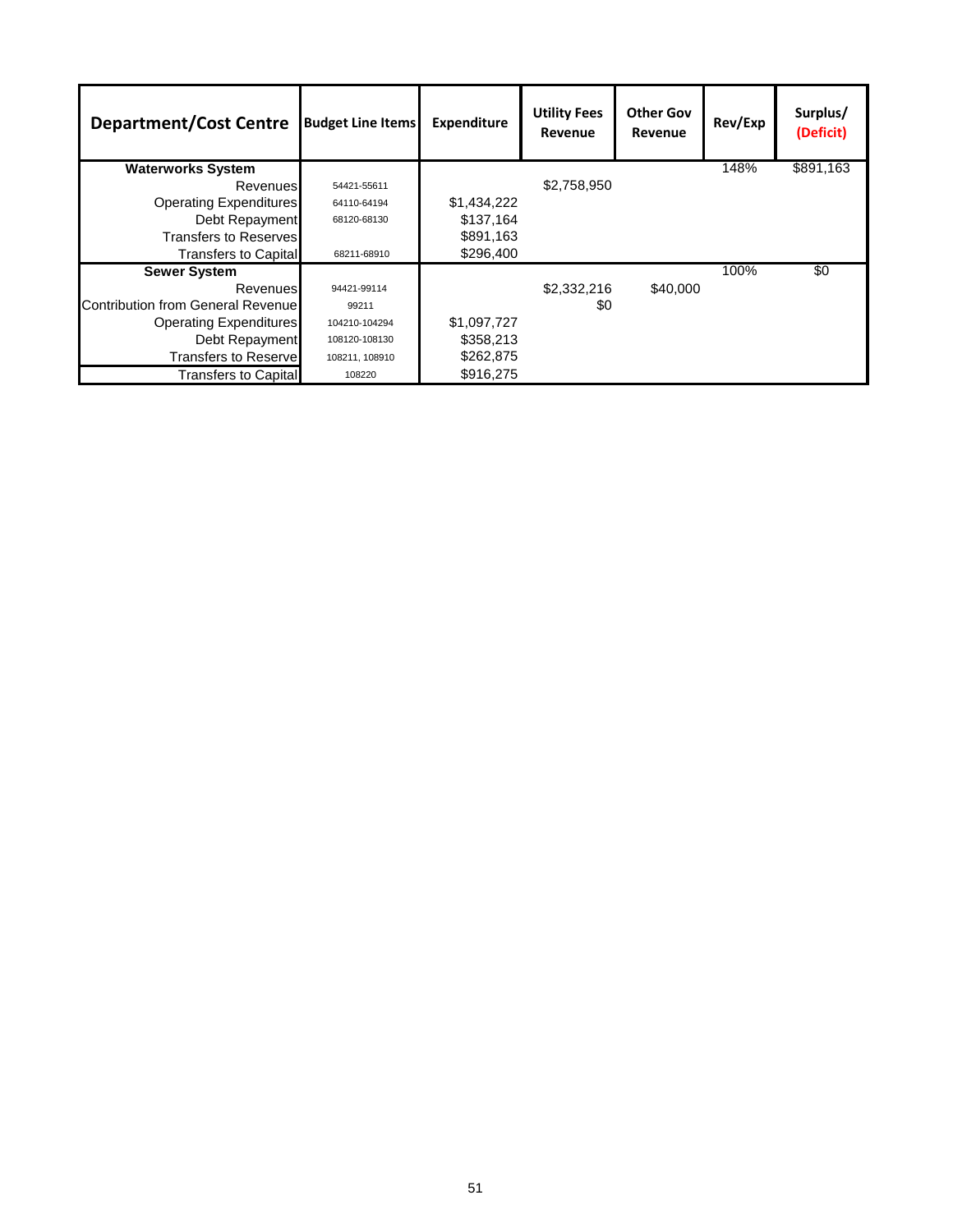| Department/Cost Centre | Budget Line Items | Expenditure | Utility Fees Revenue | Other Gov Revenue | Rev/Exp | Surplus/ (Deficit) |
|---|---|---|---|---|---|---|
| **Waterworks System** | | | | | 148% | $891,163 |
| Revenues | 54421-55611 | | $2,758,950 | | | |
| Operating Expenditures | 64110-64194 | $1,434,222 | | | | |
| Debt Repayment | 68120-68130 | $137,164 | | | | |
| Transfers to Reserves | | $891,163 | | | | |
| Transfers to Capital | 68211-68910 | $296,400 | | | | |
| **Sewer System** | | | | | 100% | $0 |
| Revenues | 94421-99114 | | $2,332,216 | $40,000 | | |
| Contribution from General Revenue | 99211 | | $0 | | | |
| Operating Expenditures | 104210-104294 | $1,097,727 | | | | |
| Debt Repayment | 108120-108130 | $358,213 | | | | |
| Transfers to Reserve | 108211, 108910 | $262,875 | | | | |
| Transfers to Capital | 108220 | $916,275 | | | | |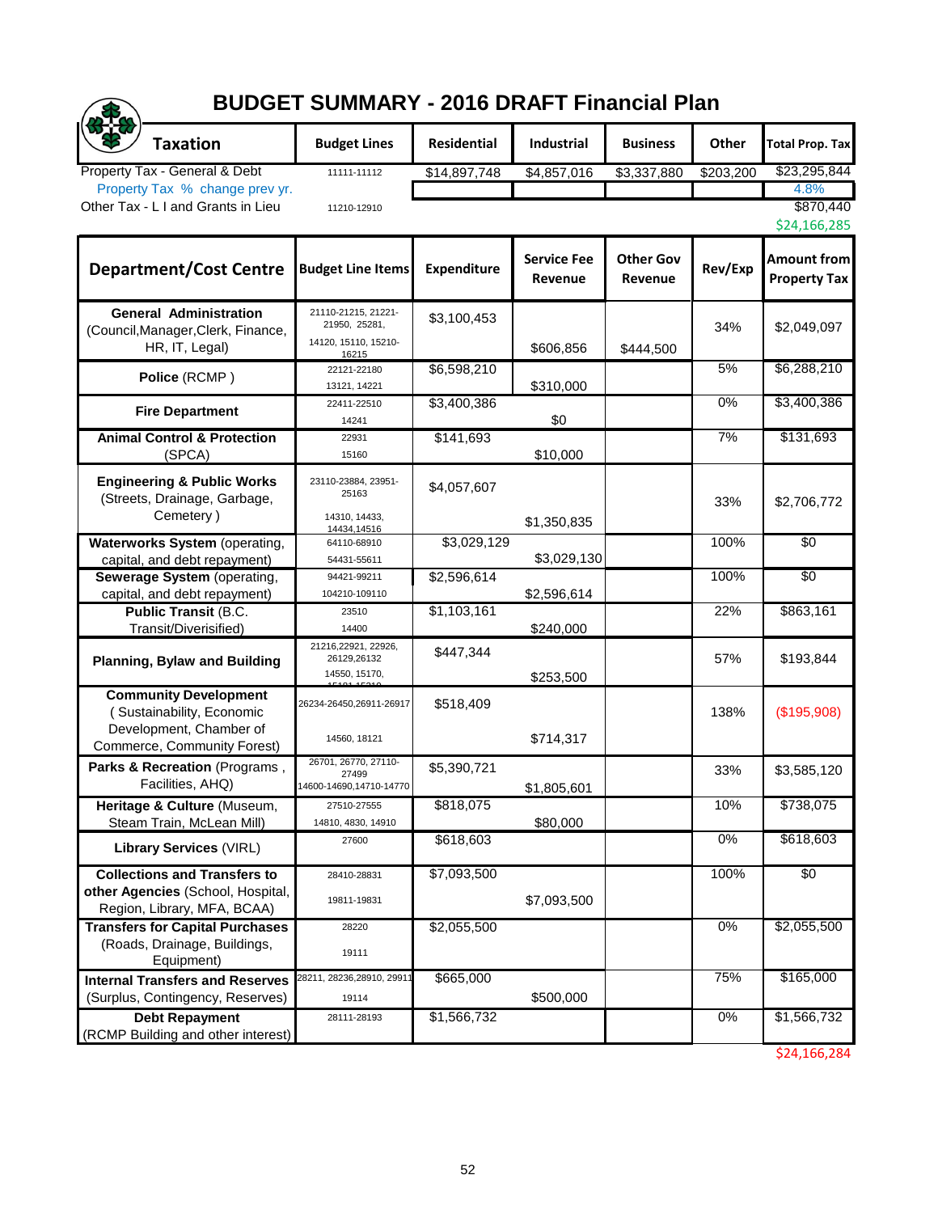# BUDGET SUMMARY - 2016 DRAFT Financial Plan

| Taxation | Budget Lines | Residential | Industrial | Business | Other | Total Prop. Tax |
|---|---|---|---|---|---|---|
| Property Tax - General & Debt | 11111-11112 | $14,897,748 | $4,857,016 | $3,337,880 | $203,200 | $23,295,844 |
| Property Tax % change prev yr. | | | | | | 4.8% |
| Other Tax - L I and Grants in Lieu | 11210-12910 | | | | | $870,440 |
| | | | | | | $24,166,285 |

| Department/Cost Centre | Budget Line Items | Expenditure | Service Fee Revenue | Other Gov Revenue | Rev/Exp | Amount from Property Tax |
|---|---|---|---|---|---|---|
| **General Administration** (Council,Manager,Clerk, Finance, HR, IT, Legal) | 21110-21215, 21221-21950, 25281, 14120, 15110, 15210-16215 | $3,100,453 | $606,856 | $444,500 | 34% | $2,049,097 |
| **Police** (RCMP ) | 22121-22180 13121, 14221 | $6,598,210 | $310,000 | | 5% | $6,288,210 |
| **Fire Department** | 22411-22510 14241 | $3,400,386 | $0 | | 0% | $3,400,386 |
| **Animal Control & Protection** (SPCA) | 22931 15160 | $141,693 | $10,000 | | 7% | $131,693 |
| **Engineering & Public Works** (Streets, Drainage, Garbage, Cemetery ) | 23110-23884, 23951-25163 14310, 14433, 14434,14516 | $4,057,607 | $1,350,835 | | 33% | $2,706,772 |
| **Waterworks System** (operating, capital, and debt repayment) | 64110-68910 54431-55611 | $3,029,129 | $3,029,130 | | 100% | $0 |
| **Sewerage System** (operating, capital, and debt repayment) | 94421-99211 104210-109110 | $2,596,614 | $2,596,614 | | 100% | $0 |
| **Public Transit** (B.C. Transit/Diverisified) | 23510 14400 | $1,103,161 | $240,000 | | 22% | $863,161 |
| **Planning, Bylaw and Building** | 21216,22921, 22926, 26129,26132 14550, 15170, 15181-15210 | $447,344 | $253,500 | | 57% | $193,844 |
| **Community Development** ( Sustainability, Economic Development, Chamber of Commerce, Community Forest) | 26234-26450,26911-26917 14560, 18121 | $518,409 | $714,317 | | 138% | ($195,908) |
| **Parks & Recreation** (Programs , Facilities, AHQ) | 26701, 26770, 27110-27499 14600-14690,14710-14770 | $5,390,721 | $1,805,601 | | 33% | $3,585,120 |
| **Heritage & Culture** (Museum, Steam Train, McLean Mill) | 27510-27555 14810, 4830, 14910 | $818,075 | $80,000 | | 10% | $738,075 |
| **Library Services** (VIRL) | 27600 | $618,603 | | | 0% | $618,603 |
| **Collections and Transfers to other Agencies** (School, Hospital, Region, Library, MFA, BCAA) | 28410-28831 19811-19831 | $7,093,500 | $7,093,500 | | 100% | $0 |
| **Transfers for Capital Purchases** (Roads, Drainage, Buildings, Equipment) | 28220 19111 | $2,055,500 | | | 0% | $2,055,500 |
| **Internal Transfers and Reserves** (Surplus, Contingency, Reserves) | 28211, 28236,28910, 29911 19114 | $665,000 | $500,000 | | 75% | $165,000 |
| **Debt Repayment** (RCMP Building and other interest) | 28111-28193 | $1,566,732 | | | 0% | $1,566,732 |
| | | | | | | $24,166,284 |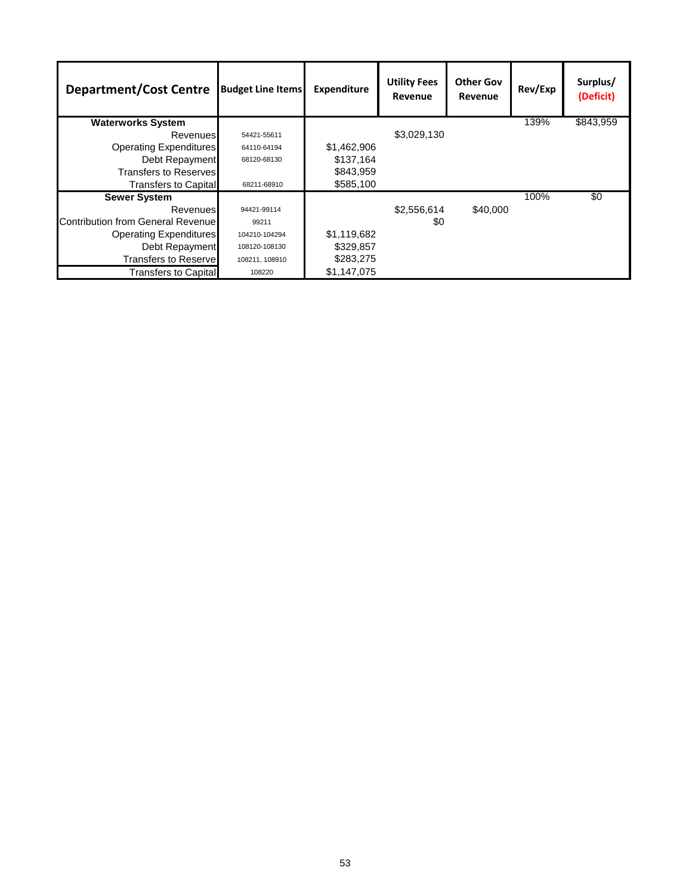| Department/Cost Centre | Budget Line Items | Expenditure | Utility Fees Revenue | Other Gov Revenue | Rev/Exp | Surplus/ (Deficit) |
|---|---|---|---|---|---|---|
| **Waterworks System** | | | | | 139% | $843,959 |
| Revenues | 54421-55611 | | $3,029,130 | | | |
| Operating Expenditures | 64110-64194 | $1,462,906 | | | | |
| Debt Repayment | 68120-68130 | $137,164 | | | | |
| Transfers to Reserves | | $843,959 | | | | |
| Transfers to Capital | 68211-68910 | $585,100 | | | | |
| **Sewer System** | | | | | 100% | $0 |
| Revenues | 94421-99114 | | $2,556,614 | $40,000 | | |
| Contribution from General Revenue | 99211 | | $0 | | | |
| Operating Expenditures | 104210-104294 | $1,119,682 | | | | |
| Debt Repayment | 108120-108130 | $329,857 | | | | |
| Transfers to Reserve | 108211, 108910 | $283,275 | | | | |
| Transfers to Capital | 108220 | $1,147,075 | | | | |